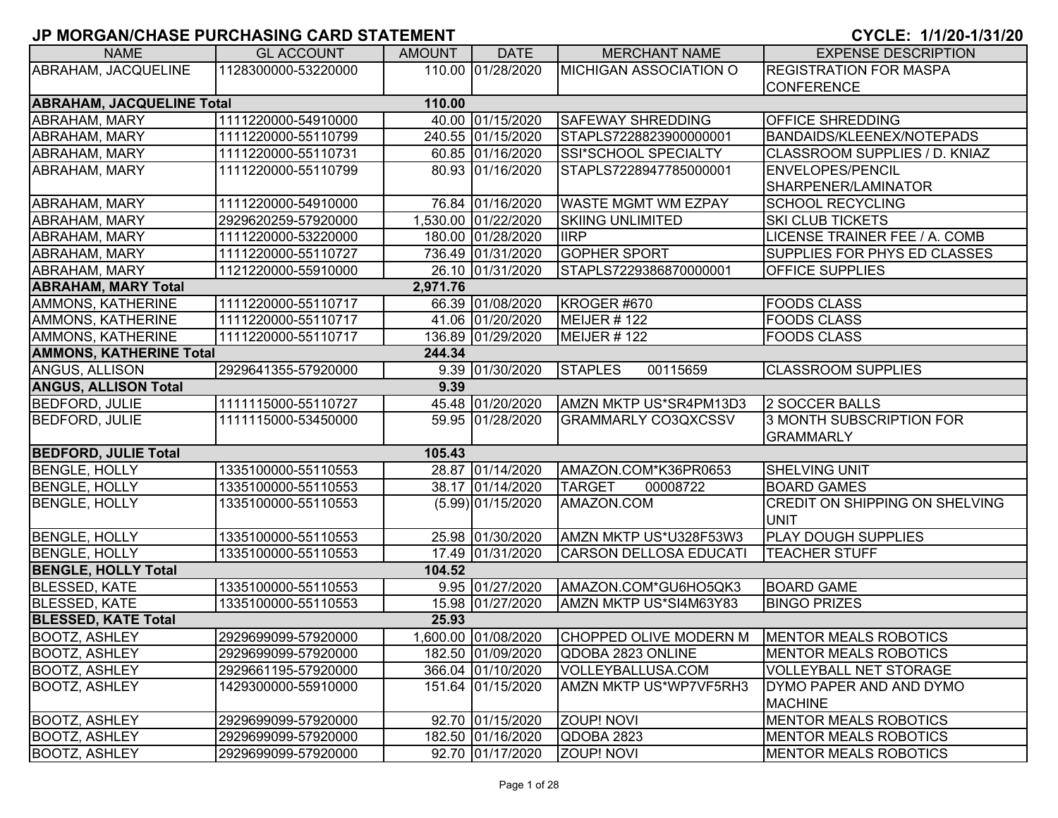# JP MORGAN/CHASE PURCHASING CARD STATEMENT

**CYCLE: 1/1/20-1/31/20**

| NAME | GL ACCOUNT | AMOUNT | DATE | MERCHANT NAME | EXPENSE DESCRIPTION |
|---|---|---|---|---|---|
| ABRAHAM, JACQUELINE | 1128300000-53220000 | 110.00 | 01/28/2020 | MICHIGAN ASSOCIATION O | REGISTRATION FOR MASPA CONFERENCE |
| **ABRAHAM, JACQUELINE Total** | | **110.00** | | | |
| ABRAHAM, MARY | 1111220000-54910000 | 40.00 | 01/15/2020 | SAFEWAY SHREDDING | OFFICE SHREDDING |
| ABRAHAM, MARY | 1111220000-55110799 | 240.55 | 01/15/2020 | STAPLS7228823900000001 | BANDAIDS/KLEENEX/NOTEPADS |
| ABRAHAM, MARY | 1111220000-55110731 | 60.85 | 01/16/2020 | SSI*SCHOOL SPECIALTY | CLASSROOM SUPPLIES / D. KNIAZ |
| ABRAHAM, MARY | 1111220000-55110799 | 80.93 | 01/16/2020 | STAPLS7228947785000001 | ENVELOPES/PENCIL SHARPENER/LAMINATOR |
| ABRAHAM, MARY | 1111220000-54910000 | 76.84 | 01/16/2020 | WASTE MGMT WM EZPAY | SCHOOL RECYCLING |
| ABRAHAM, MARY | 2929620259-57920000 | 1,530.00 | 01/22/2020 | SKIING UNLIMITED | SKI CLUB TICKETS |
| ABRAHAM, MARY | 1111220000-53220000 | 180.00 | 01/28/2020 | IIRP | LICENSE TRAINER FEE / A. COMB |
| ABRAHAM, MARY | 1111220000-55110727 | 736.49 | 01/31/2020 | GOPHER SPORT | SUPPLIES FOR PHYS ED CLASSES |
| ABRAHAM, MARY | 1121220000-55910000 | 26.10 | 01/31/2020 | STAPLS7229386870000001 | OFFICE SUPPLIES |
| **ABRAHAM, MARY Total** | | **2,971.76** | | | |
| AMMONS, KATHERINE | 1111220000-55110717 | 66.39 | 01/08/2020 | KROGER #670 | FOODS CLASS |
| AMMONS, KATHERINE | 1111220000-55110717 | 41.06 | 01/20/2020 | MEIJER # 122 | FOODS CLASS |
| AMMONS, KATHERINE | 1111220000-55110717 | 136.89 | 01/29/2020 | MEIJER # 122 | FOODS CLASS |
| **AMMONS, KATHERINE Total** | | **244.34** | | | |
| ANGUS, ALLISON | 2929641355-57920000 | 9.39 | 01/30/2020 | STAPLES 00115659 | CLASSROOM SUPPLIES |
| **ANGUS, ALLISON Total** | | **9.39** | | | |
| BEDFORD, JULIE | 1111115000-55110727 | 45.48 | 01/20/2020 | AMZN MKTP US*SR4PM13D3 | 2 SOCCER BALLS |
| BEDFORD, JULIE | 1111115000-53450000 | 59.95 | 01/28/2020 | GRAMMARLY CO3QXCSSV | 3 MONTH SUBSCRIPTION FOR GRAMMARLY |
| **BEDFORD, JULIE Total** | | **105.43** | | | |
| BENGLE, HOLLY | 1335100000-55110553 | 28.87 | 01/14/2020 | AMAZON.COM*K36PR0653 | SHELVING UNIT |
| BENGLE, HOLLY | 1335100000-55110553 | 38.17 | 01/14/2020 | TARGET 00008722 | BOARD GAMES |
| BENGLE, HOLLY | 1335100000-55110553 | (5.99) | 01/15/2020 | AMAZON.COM | CREDIT ON SHIPPING ON SHELVING UNIT |
| BENGLE, HOLLY | 1335100000-55110553 | 25.98 | 01/30/2020 | AMZN MKTP US*U328F53W3 | PLAY DOUGH SUPPLIES |
| BENGLE, HOLLY | 1335100000-55110553 | 17.49 | 01/31/2020 | CARSON DELLOSA EDUCATI | TEACHER STUFF |
| **BENGLE, HOLLY Total** | | **104.52** | | | |
| BLESSED, KATE | 1335100000-55110553 | 9.95 | 01/27/2020 | AMAZON.COM*GU6HO5QK3 | BOARD GAME |
| BLESSED, KATE | 1335100000-55110553 | 15.98 | 01/27/2020 | AMZN MKTP US*SI4M63Y83 | BINGO PRIZES |
| **BLESSED, KATE Total** | | **25.93** | | | |
| BOOTZ, ASHLEY | 2929699099-57920000 | 1,600.00 | 01/08/2020 | CHOPPED OLIVE MODERN M | MENTOR MEALS ROBOTICS |
| BOOTZ, ASHLEY | 2929699099-57920000 | 182.50 | 01/09/2020 | QDOBA 2823 ONLINE | MENTOR MEALS ROBOTICS |
| BOOTZ, ASHLEY | 2929661195-57920000 | 366.04 | 01/10/2020 | VOLLEYBALLUSA.COM | VOLLEYBALL NET STORAGE |
| BOOTZ, ASHLEY | 1429300000-55910000 | 151.64 | 01/15/2020 | AMZN MKTP US*WP7VF5RH3 | DYMO PAPER AND AND DYMO MACHINE |
| BOOTZ, ASHLEY | 2929699099-57920000 | 92.70 | 01/15/2020 | ZOUP! NOVI | MENTOR MEALS ROBOTICS |
| BOOTZ, ASHLEY | 2929699099-57920000 | 182.50 | 01/16/2020 | QDOBA 2823 | MENTOR MEALS ROBOTICS |
| BOOTZ, ASHLEY | 2929699099-57920000 | 92.70 | 01/17/2020 | ZOUP! NOVI | MENTOR MEALS ROBOTICS |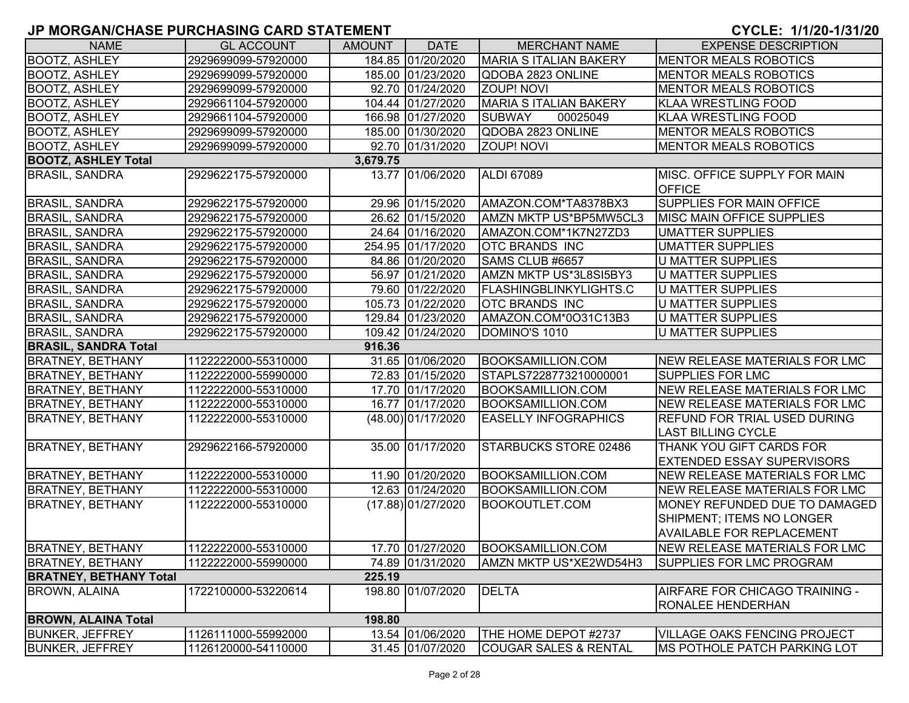# JP MORGAN/CHASE PURCHASING CARD STATEMENT

**CYCLE: 1/1/20-1/31/20**

| NAME | GL ACCOUNT | AMOUNT | DATE | MERCHANT NAME | EXPENSE DESCRIPTION |
|---|---|---|---|---|---|
| BOOTZ, ASHLEY | 2929699099-57920000 | 184.85 | 01/20/2020 | MARIA S ITALIAN BAKERY | MENTOR MEALS ROBOTICS |
| BOOTZ, ASHLEY | 2929699099-57920000 | 185.00 | 01/23/2020 | QDOBA 2823 ONLINE | MENTOR MEALS ROBOTICS |
| BOOTZ, ASHLEY | 2929699099-57920000 | 92.70 | 01/24/2020 | ZOUP! NOVI | MENTOR MEALS ROBOTICS |
| BOOTZ, ASHLEY | 2929661104-57920000 | 104.44 | 01/27/2020 | MARIA S ITALIAN BAKERY | KLAA WRESTLING FOOD |
| BOOTZ, ASHLEY | 2929661104-57920000 | 166.98 | 01/27/2020 | SUBWAY 00025049 | KLAA WRESTLING FOOD |
| BOOTZ, ASHLEY | 2929699099-57920000 | 185.00 | 01/30/2020 | QDOBA 2823 ONLINE | MENTOR MEALS ROBOTICS |
| BOOTZ, ASHLEY | 2929699099-57920000 | 92.70 | 01/31/2020 | ZOUP! NOVI | MENTOR MEALS ROBOTICS |
| **BOOTZ, ASHLEY Total** | | **3,679.75** | | | |
| BRASIL, SANDRA | 2929622175-57920000 | 13.77 | 01/06/2020 | ALDI 67089 | MISC. OFFICE SUPPLY FOR MAIN OFFICE |
| BRASIL, SANDRA | 2929622175-57920000 | 29.96 | 01/15/2020 | AMAZON.COM*TA8378BX3 | SUPPLIES FOR MAIN OFFICE |
| BRASIL, SANDRA | 2929622175-57920000 | 26.62 | 01/15/2020 | AMZN MKTP US*BP5MW5CL3 | MISC MAIN OFFICE SUPPLIES |
| BRASIL, SANDRA | 2929622175-57920000 | 24.64 | 01/16/2020 | AMAZON.COM*1K7N27ZD3 | UMATTER SUPPLIES |
| BRASIL, SANDRA | 2929622175-57920000 | 254.95 | 01/17/2020 | OTC BRANDS INC | UMATTER SUPPLIES |
| BRASIL, SANDRA | 2929622175-57920000 | 84.86 | 01/20/2020 | SAMS CLUB #6657 | U MATTER SUPPLIES |
| BRASIL, SANDRA | 2929622175-57920000 | 56.97 | 01/21/2020 | AMZN MKTP US*3L8SI5BY3 | U MATTER SUPPLIES |
| BRASIL, SANDRA | 2929622175-57920000 | 79.60 | 01/22/2020 | FLASHINGBLINKYLIGHTS.C | U MATTER SUPPLIES |
| BRASIL, SANDRA | 2929622175-57920000 | 105.73 | 01/22/2020 | OTC BRANDS INC | U MATTER SUPPLIES |
| BRASIL, SANDRA | 2929622175-57920000 | 129.84 | 01/23/2020 | AMAZON.COM*0O31C13B3 | U MATTER SUPPLIES |
| BRASIL, SANDRA | 2929622175-57920000 | 109.42 | 01/24/2020 | DOMINO'S 1010 | U MATTER SUPPLIES |
| **BRASIL, SANDRA Total** | | **916.36** | | | |
| BRATNEY, BETHANY | 1122222000-55310000 | 31.65 | 01/06/2020 | BOOKSAMILLION.COM | NEW RELEASE MATERIALS FOR LMC |
| BRATNEY, BETHANY | 1122222000-55990000 | 72.83 | 01/15/2020 | STAPLS7228773210000001 | SUPPLIES FOR LMC |
| BRATNEY, BETHANY | 1122222000-55310000 | 17.70 | 01/17/2020 | BOOKSAMILLION.COM | NEW RELEASE MATERIALS FOR LMC |
| BRATNEY, BETHANY | 1122222000-55310000 | 16.77 | 01/17/2020 | BOOKSAMILLION.COM | NEW RELEASE MATERIALS FOR LMC |
| BRATNEY, BETHANY | 1122222000-55310000 | (48.00) | 01/17/2020 | EASELLY INFOGRAPHICS | REFUND FOR TRIAL USED DURING LAST BILLING CYCLE |
| BRATNEY, BETHANY | 2929622166-57920000 | 35.00 | 01/17/2020 | STARBUCKS STORE 02486 | THANK YOU GIFT CARDS FOR EXTENDED ESSAY SUPERVISORS |
| BRATNEY, BETHANY | 1122222000-55310000 | 11.90 | 01/20/2020 | BOOKSAMILLION.COM | NEW RELEASE MATERIALS FOR LMC |
| BRATNEY, BETHANY | 1122222000-55310000 | 12.63 | 01/24/2020 | BOOKSAMILLION.COM | NEW RELEASE MATERIALS FOR LMC |
| BRATNEY, BETHANY | 1122222000-55310000 | (17.88) | 01/27/2020 | BOOKOUTLET.COM | MONEY REFUNDED DUE TO DAMAGED SHIPMENT; ITEMS NO LONGER AVAILABLE FOR REPLACEMENT |
| BRATNEY, BETHANY | 1122222000-55310000 | 17.70 | 01/27/2020 | BOOKSAMILLION.COM | NEW RELEASE MATERIALS FOR LMC |
| BRATNEY, BETHANY | 1122222000-55990000 | 74.89 | 01/31/2020 | AMZN MKTP US*XE2WD54H3 | SUPPLIES FOR LMC PROGRAM |
| **BRATNEY, BETHANY Total** | | **225.19** | | | |
| BROWN, ALAINA | 1722100000-53220614 | 198.80 | 01/07/2020 | DELTA | AIRFARE FOR CHICAGO TRAINING - RONALEE HENDERHAN |
| **BROWN, ALAINA Total** | | **198.80** | | | |
| BUNKER, JEFFREY | 1126111000-55992000 | 13.54 | 01/06/2020 | THE HOME DEPOT #2737 | VILLAGE OAKS FENCING PROJECT |
| BUNKER, JEFFREY | 1126120000-54110000 | 31.45 | 01/07/2020 | COUGAR SALES & RENTAL | MS POTHOLE PATCH PARKING LOT |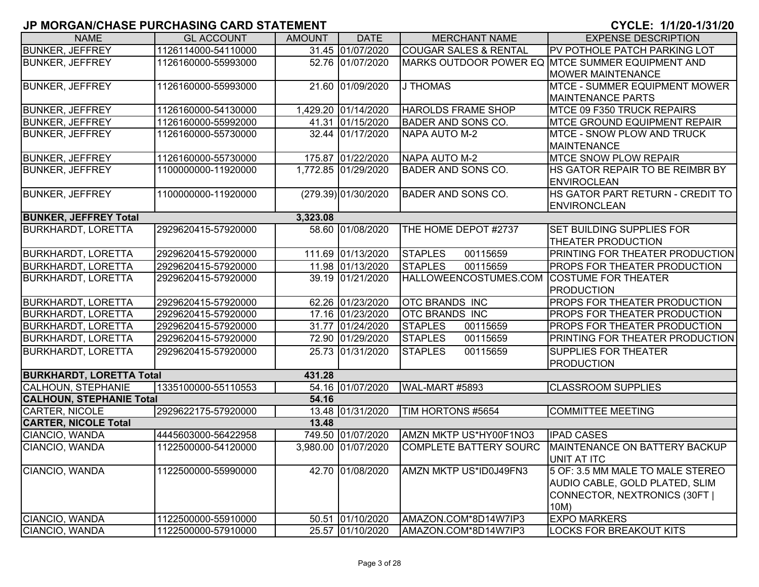# JP MORGAN/CHASE PURCHASING CARD STATEMENT

**CYCLE: 1/1/20-1/31/20**

| NAME | GL ACCOUNT | AMOUNT | DATE | MERCHANT NAME | EXPENSE DESCRIPTION |
|---|---|---|---|---|---|
| BUNKER, JEFFREY | 1126114000-54110000 | 31.45 | 01/07/2020 | COUGAR SALES & RENTAL | PV POTHOLE PATCH PARKING LOT |
| BUNKER, JEFFREY | 1126160000-55993000 | 52.76 | 01/07/2020 | MARKS OUTDOOR POWER EQ | MTCE SUMMER EQUIPMENT AND MOWER MAINTENANCE |
| BUNKER, JEFFREY | 1126160000-55993000 | 21.60 | 01/09/2020 | J THOMAS | MTCE - SUMMER EQUIPMENT MOWER MAINTENANCE PARTS |
| BUNKER, JEFFREY | 1126160000-54130000 | 1,429.20 | 01/14/2020 | HAROLDS FRAME SHOP | MTCE 09 F350 TRUCK REPAIRS |
| BUNKER, JEFFREY | 1126160000-55992000 | 41.31 | 01/15/2020 | BADER AND SONS CO. | MTCE GROUND EQUIPMENT REPAIR |
| BUNKER, JEFFREY | 1126160000-55730000 | 32.44 | 01/17/2020 | NAPA AUTO M-2 | MTCE - SNOW PLOW AND TRUCK MAINTENANCE |
| BUNKER, JEFFREY | 1126160000-55730000 | 175.87 | 01/22/2020 | NAPA AUTO M-2 | MTCE SNOW PLOW REPAIR |
| BUNKER, JEFFREY | 1100000000-11920000 | 1,772.85 | 01/29/2020 | BADER AND SONS CO. | HS GATOR REPAIR TO BE REIMBR BY ENVIROCLEAN |
| BUNKER, JEFFREY | 1100000000-11920000 | (279.39) | 01/30/2020 | BADER AND SONS CO. | HS GATOR PART RETURN - CREDIT TO ENVIRONCLEAN |
| **BUNKER, JEFFREY Total** | | **3,323.08** | | | |
| BURKHARDT, LORETTA | 2929620415-57920000 | 58.60 | 01/08/2020 | THE HOME DEPOT #2737 | SET BUILDING SUPPLIES FOR THEATER PRODUCTION |
| BURKHARDT, LORETTA | 2929620415-57920000 | 111.69 | 01/13/2020 | STAPLES 00115659 | PRINTING FOR THEATER PRODUCTION |
| BURKHARDT, LORETTA | 2929620415-57920000 | 11.98 | 01/13/2020 | STAPLES 00115659 | PROPS FOR THEATER PRODUCTION |
| BURKHARDT, LORETTA | 2929620415-57920000 | 39.19 | 01/21/2020 | HALLOWEENCOSTUMES.COM | COSTUME FOR THEATER PRODUCTION |
| BURKHARDT, LORETTA | 2929620415-57920000 | 62.26 | 01/23/2020 | OTC BRANDS INC | PROPS FOR THEATER PRODUCTION |
| BURKHARDT, LORETTA | 2929620415-57920000 | 17.16 | 01/23/2020 | OTC BRANDS INC | PROPS FOR THEATER PRODUCTION |
| BURKHARDT, LORETTA | 2929620415-57920000 | 31.77 | 01/24/2020 | STAPLES 00115659 | PROPS FOR THEATER PRODUCTION |
| BURKHARDT, LORETTA | 2929620415-57920000 | 72.90 | 01/29/2020 | STAPLES 00115659 | PRINTING FOR THEATER PRODUCTION |
| BURKHARDT, LORETTA | 2929620415-57920000 | 25.73 | 01/31/2020 | STAPLES 00115659 | SUPPLIES FOR THEATER PRODUCTION |
| **BURKHARDT, LORETTA Total** | | **431.28** | | | |
| CALHOUN, STEPHANIE | 1335100000-55110553 | 54.16 | 01/07/2020 | WAL-MART #5893 | CLASSROOM SUPPLIES |
| **CALHOUN, STEPHANIE Total** | | **54.16** | | | |
| CARTER, NICOLE | 2929622175-57920000 | 13.48 | 01/31/2020 | TIM HORTONS #5654 | COMMITTEE MEETING |
| **CARTER, NICOLE Total** | | **13.48** | | | |
| CIANCIO, WANDA | 4445603000-56422958 | 749.50 | 01/07/2020 | AMZN MKTP US*HY00F1NO3 | IPAD CASES |
| CIANCIO, WANDA | 1122500000-54120000 | 3,980.00 | 01/07/2020 | COMPLETE BATTERY SOURC | MAINTENANCE ON BATTERY BACKUP UNIT AT ITC |
| CIANCIO, WANDA | 1122500000-55990000 | 42.70 | 01/08/2020 | AMZN MKTP US*ID0J49FN3 | 5 OF: 3.5 MM MALE TO MALE STEREO AUDIO CABLE, GOLD PLATED, SLIM CONNECTOR, NEXTRONICS (30FT \| 10M) |
| CIANCIO, WANDA | 1122500000-55910000 | 50.51 | 01/10/2020 | AMAZON.COM*8D14W7IP3 | EXPO MARKERS |
| CIANCIO, WANDA | 1122500000-57910000 | 25.57 | 01/10/2020 | AMAZON.COM*8D14W7IP3 | LOCKS FOR BREAKOUT KITS |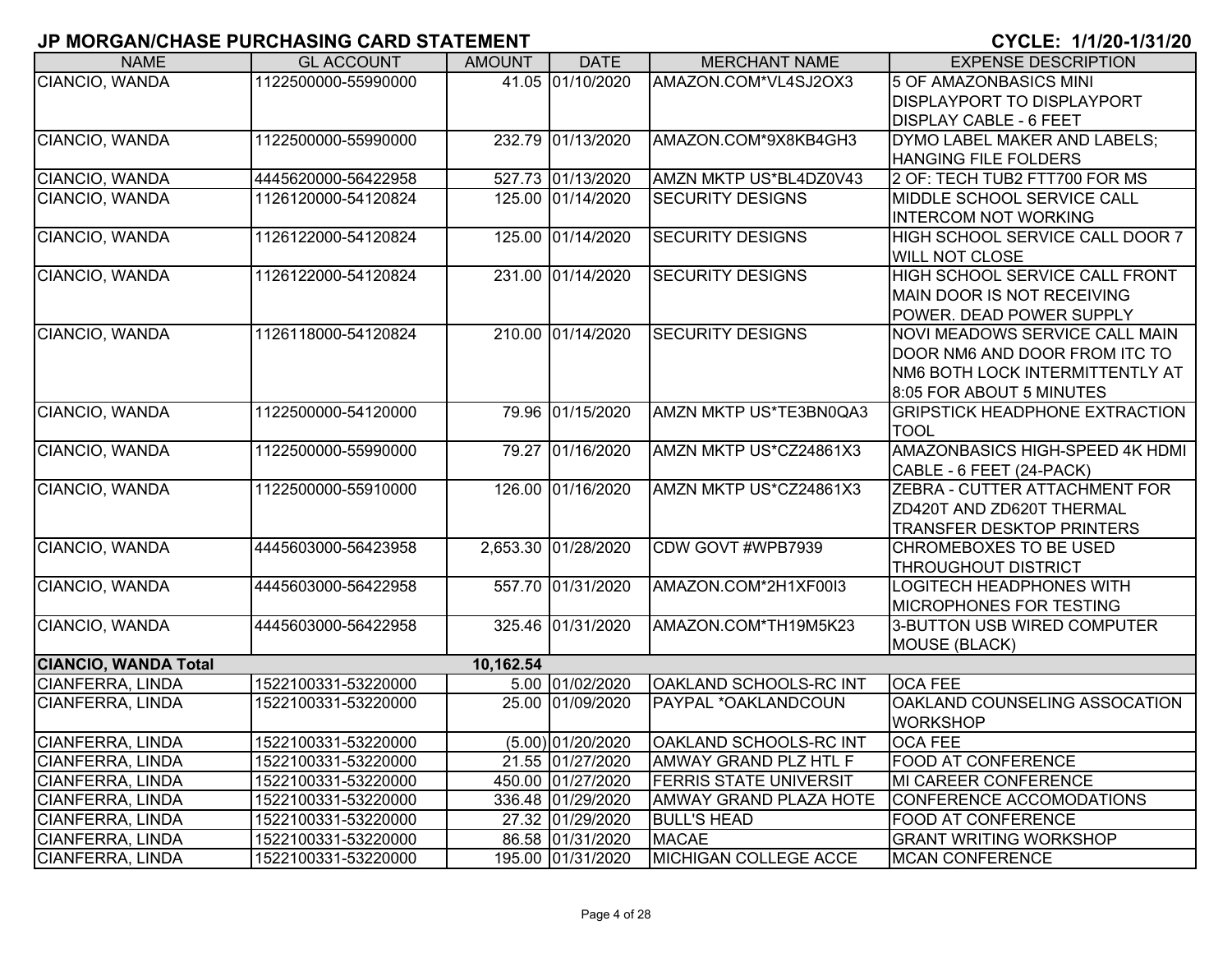## JP MORGAN/CHASE PURCHASING CARD STATEMENT

CYCLE: 1/1/20-1/31/20

| NAME | GL ACCOUNT | AMOUNT | DATE | MERCHANT NAME | EXPENSE DESCRIPTION |
|---|---|---|---|---|---|
| CIANCIO, WANDA | 1122500000-55990000 | 41.05 | 01/10/2020 | AMAZON.COM*VL4SJ2OX3 | 5 OF AMAZONBASICS MINI DISPLAYPORT TO DISPLAYPORT DISPLAY CABLE - 6 FEET |
| CIANCIO, WANDA | 1122500000-55990000 | 232.79 | 01/13/2020 | AMAZON.COM*9X8KB4GH3 | DYMO LABEL MAKER AND LABELS; HANGING FILE FOLDERS |
| CIANCIO, WANDA | 4445620000-56422958 | 527.73 | 01/13/2020 | AMZN MKTP US*BL4DZ0V43 | 2 OF: TECH TUB2 FTT700 FOR MS |
| CIANCIO, WANDA | 1126120000-54120824 | 125.00 | 01/14/2020 | SECURITY DESIGNS | MIDDLE SCHOOL SERVICE CALL INTERCOM NOT WORKING |
| CIANCIO, WANDA | 1126122000-54120824 | 125.00 | 01/14/2020 | SECURITY DESIGNS | HIGH SCHOOL SERVICE CALL DOOR 7 WILL NOT CLOSE |
| CIANCIO, WANDA | 1126122000-54120824 | 231.00 | 01/14/2020 | SECURITY DESIGNS | HIGH SCHOOL SERVICE CALL FRONT MAIN DOOR IS NOT RECEIVING POWER. DEAD POWER SUPPLY |
| CIANCIO, WANDA | 1126118000-54120824 | 210.00 | 01/14/2020 | SECURITY DESIGNS | NOVI MEADOWS SERVICE CALL MAIN DOOR NM6 AND DOOR FROM ITC TO NM6 BOTH LOCK INTERMITTENTLY AT 8:05 FOR ABOUT 5 MINUTES |
| CIANCIO, WANDA | 1122500000-54120000 | 79.96 | 01/15/2020 | AMZN MKTP US*TE3BN0QA3 | GRIPSTICK HEADPHONE EXTRACTION TOOL |
| CIANCIO, WANDA | 1122500000-55990000 | 79.27 | 01/16/2020 | AMZN MKTP US*CZ24861X3 | AMAZONBASICS HIGH-SPEED 4K HDMI CABLE - 6 FEET (24-PACK) |
| CIANCIO, WANDA | 1122500000-55910000 | 126.00 | 01/16/2020 | AMZN MKTP US*CZ24861X3 | ZEBRA - CUTTER ATTACHMENT FOR ZD420T AND ZD620T THERMAL TRANSFER DESKTOP PRINTERS |
| CIANCIO, WANDA | 4445603000-56423958 | 2,653.30 | 01/28/2020 | CDW GOVT #WPB7939 | CHROMEBOXES TO BE USED THROUGHOUT DISTRICT |
| CIANCIO, WANDA | 4445603000-56422958 | 557.70 | 01/31/2020 | AMAZON.COM*2H1XF00I3 | LOGITECH HEADPHONES WITH MICROPHONES FOR TESTING |
| CIANCIO, WANDA | 4445603000-56422958 | 325.46 | 01/31/2020 | AMAZON.COM*TH19M5K23 | 3-BUTTON USB WIRED COMPUTER MOUSE (BLACK) |
| **CIANCIO, WANDA Total** | | **10,162.54** | | | |
| CIANFERRA, LINDA | 1522100331-53220000 | 5.00 | 01/02/2020 | OAKLAND SCHOOLS-RC INT | OCA FEE |
| CIANFERRA, LINDA | 1522100331-53220000 | 25.00 | 01/09/2020 | PAYPAL *OAKLANDCOUN | OAKLAND COUNSELING ASSOCATION WORKSHOP |
| CIANFERRA, LINDA | 1522100331-53220000 | (5.00) | 01/20/2020 | OAKLAND SCHOOLS-RC INT | OCA FEE |
| CIANFERRA, LINDA | 1522100331-53220000 | 21.55 | 01/27/2020 | AMWAY GRAND PLZ HTL F | FOOD AT CONFERENCE |
| CIANFERRA, LINDA | 1522100331-53220000 | 450.00 | 01/27/2020 | FERRIS STATE UNIVERSIT | MI CAREER CONFERENCE |
| CIANFERRA, LINDA | 1522100331-53220000 | 336.48 | 01/29/2020 | AMWAY GRAND PLAZA HOTE | CONFERENCE ACCOMODATIONS |
| CIANFERRA, LINDA | 1522100331-53220000 | 27.32 | 01/29/2020 | BULL'S HEAD | FOOD AT CONFERENCE |
| CIANFERRA, LINDA | 1522100331-53220000 | 86.58 | 01/31/2020 | MACAE | GRANT WRITING WORKSHOP |
| CIANFERRA, LINDA | 1522100331-53220000 | 195.00 | 01/31/2020 | MICHIGAN COLLEGE ACCE | MCAN CONFERENCE |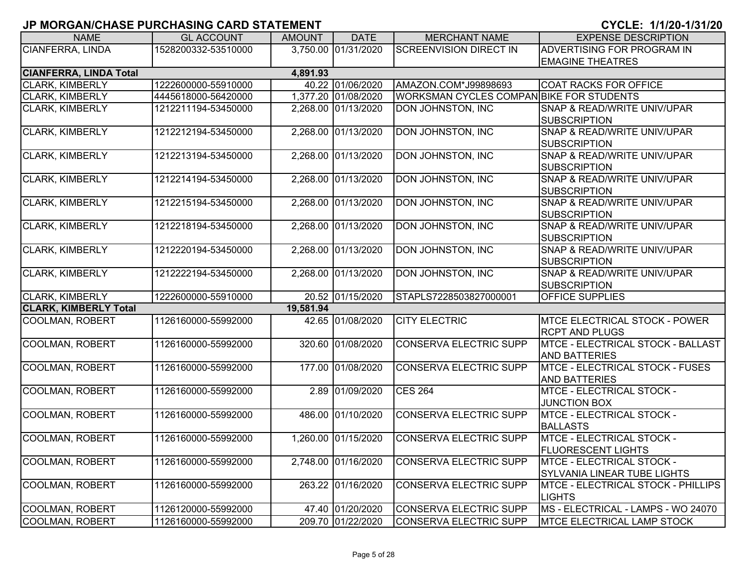## JP MORGAN/CHASE PURCHASING CARD STATEMENT

**CYCLE: 1/1/20-1/31/20**

| NAME | GL ACCOUNT | AMOUNT | DATE | MERCHANT NAME | EXPENSE DESCRIPTION |
|---|---|---|---|---|---|
| CIANFERRA, LINDA | 1528200332-53510000 | 3,750.00 | 01/31/2020 | SCREENVISION DIRECT IN | ADVERTISING FOR PROGRAM IN EMAGINE THEATRES |
| **CIANFERRA, LINDA Total** | | **4,891.93** | | | |
| CLARK, KIMBERLY | 1222600000-55910000 | 40.22 | 01/06/2020 | AMAZON.COM*J99898693 | COAT RACKS FOR OFFICE |
| CLARK, KIMBERLY | 4445618000-56420000 | 1,377.20 | 01/08/2020 | WORKSMAN CYCLES COMPAN | BIKE FOR STUDENTS |
| CLARK, KIMBERLY | 1212211194-53450000 | 2,268.00 | 01/13/2020 | DON JOHNSTON, INC | SNAP & READ/WRITE UNIV/UPAR SUBSCRIPTION |
| CLARK, KIMBERLY | 1212212194-53450000 | 2,268.00 | 01/13/2020 | DON JOHNSTON, INC | SNAP & READ/WRITE UNIV/UPAR SUBSCRIPTION |
| CLARK, KIMBERLY | 1212213194-53450000 | 2,268.00 | 01/13/2020 | DON JOHNSTON, INC | SNAP & READ/WRITE UNIV/UPAR SUBSCRIPTION |
| CLARK, KIMBERLY | 1212214194-53450000 | 2,268.00 | 01/13/2020 | DON JOHNSTON, INC | SNAP & READ/WRITE UNIV/UPAR SUBSCRIPTION |
| CLARK, KIMBERLY | 1212215194-53450000 | 2,268.00 | 01/13/2020 | DON JOHNSTON, INC | SNAP & READ/WRITE UNIV/UPAR SUBSCRIPTION |
| CLARK, KIMBERLY | 1212218194-53450000 | 2,268.00 | 01/13/2020 | DON JOHNSTON, INC | SNAP & READ/WRITE UNIV/UPAR SUBSCRIPTION |
| CLARK, KIMBERLY | 1212220194-53450000 | 2,268.00 | 01/13/2020 | DON JOHNSTON, INC | SNAP & READ/WRITE UNIV/UPAR SUBSCRIPTION |
| CLARK, KIMBERLY | 1212222194-53450000 | 2,268.00 | 01/13/2020 | DON JOHNSTON, INC | SNAP & READ/WRITE UNIV/UPAR SUBSCRIPTION |
| CLARK, KIMBERLY | 1222600000-55910000 | 20.52 | 01/15/2020 | STAPLS7228503827000001 | OFFICE SUPPLIES |
| **CLARK, KIMBERLY Total** | | **19,581.94** | | | |
| COOLMAN, ROBERT | 1126160000-55992000 | 42.65 | 01/08/2020 | CITY ELECTRIC | MTCE ELECTRICAL STOCK - POWER RCPT AND PLUGS |
| COOLMAN, ROBERT | 1126160000-55992000 | 320.60 | 01/08/2020 | CONSERVA ELECTRIC SUPP | MTCE - ELECTRICAL STOCK - BALLAST AND BATTERIES |
| COOLMAN, ROBERT | 1126160000-55992000 | 177.00 | 01/08/2020 | CONSERVA ELECTRIC SUPP | MTCE - ELECTRICAL STOCK - FUSES AND BATTERIES |
| COOLMAN, ROBERT | 1126160000-55992000 | 2.89 | 01/09/2020 | CES 264 | MTCE - ELECTRICAL STOCK - JUNCTION BOX |
| COOLMAN, ROBERT | 1126160000-55992000 | 486.00 | 01/10/2020 | CONSERVA ELECTRIC SUPP | MTCE - ELECTRICAL STOCK - BALLASTS |
| COOLMAN, ROBERT | 1126160000-55992000 | 1,260.00 | 01/15/2020 | CONSERVA ELECTRIC SUPP | MTCE - ELECTRICAL STOCK - FLUORESCENT LIGHTS |
| COOLMAN, ROBERT | 1126160000-55992000 | 2,748.00 | 01/16/2020 | CONSERVA ELECTRIC SUPP | MTCE - ELECTRICAL STOCK - SYLVANIA LINEAR TUBE LIGHTS |
| COOLMAN, ROBERT | 1126160000-55992000 | 263.22 | 01/16/2020 | CONSERVA ELECTRIC SUPP | MTCE - ELECTRICAL STOCK - PHILLIPS LIGHTS |
| COOLMAN, ROBERT | 1126120000-55992000 | 47.40 | 01/20/2020 | CONSERVA ELECTRIC SUPP | MS - ELECTRICAL - LAMPS - WO 24070 |
| COOLMAN, ROBERT | 1126160000-55992000 | 209.70 | 01/22/2020 | CONSERVA ELECTRIC SUPP | MTCE ELECTRICAL LAMP STOCK |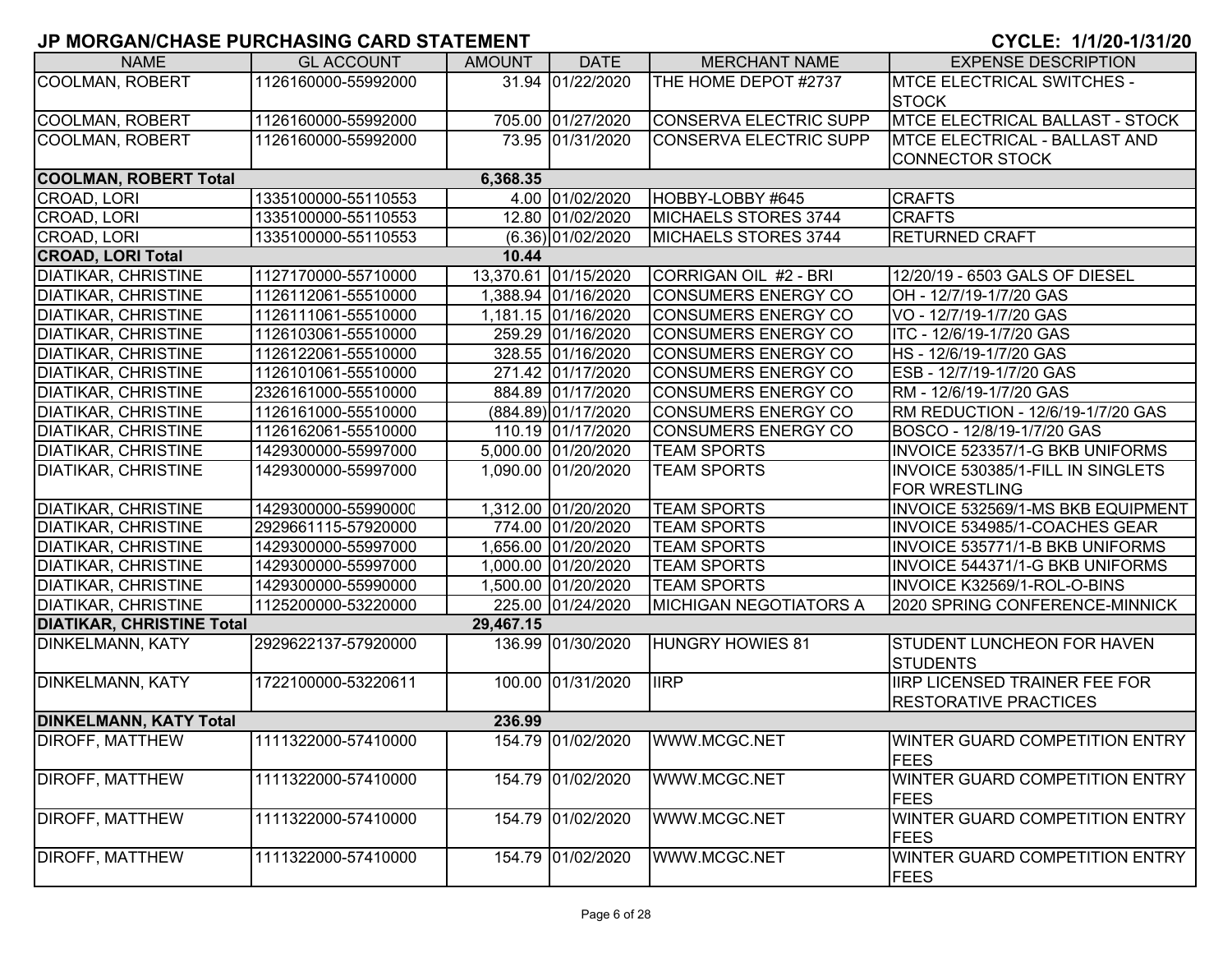# JP MORGAN/CHASE PURCHASING CARD STATEMENT

**CYCLE: 1/1/20-1/31/20**

| NAME | GL ACCOUNT | AMOUNT | DATE | MERCHANT NAME | EXPENSE DESCRIPTION |
|---|---|---|---|---|---|
| COOLMAN, ROBERT | 1126160000-55992000 | 31.94 | 01/22/2020 | THE HOME DEPOT #2737 | MTCE ELECTRICAL SWITCHES - STOCK |
| COOLMAN, ROBERT | 1126160000-55992000 | 705.00 | 01/27/2020 | CONSERVA ELECTRIC SUPP | MTCE ELECTRICAL BALLAST - STOCK |
| COOLMAN, ROBERT | 1126160000-55992000 | 73.95 | 01/31/2020 | CONSERVA ELECTRIC SUPP | MTCE ELECTRICAL - BALLAST AND CONNECTOR STOCK |
| **COOLMAN, ROBERT Total** | | **6,368.35** | | | |
| CROAD, LORI | 1335100000-55110553 | 4.00 | 01/02/2020 | HOBBY-LOBBY #645 | CRAFTS |
| CROAD, LORI | 1335100000-55110553 | 12.80 | 01/02/2020 | MICHAELS STORES 3744 | CRAFTS |
| CROAD, LORI | 1335100000-55110553 | (6.36) | 01/02/2020 | MICHAELS STORES 3744 | RETURNED CRAFT |
| **CROAD, LORI Total** | | **10.44** | | | |
| DIATIKAR, CHRISTINE | 1127170000-55710000 | 13,370.61 | 01/15/2020 | CORRIGAN OIL #2 - BRI | 12/20/19 - 6503 GALS OF DIESEL |
| DIATIKAR, CHRISTINE | 1126112061-55510000 | 1,388.94 | 01/16/2020 | CONSUMERS ENERGY CO | OH - 12/7/19-1/7/20 GAS |
| DIATIKAR, CHRISTINE | 1126111061-55510000 | 1,181.15 | 01/16/2020 | CONSUMERS ENERGY CO | VO - 12/7/19-1/7/20 GAS |
| DIATIKAR, CHRISTINE | 1126103061-55510000 | 259.29 | 01/16/2020 | CONSUMERS ENERGY CO | ITC - 12/6/19-1/7/20 GAS |
| DIATIKAR, CHRISTINE | 1126122061-55510000 | 328.55 | 01/16/2020 | CONSUMERS ENERGY CO | HS - 12/6/19-1/7/20 GAS |
| DIATIKAR, CHRISTINE | 1126101061-55510000 | 271.42 | 01/17/2020 | CONSUMERS ENERGY CO | ESB - 12/7/19-1/7/20 GAS |
| DIATIKAR, CHRISTINE | 2326161000-55510000 | 884.89 | 01/17/2020 | CONSUMERS ENERGY CO | RM - 12/6/19-1/7/20 GAS |
| DIATIKAR, CHRISTINE | 1126161000-55510000 | (884.89) | 01/17/2020 | CONSUMERS ENERGY CO | RM REDUCTION - 12/6/19-1/7/20 GAS |
| DIATIKAR, CHRISTINE | 1126162061-55510000 | 110.19 | 01/17/2020 | CONSUMERS ENERGY CO | BOSCO - 12/8/19-1/7/20 GAS |
| DIATIKAR, CHRISTINE | 1429300000-55997000 | 5,000.00 | 01/20/2020 | TEAM SPORTS | INVOICE 523357/1-G BKB UNIFORMS |
| DIATIKAR, CHRISTINE | 1429300000-55997000 | 1,090.00 | 01/20/2020 | TEAM SPORTS | INVOICE 530385/1-FILL IN SINGLETS FOR WRESTLING |
| DIATIKAR, CHRISTINE | 1429300000-55990000 | 1,312.00 | 01/20/2020 | TEAM SPORTS | INVOICE 532569/1-MS BKB EQUIPMENT |
| DIATIKAR, CHRISTINE | 2929661115-57920000 | 774.00 | 01/20/2020 | TEAM SPORTS | INVOICE 534985/1-COACHES GEAR |
| DIATIKAR, CHRISTINE | 1429300000-55997000 | 1,656.00 | 01/20/2020 | TEAM SPORTS | INVOICE 535771/1-B BKB UNIFORMS |
| DIATIKAR, CHRISTINE | 1429300000-55997000 | 1,000.00 | 01/20/2020 | TEAM SPORTS | INVOICE 544371/1-G BKB UNIFORMS |
| DIATIKAR, CHRISTINE | 1429300000-55990000 | 1,500.00 | 01/20/2020 | TEAM SPORTS | INVOICE K32569/1-ROL-O-BINS |
| DIATIKAR, CHRISTINE | 1125200000-53220000 | 225.00 | 01/24/2020 | MICHIGAN NEGOTIATORS A | 2020 SPRING CONFERENCE-MINNICK |
| **DIATIKAR, CHRISTINE Total** | | **29,467.15** | | | |
| DINKELMANN, KATY | 2929622137-57920000 | 136.99 | 01/30/2020 | HUNGRY HOWIES 81 | STUDENT LUNCHEON FOR HAVEN STUDENTS |
| DINKELMANN, KATY | 1722100000-53220611 | 100.00 | 01/31/2020 | IIRP | IIRP LICENSED TRAINER FEE FOR RESTORATIVE PRACTICES |
| **DINKELMANN, KATY Total** | | **236.99** | | | |
| DIROFF, MATTHEW | 1111322000-57410000 | 154.79 | 01/02/2020 | WWW.MCGC.NET | WINTER GUARD COMPETITION ENTRY FEES |
| DIROFF, MATTHEW | 1111322000-57410000 | 154.79 | 01/02/2020 | WWW.MCGC.NET | WINTER GUARD COMPETITION ENTRY FEES |
| DIROFF, MATTHEW | 1111322000-57410000 | 154.79 | 01/02/2020 | WWW.MCGC.NET | WINTER GUARD COMPETITION ENTRY FEES |
| DIROFF, MATTHEW | 1111322000-57410000 | 154.79 | 01/02/2020 | WWW.MCGC.NET | WINTER GUARD COMPETITION ENTRY FEES |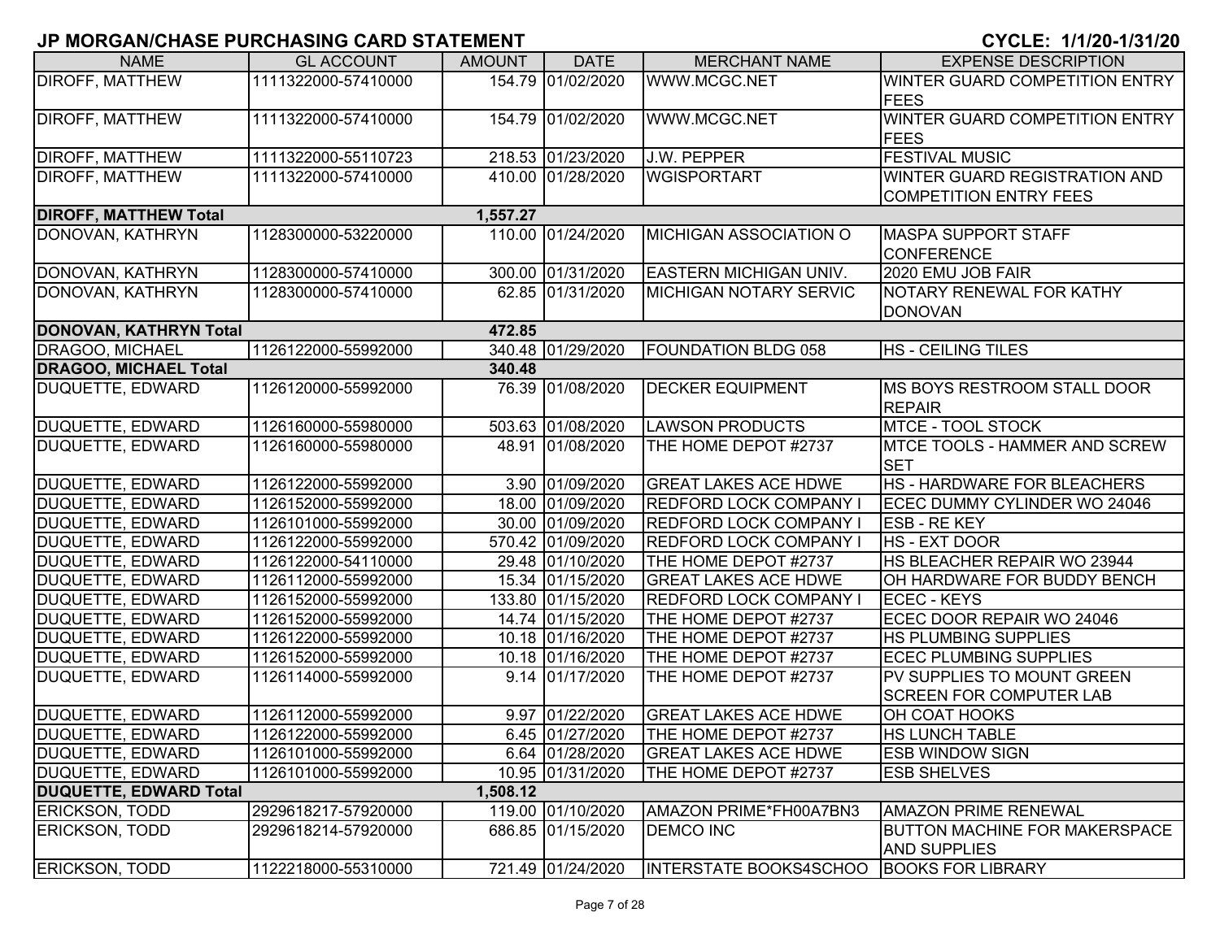## JP MORGAN/CHASE PURCHASING CARD STATEMENT

**CYCLE: 1/1/20-1/31/20**

| NAME | GL ACCOUNT | AMOUNT | DATE | MERCHANT NAME | EXPENSE DESCRIPTION |
|---|---|---|---|---|---|
| DIROFF, MATTHEW | 1111322000-57410000 | 154.79 | 01/02/2020 | WWW.MCGC.NET | WINTER GUARD COMPETITION ENTRY FEES |
| DIROFF, MATTHEW | 1111322000-57410000 | 154.79 | 01/02/2020 | WWW.MCGC.NET | WINTER GUARD COMPETITION ENTRY FEES |
| DIROFF, MATTHEW | 1111322000-55110723 | 218.53 | 01/23/2020 | J.W. PEPPER | FESTIVAL MUSIC |
| DIROFF, MATTHEW | 1111322000-57410000 | 410.00 | 01/28/2020 | WGISPORTART | WINTER GUARD REGISTRATION AND COMPETITION ENTRY FEES |
| **DIROFF, MATTHEW Total** | | **1,557.27** | | | |
| DONOVAN, KATHRYN | 1128300000-53220000 | 110.00 | 01/24/2020 | MICHIGAN ASSOCIATION O | MASPA SUPPORT STAFF CONFERENCE |
| DONOVAN, KATHRYN | 1128300000-57410000 | 300.00 | 01/31/2020 | EASTERN MICHIGAN UNIV. | 2020 EMU JOB FAIR |
| DONOVAN, KATHRYN | 1128300000-57410000 | 62.85 | 01/31/2020 | MICHIGAN NOTARY SERVIC | NOTARY RENEWAL FOR KATHY DONOVAN |
| **DONOVAN, KATHRYN Total** | | **472.85** | | | |
| DRAGOO, MICHAEL | 1126122000-55992000 | 340.48 | 01/29/2020 | FOUNDATION BLDG 058 | HS - CEILING TILES |
| **DRAGOO, MICHAEL Total** | | **340.48** | | | |
| DUQUETTE, EDWARD | 1126120000-55992000 | 76.39 | 01/08/2020 | DECKER EQUIPMENT | MS BOYS RESTROOM STALL DOOR REPAIR |
| DUQUETTE, EDWARD | 1126160000-55980000 | 503.63 | 01/08/2020 | LAWSON PRODUCTS | MTCE - TOOL STOCK |
| DUQUETTE, EDWARD | 1126160000-55980000 | 48.91 | 01/08/2020 | THE HOME DEPOT #2737 | MTCE TOOLS - HAMMER AND SCREW SET |
| DUQUETTE, EDWARD | 1126122000-55992000 | 3.90 | 01/09/2020 | GREAT LAKES ACE HDWE | HS - HARDWARE FOR BLEACHERS |
| DUQUETTE, EDWARD | 1126152000-55992000 | 18.00 | 01/09/2020 | REDFORD LOCK COMPANY I | ECEC DUMMY CYLINDER WO 24046 |
| DUQUETTE, EDWARD | 1126101000-55992000 | 30.00 | 01/09/2020 | REDFORD LOCK COMPANY I | ESB - RE KEY |
| DUQUETTE, EDWARD | 1126122000-55992000 | 570.42 | 01/09/2020 | REDFORD LOCK COMPANY I | HS - EXT DOOR |
| DUQUETTE, EDWARD | 1126122000-54110000 | 29.48 | 01/10/2020 | THE HOME DEPOT #2737 | HS BLEACHER REPAIR WO 23944 |
| DUQUETTE, EDWARD | 1126112000-55992000 | 15.34 | 01/15/2020 | GREAT LAKES ACE HDWE | OH HARDWARE FOR BUDDY BENCH |
| DUQUETTE, EDWARD | 1126152000-55992000 | 133.80 | 01/15/2020 | REDFORD LOCK COMPANY I | ECEC - KEYS |
| DUQUETTE, EDWARD | 1126152000-55992000 | 14.74 | 01/15/2020 | THE HOME DEPOT #2737 | ECEC DOOR REPAIR WO 24046 |
| DUQUETTE, EDWARD | 1126122000-55992000 | 10.18 | 01/16/2020 | THE HOME DEPOT #2737 | HS PLUMBING SUPPLIES |
| DUQUETTE, EDWARD | 1126152000-55992000 | 10.18 | 01/16/2020 | THE HOME DEPOT #2737 | ECEC PLUMBING SUPPLIES |
| DUQUETTE, EDWARD | 1126114000-55992000 | 9.14 | 01/17/2020 | THE HOME DEPOT #2737 | PV SUPPLIES TO MOUNT GREEN SCREEN FOR COMPUTER LAB |
| DUQUETTE, EDWARD | 1126112000-55992000 | 9.97 | 01/22/2020 | GREAT LAKES ACE HDWE | OH COAT HOOKS |
| DUQUETTE, EDWARD | 1126122000-55992000 | 6.45 | 01/27/2020 | THE HOME DEPOT #2737 | HS LUNCH TABLE |
| DUQUETTE, EDWARD | 1126101000-55992000 | 6.64 | 01/28/2020 | GREAT LAKES ACE HDWE | ESB WINDOW SIGN |
| DUQUETTE, EDWARD | 1126101000-55992000 | 10.95 | 01/31/2020 | THE HOME DEPOT #2737 | ESB SHELVES |
| **DUQUETTE, EDWARD Total** | | **1,508.12** | | | |
| ERICKSON, TODD | 2929618217-57920000 | 119.00 | 01/10/2020 | AMAZON PRIME*FH00A7BN3 | AMAZON PRIME RENEWAL |
| ERICKSON, TODD | 2929618214-57920000 | 686.85 | 01/15/2020 | DEMCO INC | BUTTON MACHINE FOR MAKERSPACE AND SUPPLIES |
| ERICKSON, TODD | 1122218000-55310000 | 721.49 | 01/24/2020 | INTERSTATE BOOKS4SCHOO | BOOKS FOR LIBRARY |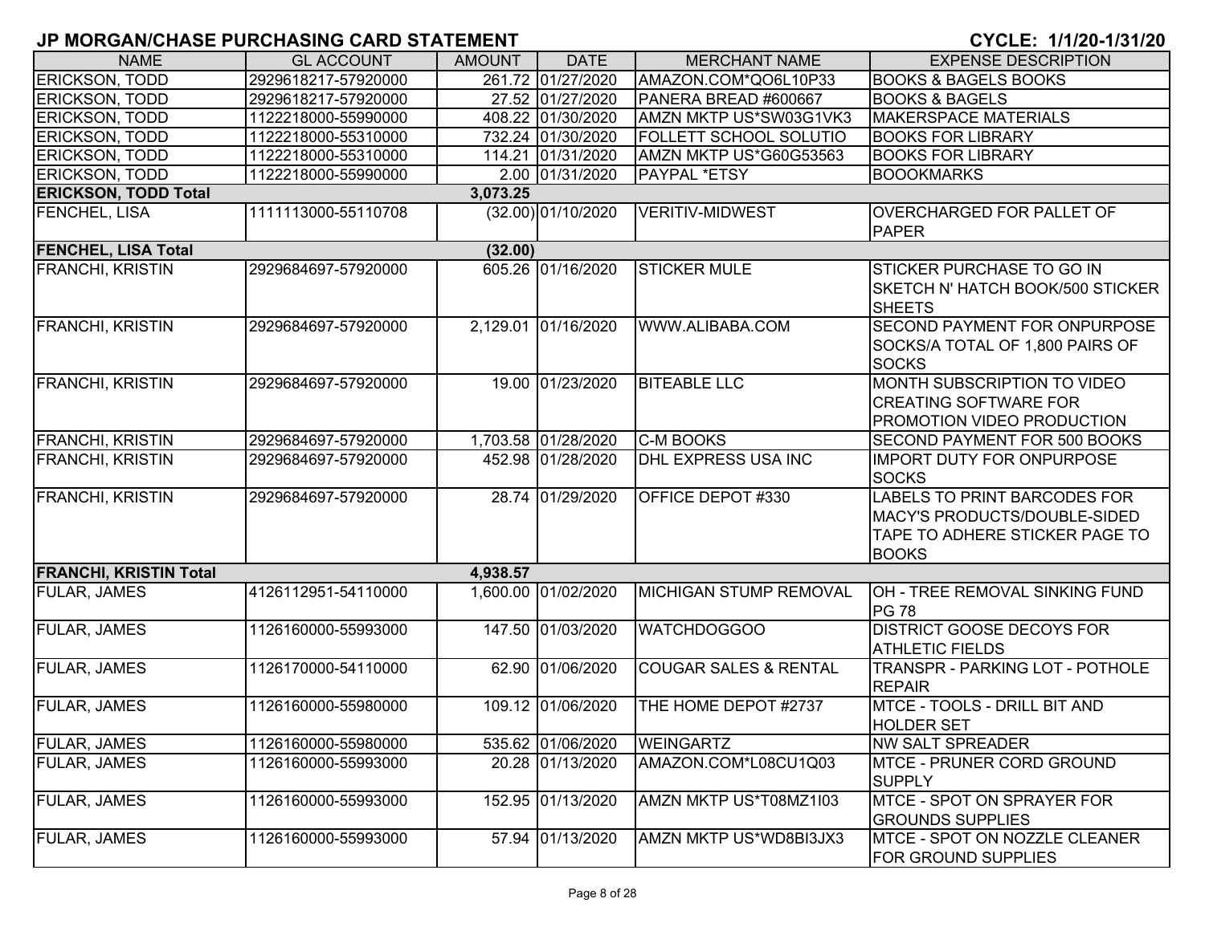# JP MORGAN/CHASE PURCHASING CARD STATEMENT

**CYCLE: 1/1/20-1/31/20**

| NAME | GL ACCOUNT | AMOUNT | DATE | MERCHANT NAME | EXPENSE DESCRIPTION |
|---|---|---|---|---|---|
| ERICKSON, TODD | 2929618217-57920000 | 261.72 | 01/27/2020 | AMAZON.COM*QO6L10P33 | BOOKS & BAGELS BOOKS |
| ERICKSON, TODD | 2929618217-57920000 | 27.52 | 01/27/2020 | PANERA BREAD #600667 | BOOKS & BAGELS |
| ERICKSON, TODD | 1122218000-55990000 | 408.22 | 01/30/2020 | AMZN MKTP US*SW03G1VK3 | MAKERSPACE MATERIALS |
| ERICKSON, TODD | 1122218000-55310000 | 732.24 | 01/30/2020 | FOLLETT SCHOOL SOLUTIO | BOOKS FOR LIBRARY |
| ERICKSON, TODD | 1122218000-55310000 | 114.21 | 01/31/2020 | AMZN MKTP US*G60G53563 | BOOKS FOR LIBRARY |
| ERICKSON, TODD | 1122218000-55990000 | 2.00 | 01/31/2020 | PAYPAL *ETSY | BOOOKMARKS |
| **ERICKSON, TODD Total** | | **3,073.25** | | | |
| FENCHEL, LISA | 1111113000-55110708 | (32.00) | 01/10/2020 | VERITIV-MIDWEST | OVERCHARGED FOR PALLET OF PAPER |
| **FENCHEL, LISA Total** | | **(32.00)** | | | |
| FRANCHI, KRISTIN | 2929684697-57920000 | 605.26 | 01/16/2020 | STICKER MULE | STICKER PURCHASE TO GO IN SKETCH N' HATCH BOOK/500 STICKER SHEETS |
| FRANCHI, KRISTIN | 2929684697-57920000 | 2,129.01 | 01/16/2020 | WWW.ALIBABA.COM | SECOND PAYMENT FOR ONPURPOSE SOCKS/A TOTAL OF 1,800 PAIRS OF SOCKS |
| FRANCHI, KRISTIN | 2929684697-57920000 | 19.00 | 01/23/2020 | BITEABLE LLC | MONTH SUBSCRIPTION TO VIDEO CREATING SOFTWARE FOR PROMOTION VIDEO PRODUCTION |
| FRANCHI, KRISTIN | 2929684697-57920000 | 1,703.58 | 01/28/2020 | C-M BOOKS | SECOND PAYMENT FOR 500 BOOKS |
| FRANCHI, KRISTIN | 2929684697-57920000 | 452.98 | 01/28/2020 | DHL EXPRESS USA INC | IMPORT DUTY FOR ONPURPOSE SOCKS |
| FRANCHI, KRISTIN | 2929684697-57920000 | 28.74 | 01/29/2020 | OFFICE DEPOT #330 | LABELS TO PRINT BARCODES FOR MACY'S PRODUCTS/DOUBLE-SIDED TAPE TO ADHERE STICKER PAGE TO BOOKS |
| **FRANCHI, KRISTIN Total** | | **4,938.57** | | | |
| FULAR, JAMES | 4126112951-54110000 | 1,600.00 | 01/02/2020 | MICHIGAN STUMP REMOVAL | OH - TREE REMOVAL SINKING FUND PG 78 |
| FULAR, JAMES | 1126160000-55993000 | 147.50 | 01/03/2020 | WATCHDOGGOO | DISTRICT GOOSE DECOYS FOR ATHLETIC FIELDS |
| FULAR, JAMES | 1126170000-54110000 | 62.90 | 01/06/2020 | COUGAR SALES & RENTAL | TRANSPR - PARKING LOT - POTHOLE REPAIR |
| FULAR, JAMES | 1126160000-55980000 | 109.12 | 01/06/2020 | THE HOME DEPOT #2737 | MTCE - TOOLS - DRILL BIT AND HOLDER SET |
| FULAR, JAMES | 1126160000-55980000 | 535.62 | 01/06/2020 | WEINGARTZ | NW SALT SPREADER |
| FULAR, JAMES | 1126160000-55993000 | 20.28 | 01/13/2020 | AMAZON.COM*L08CU1Q03 | MTCE - PRUNER CORD GROUND SUPPLY |
| FULAR, JAMES | 1126160000-55993000 | 152.95 | 01/13/2020 | AMZN MKTP US*T08MZ1I03 | MTCE - SPOT ON SPRAYER FOR GROUNDS SUPPLIES |
| FULAR, JAMES | 1126160000-55993000 | 57.94 | 01/13/2020 | AMZN MKTP US*WD8BI3JX3 | MTCE - SPOT ON NOZZLE CLEANER FOR GROUND SUPPLIES |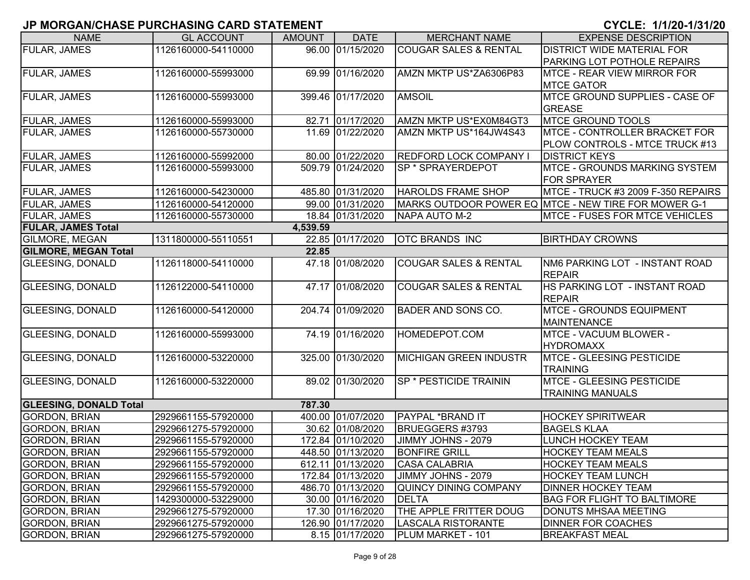# JP MORGAN/CHASE PURCHASING CARD STATEMENT

**CYCLE: 1/1/20-1/31/20**

| NAME | GL ACCOUNT | AMOUNT | DATE | MERCHANT NAME | EXPENSE DESCRIPTION |
|---|---|---|---|---|---|
| FULAR, JAMES | 1126160000-54110000 | 96.00 | 01/15/2020 | COUGAR SALES & RENTAL | DISTRICT WIDE MATERIAL FOR PARKING LOT POTHOLE REPAIRS |
| FULAR, JAMES | 1126160000-55993000 | 69.99 | 01/16/2020 | AMZN MKTP US*ZA6306P83 | MTCE - REAR VIEW MIRROR FOR MTCE GATOR |
| FULAR, JAMES | 1126160000-55993000 | 399.46 | 01/17/2020 | AMSOIL | MTCE GROUND SUPPLIES - CASE OF GREASE |
| FULAR, JAMES | 1126160000-55993000 | 82.71 | 01/17/2020 | AMZN MKTP US*EX0M84GT3 | MTCE GROUND TOOLS |
| FULAR, JAMES | 1126160000-55730000 | 11.69 | 01/22/2020 | AMZN MKTP US*164JW4S43 | MTCE - CONTROLLER BRACKET FOR PLOW CONTROLS - MTCE TRUCK #13 |
| FULAR, JAMES | 1126160000-55992000 | 80.00 | 01/22/2020 | REDFORD LOCK COMPANY I | DISTRICT KEYS |
| FULAR, JAMES | 1126160000-55993000 | 509.79 | 01/24/2020 | SP * SPRAYERDEPOT | MTCE - GROUNDS MARKING SYSTEM FOR SPRAYER |
| FULAR, JAMES | 1126160000-54230000 | 485.80 | 01/31/2020 | HAROLDS FRAME SHOP | MTCE - TRUCK #3 2009 F-350 REPAIRS |
| FULAR, JAMES | 1126160000-54120000 | 99.00 | 01/31/2020 | MARKS OUTDOOR POWER EQ | MTCE - NEW TIRE FOR MOWER G-1 |
| FULAR, JAMES | 1126160000-55730000 | 18.84 | 01/31/2020 | NAPA AUTO M-2 | MTCE - FUSES FOR MTCE VEHICLES |
| **FULAR, JAMES Total** | | **4,539.59** | | | |
| GILMORE, MEGAN | 1311800000-55110551 | 22.85 | 01/17/2020 | OTC BRANDS INC | BIRTHDAY CROWNS |
| **GILMORE, MEGAN Total** | | **22.85** | | | |
| GLEESING, DONALD | 1126118000-54110000 | 47.18 | 01/08/2020 | COUGAR SALES & RENTAL | NM6 PARKING LOT - INSTANT ROAD REPAIR |
| GLEESING, DONALD | 1126122000-54110000 | 47.17 | 01/08/2020 | COUGAR SALES & RENTAL | HS PARKING LOT - INSTANT ROAD REPAIR |
| GLEESING, DONALD | 1126160000-54120000 | 204.74 | 01/09/2020 | BADER AND SONS CO. | MTCE - GROUNDS EQUIPMENT MAINTENANCE |
| GLEESING, DONALD | 1126160000-55993000 | 74.19 | 01/16/2020 | HOMEDEPOT.COM | MTCE - VACUUM BLOWER - HYDROMAXX |
| GLEESING, DONALD | 1126160000-53220000 | 325.00 | 01/30/2020 | MICHIGAN GREEN INDUSTR | MTCE - GLEESING PESTICIDE TRAINING |
| GLEESING, DONALD | 1126160000-53220000 | 89.02 | 01/30/2020 | SP * PESTICIDE TRAININ | MTCE - GLEESING PESTICIDE TRAINING MANUALS |
| **GLEESING, DONALD Total** | | **787.30** | | | |
| GORDON, BRIAN | 2929661155-57920000 | 400.00 | 01/07/2020 | PAYPAL *BRAND IT | HOCKEY SPIRITWEAR |
| GORDON, BRIAN | 2929661275-57920000 | 30.62 | 01/08/2020 | BRUEGGERS #3793 | BAGELS KLAA |
| GORDON, BRIAN | 2929661155-57920000 | 172.84 | 01/10/2020 | JIMMY JOHNS - 2079 | LUNCH HOCKEY TEAM |
| GORDON, BRIAN | 2929661155-57920000 | 448.50 | 01/13/2020 | BONFIRE GRILL | HOCKEY TEAM MEALS |
| GORDON, BRIAN | 2929661155-57920000 | 612.11 | 01/13/2020 | CASA CALABRIA | HOCKEY TEAM MEALS |
| GORDON, BRIAN | 2929661155-57920000 | 172.84 | 01/13/2020 | JIMMY JOHNS - 2079 | HOCKEY TEAM LUNCH |
| GORDON, BRIAN | 2929661155-57920000 | 486.70 | 01/13/2020 | QUINCY DINING COMPANY | DINNER HOCKEY TEAM |
| GORDON, BRIAN | 1429300000-53229000 | 30.00 | 01/16/2020 | DELTA | BAG FOR FLIGHT TO BALTIMORE |
| GORDON, BRIAN | 2929661275-57920000 | 17.30 | 01/16/2020 | THE APPLE FRITTER DOUG | DONUTS MHSAA MEETING |
| GORDON, BRIAN | 2929661275-57920000 | 126.90 | 01/17/2020 | LASCALA RISTORANTE | DINNER FOR COACHES |
| GORDON, BRIAN | 2929661275-57920000 | 8.15 | 01/17/2020 | PLUM MARKET - 101 | BREAKFAST MEAL |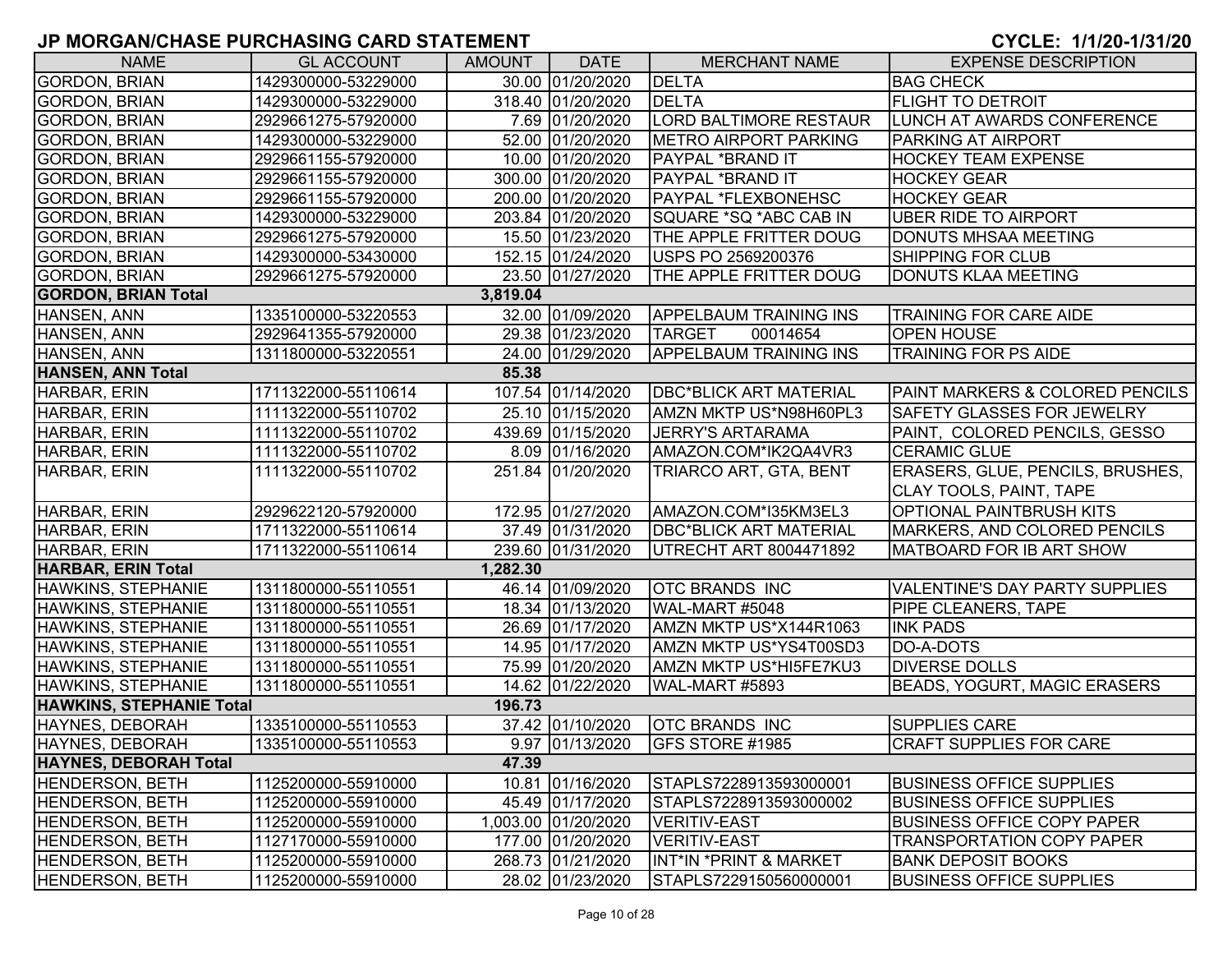## JP MORGAN/CHASE PURCHASING CARD STATEMENT

**CYCLE: 1/1/20-1/31/20**

| NAME | GL ACCOUNT | AMOUNT | DATE | MERCHANT NAME | EXPENSE DESCRIPTION |
|---|---|---|---|---|---|
| GORDON, BRIAN | 1429300000-53229000 | 30.00 | 01/20/2020 | DELTA | BAG CHECK |
| GORDON, BRIAN | 1429300000-53229000 | 318.40 | 01/20/2020 | DELTA | FLIGHT TO DETROIT |
| GORDON, BRIAN | 2929661275-57920000 | 7.69 | 01/20/2020 | LORD BALTIMORE RESTAUR | LUNCH AT AWARDS CONFERENCE |
| GORDON, BRIAN | 1429300000-53229000 | 52.00 | 01/20/2020 | METRO AIRPORT PARKING | PARKING AT AIRPORT |
| GORDON, BRIAN | 2929661155-57920000 | 10.00 | 01/20/2020 | PAYPAL *BRAND IT | HOCKEY TEAM EXPENSE |
| GORDON, BRIAN | 2929661155-57920000 | 300.00 | 01/20/2020 | PAYPAL *BRAND IT | HOCKEY GEAR |
| GORDON, BRIAN | 2929661155-57920000 | 200.00 | 01/20/2020 | PAYPAL *FLEXBONEHSC | HOCKEY GEAR |
| GORDON, BRIAN | 1429300000-53229000 | 203.84 | 01/20/2020 | SQUARE *SQ *ABC CAB IN | UBER RIDE TO AIRPORT |
| GORDON, BRIAN | 2929661275-57920000 | 15.50 | 01/23/2020 | THE APPLE FRITTER DOUG | DONUTS MHSAA MEETING |
| GORDON, BRIAN | 1429300000-53430000 | 152.15 | 01/24/2020 | USPS PO 2569200376 | SHIPPING FOR CLUB |
| GORDON, BRIAN | 2929661275-57920000 | 23.50 | 01/27/2020 | THE APPLE FRITTER DOUG | DONUTS KLAA MEETING |
| **GORDON, BRIAN Total** | | **3,819.04** | | | |
| HANSEN, ANN | 1335100000-53220553 | 32.00 | 01/09/2020 | APPELBAUM TRAINING INS | TRAINING FOR CARE AIDE |
| HANSEN, ANN | 2929641355-57920000 | 29.38 | 01/23/2020 | TARGET 00014654 | OPEN HOUSE |
| HANSEN, ANN | 1311800000-53220551 | 24.00 | 01/29/2020 | APPELBAUM TRAINING INS | TRAINING FOR PS AIDE |
| **HANSEN, ANN Total** | | **85.38** | | | |
| HARBAR, ERIN | 1711322000-55110614 | 107.54 | 01/14/2020 | DBC*BLICK ART MATERIAL | PAINT MARKERS & COLORED PENCILS |
| HARBAR, ERIN | 1111322000-55110702 | 25.10 | 01/15/2020 | AMZN MKTP US*N98H60PL3 | SAFETY GLASSES FOR JEWELRY |
| HARBAR, ERIN | 1111322000-55110702 | 439.69 | 01/15/2020 | JERRY'S ARTARAMA | PAINT, COLORED PENCILS, GESSO |
| HARBAR, ERIN | 1111322000-55110702 | 8.09 | 01/16/2020 | AMAZON.COM*IK2QA4VR3 | CERAMIC GLUE |
| HARBAR, ERIN | 1111322000-55110702 | 251.84 | 01/20/2020 | TRIARCO ART, GTA, BENT | ERASERS, GLUE, PENCILS, BRUSHES, CLAY TOOLS, PAINT, TAPE |
| HARBAR, ERIN | 2929622120-57920000 | 172.95 | 01/27/2020 | AMAZON.COM*I35KM3EL3 | OPTIONAL PAINTBRUSH KITS |
| HARBAR, ERIN | 1711322000-55110614 | 37.49 | 01/31/2020 | DBC*BLICK ART MATERIAL | MARKERS, AND COLORED PENCILS |
| HARBAR, ERIN | 1711322000-55110614 | 239.60 | 01/31/2020 | UTRECHT ART 8004471892 | MATBOARD FOR IB ART SHOW |
| **HARBAR, ERIN Total** | | **1,282.30** | | | |
| HAWKINS, STEPHANIE | 1311800000-55110551 | 46.14 | 01/09/2020 | OTC BRANDS INC | VALENTINE'S DAY PARTY SUPPLIES |
| HAWKINS, STEPHANIE | 1311800000-55110551 | 18.34 | 01/13/2020 | WAL-MART #5048 | PIPE CLEANERS, TAPE |
| HAWKINS, STEPHANIE | 1311800000-55110551 | 26.69 | 01/17/2020 | AMZN MKTP US*X144R1063 | INK PADS |
| HAWKINS, STEPHANIE | 1311800000-55110551 | 14.95 | 01/17/2020 | AMZN MKTP US*YS4T00SD3 | DO-A-DOTS |
| HAWKINS, STEPHANIE | 1311800000-55110551 | 75.99 | 01/20/2020 | AMZN MKTP US*HI5FE7KU3 | DIVERSE DOLLS |
| HAWKINS, STEPHANIE | 1311800000-55110551 | 14.62 | 01/22/2020 | WAL-MART #5893 | BEADS, YOGURT, MAGIC ERASERS |
| **HAWKINS, STEPHANIE Total** | | **196.73** | | | |
| HAYNES, DEBORAH | 1335100000-55110553 | 37.42 | 01/10/2020 | OTC BRANDS INC | SUPPLIES CARE |
| HAYNES, DEBORAH | 1335100000-55110553 | 9.97 | 01/13/2020 | GFS STORE #1985 | CRAFT SUPPLIES FOR CARE |
| **HAYNES, DEBORAH Total** | | **47.39** | | | |
| HENDERSON, BETH | 1125200000-55910000 | 10.81 | 01/16/2020 | STAPLS7228913593000001 | BUSINESS OFFICE SUPPLIES |
| HENDERSON, BETH | 1125200000-55910000 | 45.49 | 01/17/2020 | STAPLS7228913593000002 | BUSINESS OFFICE SUPPLIES |
| HENDERSON, BETH | 1125200000-55910000 | 1,003.00 | 01/20/2020 | VERITIV-EAST | BUSINESS OFFICE COPY PAPER |
| HENDERSON, BETH | 1127170000-55910000 | 177.00 | 01/20/2020 | VERITIV-EAST | TRANSPORTATION COPY PAPER |
| HENDERSON, BETH | 1125200000-55910000 | 268.73 | 01/21/2020 | INT*IN *PRINT & MARKET | BANK DEPOSIT BOOKS |
| HENDERSON, BETH | 1125200000-55910000 | 28.02 | 01/23/2020 | STAPLS7229150560000001 | BUSINESS OFFICE SUPPLIES |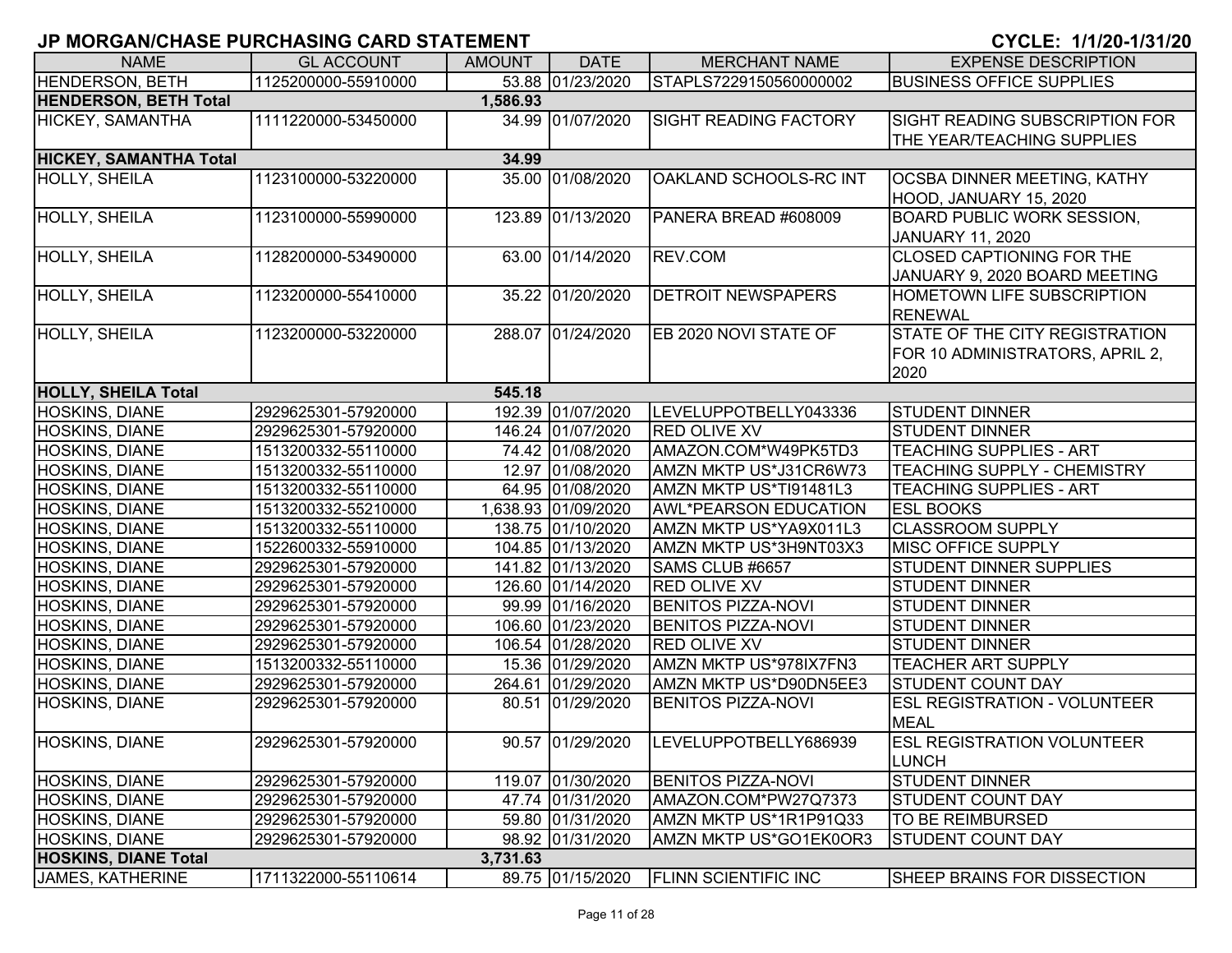## JP MORGAN/CHASE PURCHASING CARD STATEMENT

**CYCLE: 1/1/20-1/31/20**

| NAME | GL ACCOUNT | AMOUNT | DATE | MERCHANT NAME | EXPENSE DESCRIPTION |
|---|---|---|---|---|---|
| HENDERSON, BETH | 1125200000-55910000 | 53.88 | 01/23/2020 | STAPLS7229150560000002 | BUSINESS OFFICE SUPPLIES |
| **HENDERSON, BETH Total** | | **1,586.93** | | | |
| HICKEY, SAMANTHA | 1111220000-53450000 | 34.99 | 01/07/2020 | SIGHT READING FACTORY | SIGHT READING SUBSCRIPTION FOR THE YEAR/TEACHING SUPPLIES |
| **HICKEY, SAMANTHA Total** | | **34.99** | | | |
| HOLLY, SHEILA | 1123100000-53220000 | 35.00 | 01/08/2020 | OAKLAND SCHOOLS-RC INT | OCSBA DINNER MEETING, KATHY HOOD, JANUARY 15, 2020 |
| HOLLY, SHEILA | 1123100000-55990000 | 123.89 | 01/13/2020 | PANERA BREAD #608009 | BOARD PUBLIC WORK SESSION, JANUARY 11, 2020 |
| HOLLY, SHEILA | 1128200000-53490000 | 63.00 | 01/14/2020 | REV.COM | CLOSED CAPTIONING FOR THE JANUARY 9, 2020 BOARD MEETING |
| HOLLY, SHEILA | 1123200000-55410000 | 35.22 | 01/20/2020 | DETROIT NEWSPAPERS | HOMETOWN LIFE SUBSCRIPTION RENEWAL |
| HOLLY, SHEILA | 1123200000-53220000 | 288.07 | 01/24/2020 | EB 2020 NOVI STATE OF | STATE OF THE CITY REGISTRATION FOR 10 ADMINISTRATORS, APRIL 2, 2020 |
| **HOLLY, SHEILA Total** | | **545.18** | | | |
| HOSKINS, DIANE | 2929625301-57920000 | 192.39 | 01/07/2020 | LEVELUPPOTBELLY043336 | STUDENT DINNER |
| HOSKINS, DIANE | 2929625301-57920000 | 146.24 | 01/07/2020 | RED OLIVE XV | STUDENT DINNER |
| HOSKINS, DIANE | 1513200332-55110000 | 74.42 | 01/08/2020 | AMAZON.COM*W49PK5TD3 | TEACHING SUPPLIES - ART |
| HOSKINS, DIANE | 1513200332-55110000 | 12.97 | 01/08/2020 | AMZN MKTP US*J31CR6W73 | TEACHING SUPPLY - CHEMISTRY |
| HOSKINS, DIANE | 1513200332-55110000 | 64.95 | 01/08/2020 | AMZN MKTP US*TI91481L3 | TEACHING SUPPLIES - ART |
| HOSKINS, DIANE | 1513200332-55210000 | 1,638.93 | 01/09/2020 | AWL*PEARSON EDUCATION | ESL BOOKS |
| HOSKINS, DIANE | 1513200332-55110000 | 138.75 | 01/10/2020 | AMZN MKTP US*YA9X011L3 | CLASSROOM SUPPLY |
| HOSKINS, DIANE | 1522600332-55910000 | 104.85 | 01/13/2020 | AMZN MKTP US*3H9NT03X3 | MISC OFFICE SUPPLY |
| HOSKINS, DIANE | 2929625301-57920000 | 141.82 | 01/13/2020 | SAMS CLUB #6657 | STUDENT DINNER SUPPLIES |
| HOSKINS, DIANE | 2929625301-57920000 | 126.60 | 01/14/2020 | RED OLIVE XV | STUDENT DINNER |
| HOSKINS, DIANE | 2929625301-57920000 | 99.99 | 01/16/2020 | BENITOS PIZZA-NOVI | STUDENT DINNER |
| HOSKINS, DIANE | 2929625301-57920000 | 106.60 | 01/23/2020 | BENITOS PIZZA-NOVI | STUDENT DINNER |
| HOSKINS, DIANE | 2929625301-57920000 | 106.54 | 01/28/2020 | RED OLIVE XV | STUDENT DINNER |
| HOSKINS, DIANE | 1513200332-55110000 | 15.36 | 01/29/2020 | AMZN MKTP US*978IX7FN3 | TEACHER ART SUPPLY |
| HOSKINS, DIANE | 2929625301-57920000 | 264.61 | 01/29/2020 | AMZN MKTP US*D90DN5EE3 | STUDENT COUNT DAY |
| HOSKINS, DIANE | 2929625301-57920000 | 80.51 | 01/29/2020 | BENITOS PIZZA-NOVI | ESL REGISTRATION - VOLUNTEER MEAL |
| HOSKINS, DIANE | 2929625301-57920000 | 90.57 | 01/29/2020 | LEVELUPPOTBELLY686939 | ESL REGISTRATION VOLUNTEER LUNCH |
| HOSKINS, DIANE | 2929625301-57920000 | 119.07 | 01/30/2020 | BENITOS PIZZA-NOVI | STUDENT DINNER |
| HOSKINS, DIANE | 2929625301-57920000 | 47.74 | 01/31/2020 | AMAZON.COM*PW27Q7373 | STUDENT COUNT DAY |
| HOSKINS, DIANE | 2929625301-57920000 | 59.80 | 01/31/2020 | AMZN MKTP US*1R1P91Q33 | TO BE REIMBURSED |
| HOSKINS, DIANE | 2929625301-57920000 | 98.92 | 01/31/2020 | AMZN MKTP US*GO1EK0OR3 | STUDENT COUNT DAY |
| **HOSKINS, DIANE Total** | | **3,731.63** | | | |
| JAMES, KATHERINE | 1711322000-55110614 | 89.75 | 01/15/2020 | FLINN SCIENTIFIC INC | SHEEP BRAINS FOR DISSECTION |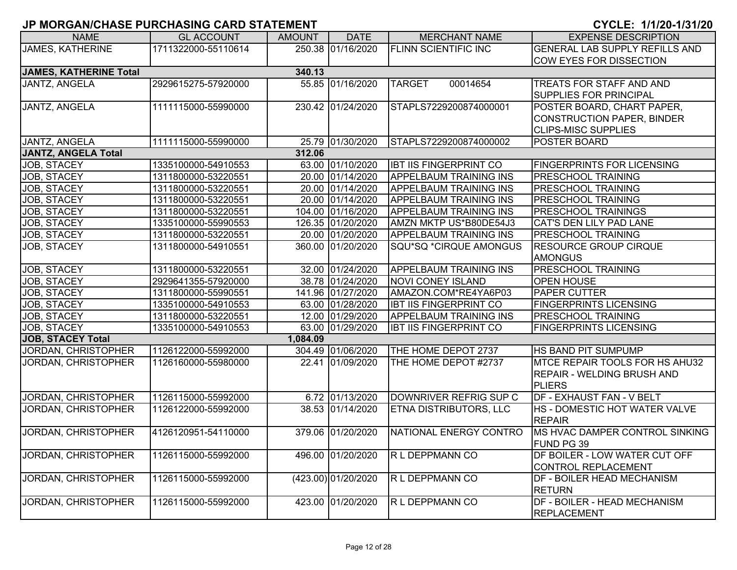# JP MORGAN/CHASE PURCHASING CARD STATEMENT

**CYCLE: 1/1/20-1/31/20**

| NAME | GL ACCOUNT | AMOUNT | DATE | MERCHANT NAME | EXPENSE DESCRIPTION |
|---|---|---|---|---|---|
| JAMES, KATHERINE | 1711322000-55110614 | 250.38 | 01/16/2020 | FLINN SCIENTIFIC INC | GENERAL LAB SUPPLY REFILLS AND COW EYES FOR DISSECTION |
| **JAMES, KATHERINE Total** | | **340.13** | | | |
| JANTZ, ANGELA | 2929615275-57920000 | 55.85 | 01/16/2020 | TARGET 00014654 | TREATS FOR STAFF AND AND SUPPLIES FOR PRINCIPAL |
| JANTZ, ANGELA | 1111115000-55990000 | 230.42 | 01/24/2020 | STAPLS7229200874000001 | POSTER BOARD, CHART PAPER, CONSTRUCTION PAPER, BINDER CLIPS-MISC SUPPLIES |
| JANTZ, ANGELA | 1111115000-55990000 | 25.79 | 01/30/2020 | STAPLS7229200874000002 | POSTER BOARD |
| **JANTZ, ANGELA Total** | | **312.06** | | | |
| JOB, STACEY | 1335100000-54910553 | 63.00 | 01/10/2020 | IBT IIS FINGERPRINT CO | FINGERPRINTS FOR LICENSING |
| JOB, STACEY | 1311800000-53220551 | 20.00 | 01/14/2020 | APPELBAUM TRAINING INS | PRESCHOOL TRAINING |
| JOB, STACEY | 1311800000-53220551 | 20.00 | 01/14/2020 | APPELBAUM TRAINING INS | PRESCHOOL TRAINING |
| JOB, STACEY | 1311800000-53220551 | 20.00 | 01/14/2020 | APPELBAUM TRAINING INS | PRESCHOOL TRAINING |
| JOB, STACEY | 1311800000-53220551 | 104.00 | 01/16/2020 | APPELBAUM TRAINING INS | PRESCHOOL TRAININGS |
| JOB, STACEY | 1335100000-55990553 | 126.35 | 01/20/2020 | AMZN MKTP US*B80DE54J3 | CAT'S DEN LILY PAD LANE |
| JOB, STACEY | 1311800000-53220551 | 20.00 | 01/20/2020 | APPELBAUM TRAINING INS | PRESCHOOL TRAINING |
| JOB, STACEY | 1311800000-54910551 | 360.00 | 01/20/2020 | SQU*SQ *CIRQUE AMONGUS | RESOURCE GROUP CIRQUE AMONGUS |
| JOB, STACEY | 1311800000-53220551 | 32.00 | 01/24/2020 | APPELBAUM TRAINING INS | PRESCHOOL TRAINING |
| JOB, STACEY | 2929641355-57920000 | 38.78 | 01/24/2020 | NOVI CONEY ISLAND | OPEN HOUSE |
| JOB, STACEY | 1311800000-55990551 | 141.96 | 01/27/2020 | AMAZON.COM*RE4YA6P03 | PAPER CUTTER |
| JOB, STACEY | 1335100000-54910553 | 63.00 | 01/28/2020 | IBT IIS FINGERPRINT CO | FINGERPRINTS LICENSING |
| JOB, STACEY | 1311800000-53220551 | 12.00 | 01/29/2020 | APPELBAUM TRAINING INS | PRESCHOOL TRAINING |
| JOB, STACEY | 1335100000-54910553 | 63.00 | 01/29/2020 | IBT IIS FINGERPRINT CO | FINGERPRINTS LICENSING |
| **JOB, STACEY Total** | | **1,084.09** | | | |
| JORDAN, CHRISTOPHER | 1126122000-55992000 | 304.49 | 01/06/2020 | THE HOME DEPOT 2737 | HS BAND PIT SUMPUMP |
| JORDAN, CHRISTOPHER | 1126160000-55980000 | 22.41 | 01/09/2020 | THE HOME DEPOT #2737 | MTCE REPAIR TOOLS FOR HS AHU32 REPAIR - WELDING BRUSH AND PLIERS |
| JORDAN, CHRISTOPHER | 1126115000-55992000 | 6.72 | 01/13/2020 | DOWNRIVER REFRIG SUP C | DF - EXHAUST FAN - V BELT |
| JORDAN, CHRISTOPHER | 1126122000-55992000 | 38.53 | 01/14/2020 | ETNA DISTRIBUTORS, LLC | HS - DOMESTIC HOT WATER VALVE REPAIR |
| JORDAN, CHRISTOPHER | 4126120951-54110000 | 379.06 | 01/20/2020 | NATIONAL ENERGY CONTRO | MS HVAC DAMPER CONTROL SINKING FUND PG 39 |
| JORDAN, CHRISTOPHER | 1126115000-55992000 | 496.00 | 01/20/2020 | R L DEPPMANN CO | DF BOILER - LOW WATER CUT OFF CONTROL REPLACEMENT |
| JORDAN, CHRISTOPHER | 1126115000-55992000 | (423.00) | 01/20/2020 | R L DEPPMANN CO | DF - BOILER HEAD MECHANISM RETURN |
| JORDAN, CHRISTOPHER | 1126115000-55992000 | 423.00 | 01/20/2020 | R L DEPPMANN CO | DF - BOILER - HEAD MECHANISM REPLACEMENT |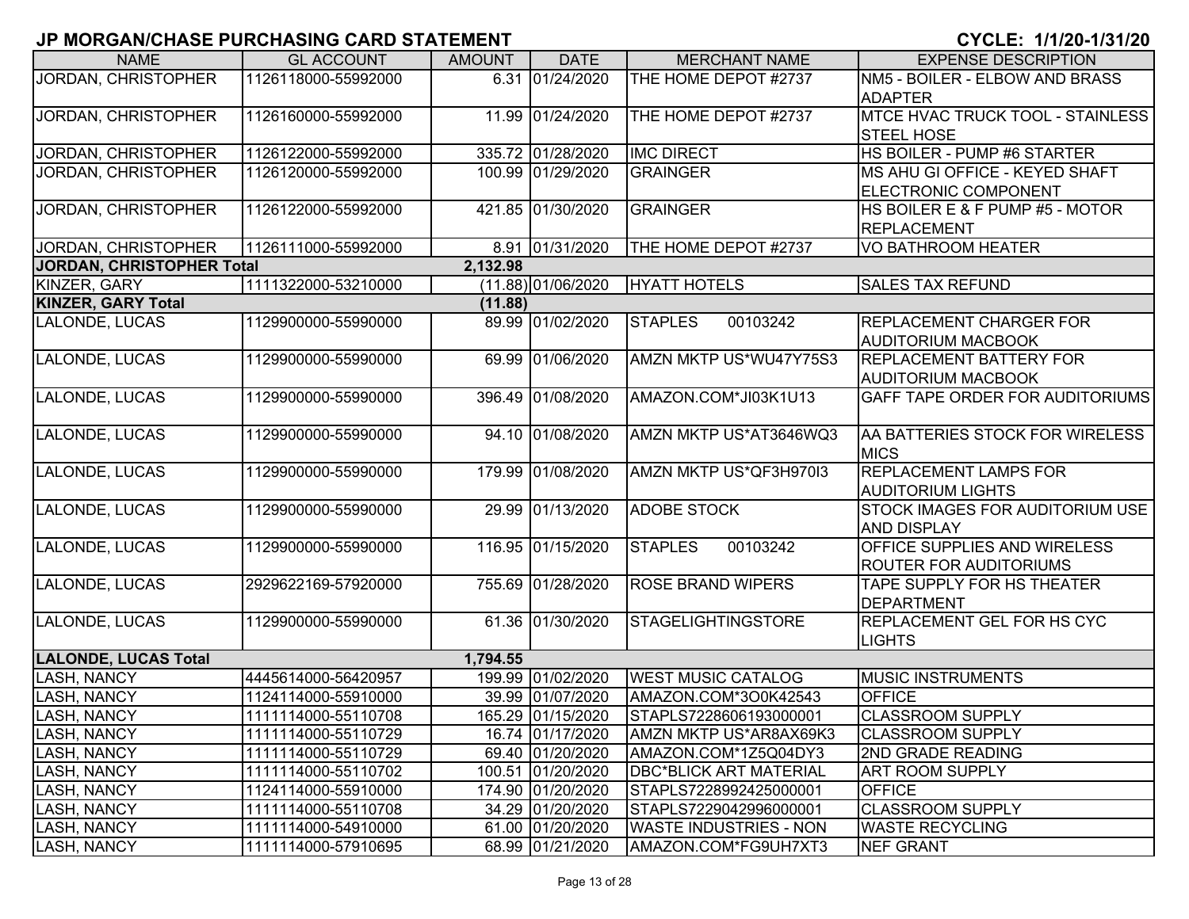## JP MORGAN/CHASE PURCHASING CARD STATEMENT

**CYCLE: 1/1/20-1/31/20**

| NAME | GL ACCOUNT | AMOUNT | DATE | MERCHANT NAME | EXPENSE DESCRIPTION |
|---|---|---|---|---|---|
| JORDAN, CHRISTOPHER | 1126118000-55992000 | 6.31 | 01/24/2020 | THE HOME DEPOT #2737 | NM5 - BOILER - ELBOW AND BRASS ADAPTER |
| JORDAN, CHRISTOPHER | 1126160000-55992000 | 11.99 | 01/24/2020 | THE HOME DEPOT #2737 | MTCE HVAC TRUCK TOOL - STAINLESS STEEL HOSE |
| JORDAN, CHRISTOPHER | 1126122000-55992000 | 335.72 | 01/28/2020 | IMC DIRECT | HS BOILER - PUMP #6 STARTER |
| JORDAN, CHRISTOPHER | 1126120000-55992000 | 100.99 | 01/29/2020 | GRAINGER | MS AHU GI OFFICE - KEYED SHAFT ELECTRONIC COMPONENT |
| JORDAN, CHRISTOPHER | 1126122000-55992000 | 421.85 | 01/30/2020 | GRAINGER | HS BOILER E & F PUMP #5 - MOTOR REPLACEMENT |
| JORDAN, CHRISTOPHER | 1126111000-55992000 | 8.91 | 01/31/2020 | THE HOME DEPOT #2737 | VO BATHROOM HEATER |
| **JORDAN, CHRISTOPHER Total** | | **2,132.98** | | | |
| KINZER, GARY | 1111322000-53210000 | (11.88) | 01/06/2020 | HYATT HOTELS | SALES TAX REFUND |
| **KINZER, GARY Total** | | **(11.88)** | | | |
| LALONDE, LUCAS | 1129900000-55990000 | 89.99 | 01/02/2020 | STAPLES 00103242 | REPLACEMENT CHARGER FOR AUDITORIUM MACBOOK |
| LALONDE, LUCAS | 1129900000-55990000 | 69.99 | 01/06/2020 | AMZN MKTP US*WU47Y75S3 | REPLACEMENT BATTERY FOR AUDITORIUM MACBOOK |
| LALONDE, LUCAS | 1129900000-55990000 | 396.49 | 01/08/2020 | AMAZON.COM*JI03K1U13 | GAFF TAPE ORDER FOR AUDITORIUMS |
| LALONDE, LUCAS | 1129900000-55990000 | 94.10 | 01/08/2020 | AMZN MKTP US*AT3646WQ3 | AA BATTERIES STOCK FOR WIRELESS MICS |
| LALONDE, LUCAS | 1129900000-55990000 | 179.99 | 01/08/2020 | AMZN MKTP US*QF3H970I3 | REPLACEMENT LAMPS FOR AUDITORIUM LIGHTS |
| LALONDE, LUCAS | 1129900000-55990000 | 29.99 | 01/13/2020 | ADOBE STOCK | STOCK IMAGES FOR AUDITORIUM USE AND DISPLAY |
| LALONDE, LUCAS | 1129900000-55990000 | 116.95 | 01/15/2020 | STAPLES 00103242 | OFFICE SUPPLIES AND WIRELESS ROUTER FOR AUDITORIUMS |
| LALONDE, LUCAS | 2929622169-57920000 | 755.69 | 01/28/2020 | ROSE BRAND WIPERS | TAPE SUPPLY FOR HS THEATER DEPARTMENT |
| LALONDE, LUCAS | 1129900000-55990000 | 61.36 | 01/30/2020 | STAGELIGHTINGSTORE | REPLACEMENT GEL FOR HS CYC LIGHTS |
| **LALONDE, LUCAS Total** | | **1,794.55** | | | |
| LASH, NANCY | 4445614000-56420957 | 199.99 | 01/02/2020 | WEST MUSIC CATALOG | MUSIC INSTRUMENTS |
| LASH, NANCY | 1124114000-55910000 | 39.99 | 01/07/2020 | AMAZON.COM*3O0K42543 | OFFICE |
| LASH, NANCY | 1111114000-55110708 | 165.29 | 01/15/2020 | STAPLS7228606193000001 | CLASSROOM SUPPLY |
| LASH, NANCY | 1111114000-55110729 | 16.74 | 01/17/2020 | AMZN MKTP US*AR8AX69K3 | CLASSROOM SUPPLY |
| LASH, NANCY | 1111114000-55110729 | 69.40 | 01/20/2020 | AMAZON.COM*1Z5Q04DY3 | 2ND GRADE READING |
| LASH, NANCY | 1111114000-55110702 | 100.51 | 01/20/2020 | DBC*BLICK ART MATERIAL | ART ROOM SUPPLY |
| LASH, NANCY | 1124114000-55910000 | 174.90 | 01/20/2020 | STAPLS7228992425000001 | OFFICE |
| LASH, NANCY | 1111114000-55110708 | 34.29 | 01/20/2020 | STAPLS7229042996000001 | CLASSROOM SUPPLY |
| LASH, NANCY | 1111114000-54910000 | 61.00 | 01/20/2020 | WASTE INDUSTRIES - NON | WASTE RECYCLING |
| LASH, NANCY | 1111114000-57910695 | 68.99 | 01/21/2020 | AMAZON.COM*FG9UH7XT3 | NEF GRANT |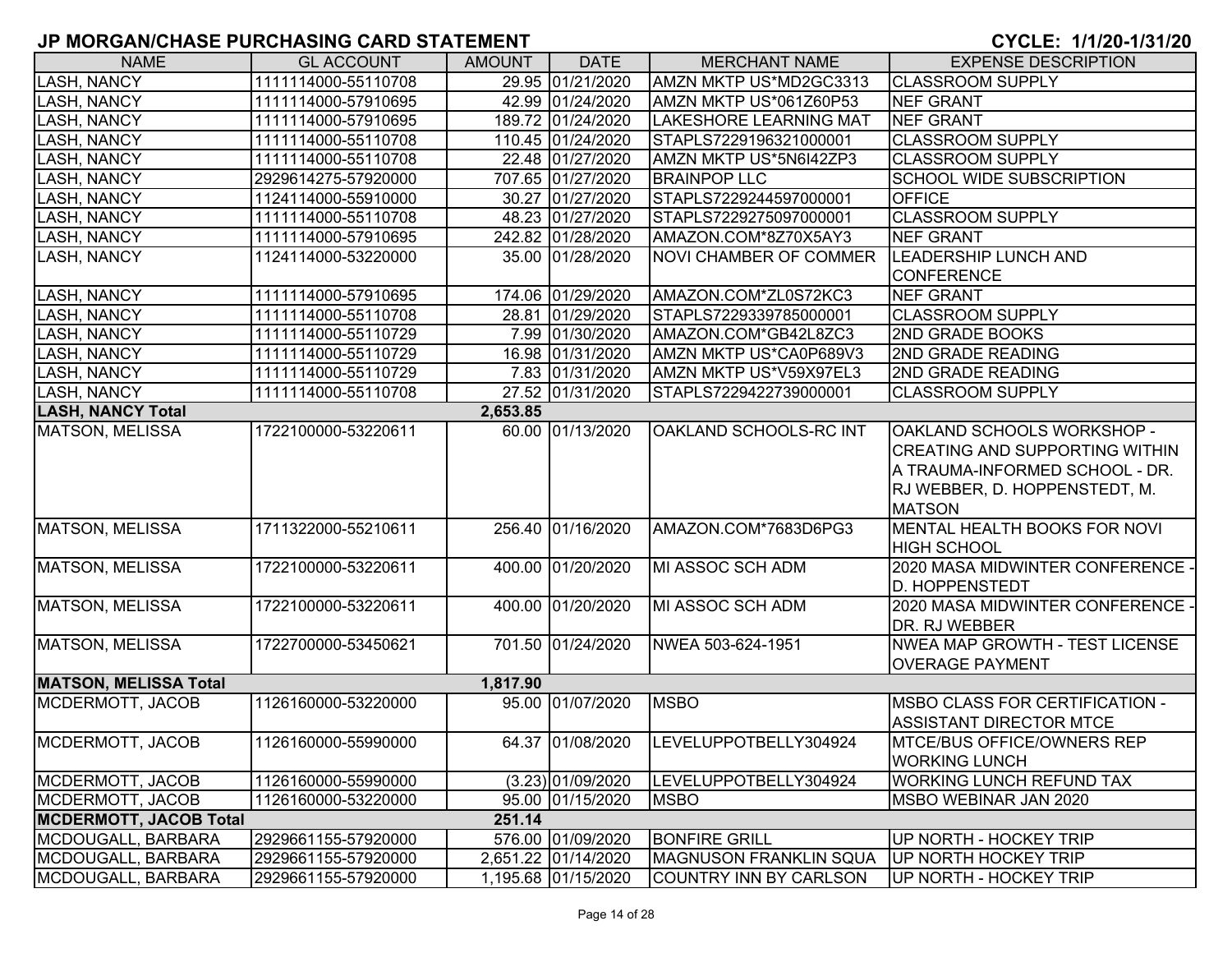## JP MORGAN/CHASE PURCHASING CARD STATEMENT

**CYCLE: 1/1/20-1/31/20**

| NAME | GL ACCOUNT | AMOUNT | DATE | MERCHANT NAME | EXPENSE DESCRIPTION |
|---|---|---|---|---|---|
| LASH, NANCY | 1111114000-55110708 | 29.95 | 01/21/2020 | AMZN MKTP US*MD2GC3313 | CLASSROOM SUPPLY |
| LASH, NANCY | 1111114000-57910695 | 42.99 | 01/24/2020 | AMZN MKTP US*061Z60P53 | NEF GRANT |
| LASH, NANCY | 1111114000-57910695 | 189.72 | 01/24/2020 | LAKESHORE LEARNING MAT | NEF GRANT |
| LASH, NANCY | 1111114000-55110708 | 110.45 | 01/24/2020 | STAPLS7229196321000001 | CLASSROOM SUPPLY |
| LASH, NANCY | 1111114000-55110708 | 22.48 | 01/27/2020 | AMZN MKTP US*5N6I42ZP3 | CLASSROOM SUPPLY |
| LASH, NANCY | 2929614275-57920000 | 707.65 | 01/27/2020 | BRAINPOP LLC | SCHOOL WIDE SUBSCRIPTION |
| LASH, NANCY | 1124114000-55910000 | 30.27 | 01/27/2020 | STAPLS7229244597000001 | OFFICE |
| LASH, NANCY | 1111114000-55110708 | 48.23 | 01/27/2020 | STAPLS7229275097000001 | CLASSROOM SUPPLY |
| LASH, NANCY | 1111114000-57910695 | 242.82 | 01/28/2020 | AMAZON.COM*8Z70X5AY3 | NEF GRANT |
| LASH, NANCY | 1124114000-53220000 | 35.00 | 01/28/2020 | NOVI CHAMBER OF COMMER | LEADERSHIP LUNCH AND CONFERENCE |
| LASH, NANCY | 1111114000-57910695 | 174.06 | 01/29/2020 | AMAZON.COM*ZL0S72KC3 | NEF GRANT |
| LASH, NANCY | 1111114000-55110708 | 28.81 | 01/29/2020 | STAPLS7229339785000001 | CLASSROOM SUPPLY |
| LASH, NANCY | 1111114000-55110729 | 7.99 | 01/30/2020 | AMAZON.COM*GB42L8ZC3 | 2ND GRADE BOOKS |
| LASH, NANCY | 1111114000-55110729 | 16.98 | 01/31/2020 | AMZN MKTP US*CA0P689V3 | 2ND GRADE READING |
| LASH, NANCY | 1111114000-55110729 | 7.83 | 01/31/2020 | AMZN MKTP US*V59X97EL3 | 2ND GRADE READING |
| LASH, NANCY | 1111114000-55110708 | 27.52 | 01/31/2020 | STAPLS7229422739000001 | CLASSROOM SUPPLY |
| **LASH, NANCY Total** | | **2,653.85** | | | |
| MATSON, MELISSA | 1722100000-53220611 | 60.00 | 01/13/2020 | OAKLAND SCHOOLS-RC INT | OAKLAND SCHOOLS WORKSHOP - CREATING AND SUPPORTING WITHIN A TRAUMA-INFORMED SCHOOL - DR. RJ WEBBER, D. HOPPENSTEDT, M. MATSON |
| MATSON, MELISSA | 1711322000-55210611 | 256.40 | 01/16/2020 | AMAZON.COM*7683D6PG3 | MENTAL HEALTH BOOKS FOR NOVI HIGH SCHOOL |
| MATSON, MELISSA | 1722100000-53220611 | 400.00 | 01/20/2020 | MI ASSOC SCH ADM | 2020 MASA MIDWINTER CONFERENCE - D. HOPPENSTEDT |
| MATSON, MELISSA | 1722100000-53220611 | 400.00 | 01/20/2020 | MI ASSOC SCH ADM | 2020 MASA MIDWINTER CONFERENCE - DR. RJ WEBBER |
| MATSON, MELISSA | 1722700000-53450621 | 701.50 | 01/24/2020 | NWEA 503-624-1951 | NWEA MAP GROWTH - TEST LICENSE OVERAGE PAYMENT |
| **MATSON, MELISSA Total** | | **1,817.90** | | | |
| MCDERMOTT, JACOB | 1126160000-53220000 | 95.00 | 01/07/2020 | MSBO | MSBO CLASS FOR CERTIFICATION - ASSISTANT DIRECTOR MTCE |
| MCDERMOTT, JACOB | 1126160000-55990000 | 64.37 | 01/08/2020 | LEVELUPPOTBELLY304924 | MTCE/BUS OFFICE/OWNERS REP WORKING LUNCH |
| MCDERMOTT, JACOB | 1126160000-55990000 | (3.23) | 01/09/2020 | LEVELUPPOTBELLY304924 | WORKING LUNCH REFUND TAX |
| MCDERMOTT, JACOB | 1126160000-53220000 | 95.00 | 01/15/2020 | MSBO | MSBO WEBINAR JAN 2020 |
| **MCDERMOTT, JACOB Total** | | **251.14** | | | |
| MCDOUGALL, BARBARA | 2929661155-57920000 | 576.00 | 01/09/2020 | BONFIRE GRILL | UP NORTH - HOCKEY TRIP |
| MCDOUGALL, BARBARA | 2929661155-57920000 | 2,651.22 | 01/14/2020 | MAGNUSON FRANKLIN SQUA | UP NORTH HOCKEY TRIP |
| MCDOUGALL, BARBARA | 2929661155-57920000 | 1,195.68 | 01/15/2020 | COUNTRY INN BY CARLSON | UP NORTH - HOCKEY TRIP |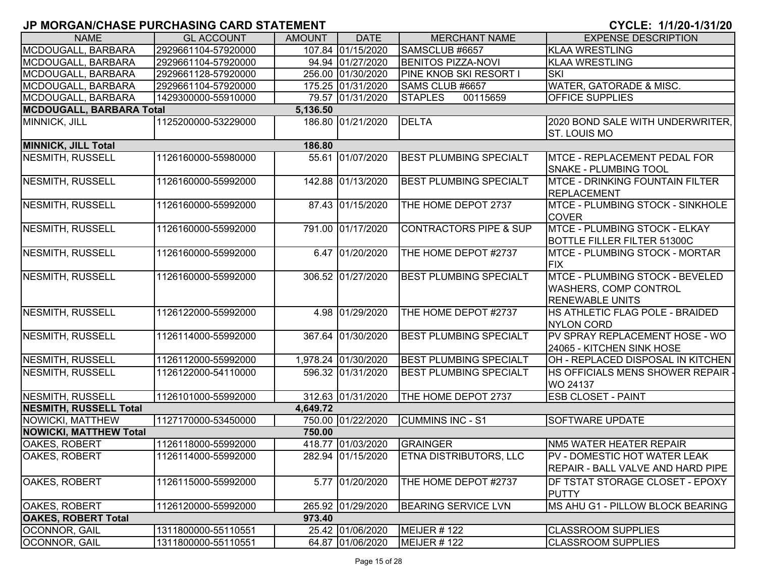# JP MORGAN/CHASE PURCHASING CARD STATEMENT

**CYCLE: 1/1/20-1/31/20**

| NAME | GL ACCOUNT | AMOUNT | DATE | MERCHANT NAME | EXPENSE DESCRIPTION |
|---|---|---|---|---|---|
| MCDOUGALL, BARBARA | 2929661104-57920000 | 107.84 | 01/15/2020 | SAMSCLUB #6657 | KLAA WRESTLING |
| MCDOUGALL, BARBARA | 2929661104-57920000 | 94.94 | 01/27/2020 | BENITOS PIZZA-NOVI | KLAA WRESTLING |
| MCDOUGALL, BARBARA | 2929661128-57920000 | 256.00 | 01/30/2020 | PINE KNOB SKI RESORT I | SKI |
| MCDOUGALL, BARBARA | 2929661104-57920000 | 175.25 | 01/31/2020 | SAMS CLUB #6657 | WATER, GATORADE & MISC. |
| MCDOUGALL, BARBARA | 1429300000-55910000 | 79.57 | 01/31/2020 | STAPLES 00115659 | OFFICE SUPPLIES |
| **MCDOUGALL, BARBARA Total** | | **5,136.50** | | | |
| MINNICK, JILL | 1125200000-53229000 | 186.80 | 01/21/2020 | DELTA | 2020 BOND SALE WITH UNDERWRITER, ST. LOUIS MO |
| **MINNICK, JILL Total** | | **186.80** | | | |
| NESMITH, RUSSELL | 1126160000-55980000 | 55.61 | 01/07/2020 | BEST PLUMBING SPECIALT | MTCE - REPLACEMENT PEDAL FOR SNAKE - PLUMBING TOOL |
| NESMITH, RUSSELL | 1126160000-55992000 | 142.88 | 01/13/2020 | BEST PLUMBING SPECIALT | MTCE - DRINKING FOUNTAIN FILTER REPLACEMENT |
| NESMITH, RUSSELL | 1126160000-55992000 | 87.43 | 01/15/2020 | THE HOME DEPOT 2737 | MTCE - PLUMBING STOCK - SINKHOLE COVER |
| NESMITH, RUSSELL | 1126160000-55992000 | 791.00 | 01/17/2020 | CONTRACTORS PIPE & SUP | MTCE - PLUMBING STOCK - ELKAY BOTTLE FILLER FILTER 51300C |
| NESMITH, RUSSELL | 1126160000-55992000 | 6.47 | 01/20/2020 | THE HOME DEPOT #2737 | MTCE - PLUMBING STOCK - MORTAR FIX |
| NESMITH, RUSSELL | 1126160000-55992000 | 306.52 | 01/27/2020 | BEST PLUMBING SPECIALT | MTCE - PLUMBING STOCK - BEVELED WASHERS, COMP CONTROL RENEWABLE UNITS |
| NESMITH, RUSSELL | 1126122000-55992000 | 4.98 | 01/29/2020 | THE HOME DEPOT #2737 | HS ATHLETIC FLAG POLE - BRAIDED NYLON CORD |
| NESMITH, RUSSELL | 1126114000-55992000 | 367.64 | 01/30/2020 | BEST PLUMBING SPECIALT | PV SPRAY REPLACEMENT HOSE - WO 24065 - KITCHEN SINK HOSE |
| NESMITH, RUSSELL | 1126112000-55992000 | 1,978.24 | 01/30/2020 | BEST PLUMBING SPECIALT | OH - REPLACED DISPOSAL IN KITCHEN |
| NESMITH, RUSSELL | 1126122000-54110000 | 596.32 | 01/31/2020 | BEST PLUMBING SPECIALT | HS OFFICIALS MENS SHOWER REPAIR - WO 24137 |
| NESMITH, RUSSELL | 1126101000-55992000 | 312.63 | 01/31/2020 | THE HOME DEPOT 2737 | ESB CLOSET - PAINT |
| **NESMITH, RUSSELL Total** | | **4,649.72** | | | |
| NOWICKI, MATTHEW | 1127170000-53450000 | 750.00 | 01/22/2020 | CUMMINS INC - S1 | SOFTWARE UPDATE |
| **NOWICKI, MATTHEW Total** | | **750.00** | | | |
| OAKES, ROBERT | 1126118000-55992000 | 418.77 | 01/03/2020 | GRAINGER | NM5 WATER HEATER REPAIR |
| OAKES, ROBERT | 1126114000-55992000 | 282.94 | 01/15/2020 | ETNA DISTRIBUTORS, LLC | PV - DOMESTIC HOT WATER LEAK REPAIR - BALL VALVE AND HARD PIPE |
| OAKES, ROBERT | 1126115000-55992000 | 5.77 | 01/20/2020 | THE HOME DEPOT #2737 | DF TSTAT STORAGE CLOSET - EPOXY PUTTY |
| OAKES, ROBERT | 1126120000-55992000 | 265.92 | 01/29/2020 | BEARING SERVICE LVN | MS AHU G1 - PILLOW BLOCK BEARING |
| **OAKES, ROBERT Total** | | **973.40** | | | |
| OCONNOR, GAIL | 1311800000-55110551 | 25.42 | 01/06/2020 | MEIJER # 122 | CLASSROOM SUPPLIES |
| OCONNOR, GAIL | 1311800000-55110551 | 64.87 | 01/06/2020 | MEIJER # 122 | CLASSROOM SUPPLIES |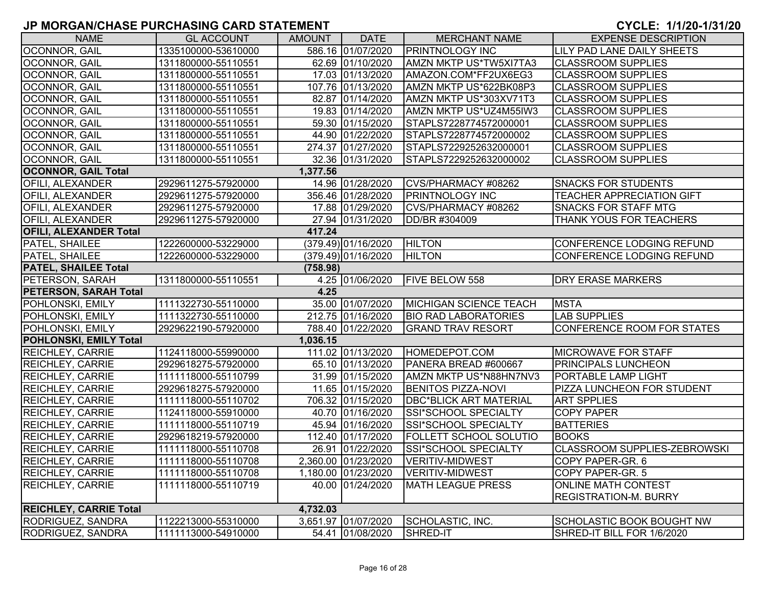## JP MORGAN/CHASE PURCHASING CARD STATEMENT

**CYCLE: 1/1/20-1/31/20**

| NAME | GL ACCOUNT | AMOUNT | DATE | MERCHANT NAME | EXPENSE DESCRIPTION |
|---|---|---|---|---|---|
| OCONNOR, GAIL | 1335100000-53610000 | 586.16 | 01/07/2020 | PRINTNOLOGY INC | LILY PAD LANE DAILY SHEETS |
| OCONNOR, GAIL | 1311800000-55110551 | 62.69 | 01/10/2020 | AMZN MKTP US*TW5XI7TA3 | CLASSROOM SUPPLIES |
| OCONNOR, GAIL | 1311800000-55110551 | 17.03 | 01/13/2020 | AMAZON.COM*FF2UX6EG3 | CLASSROOM SUPPLIES |
| OCONNOR, GAIL | 1311800000-55110551 | 107.76 | 01/13/2020 | AMZN MKTP US*622BK08P3 | CLASSROOM SUPPLIES |
| OCONNOR, GAIL | 1311800000-55110551 | 82.87 | 01/14/2020 | AMZN MKTP US*303XV71T3 | CLASSROOM SUPPLIES |
| OCONNOR, GAIL | 1311800000-55110551 | 19.83 | 01/14/2020 | AMZN MKTP US*UZ4M55IW3 | CLASSROOM SUPPLIES |
| OCONNOR, GAIL | 1311800000-55110551 | 59.30 | 01/15/2020 | STAPLS7228774572000001 | CLASSROOM SUPPLIES |
| OCONNOR, GAIL | 1311800000-55110551 | 44.90 | 01/22/2020 | STAPLS7228774572000002 | CLASSROOM SUPPLIES |
| OCONNOR, GAIL | 1311800000-55110551 | 274.37 | 01/27/2020 | STAPLS7229252632000001 | CLASSROOM SUPPLIES |
| OCONNOR, GAIL | 1311800000-55110551 | 32.36 | 01/31/2020 | STAPLS7229252632000002 | CLASSROOM SUPPLIES |
| **OCONNOR, GAIL Total** | | **1,377.56** | | | |
| OFILI, ALEXANDER | 2929611275-57920000 | 14.96 | 01/28/2020 | CVS/PHARMACY #08262 | SNACKS FOR STUDENTS |
| OFILI, ALEXANDER | 2929611275-57920000 | 356.46 | 01/28/2020 | PRINTNOLOGY INC | TEACHER APPRECIATION GIFT |
| OFILI, ALEXANDER | 2929611275-57920000 | 17.88 | 01/29/2020 | CVS/PHARMACY #08262 | SNACKS FOR STAFF MTG |
| OFILI, ALEXANDER | 2929611275-57920000 | 27.94 | 01/31/2020 | DD/BR #304009 | THANK YOUS FOR TEACHERS |
| **OFILI, ALEXANDER Total** | | **417.24** | | | |
| PATEL, SHAILEE | 1222600000-53229000 | (379.49) | 01/16/2020 | HILTON | CONFERENCE LODGING REFUND |
| PATEL, SHAILEE | 1222600000-53229000 | (379.49) | 01/16/2020 | HILTON | CONFERENCE LODGING REFUND |
| **PATEL, SHAILEE Total** | | **(758.98)** | | | |
| PETERSON, SARAH | 1311800000-55110551 | 4.25 | 01/06/2020 | FIVE BELOW 558 | DRY ERASE MARKERS |
| **PETERSON, SARAH Total** | | **4.25** | | | |
| POHLONSKI, EMILY | 1111322730-55110000 | 35.00 | 01/07/2020 | MICHIGAN SCIENCE TEACH | MSTA |
| POHLONSKI, EMILY | 1111322730-55110000 | 212.75 | 01/16/2020 | BIO RAD LABORATORIES | LAB SUPPLIES |
| POHLONSKI, EMILY | 2929622190-57920000 | 788.40 | 01/22/2020 | GRAND TRAV RESORT | CONFERENCE ROOM FOR STATES |
| **POHLONSKI, EMILY Total** | | **1,036.15** | | | |
| REICHLEY, CARRIE | 1124118000-55990000 | 111.02 | 01/13/2020 | HOMEDEPOT.COM | MICROWAVE FOR STAFF |
| REICHLEY, CARRIE | 2929618275-57920000 | 65.10 | 01/13/2020 | PANERA BREAD #600667 | PRINCIPALS LUNCHEON |
| REICHLEY, CARRIE | 1111118000-55110799 | 31.99 | 01/15/2020 | AMZN MKTP US*N88HN7NV3 | PORTABLE LAMP LIGHT |
| REICHLEY, CARRIE | 2929618275-57920000 | 11.65 | 01/15/2020 | BENITOS PIZZA-NOVI | PIZZA LUNCHEON FOR STUDENT |
| REICHLEY, CARRIE | 1111118000-55110702 | 706.32 | 01/15/2020 | DBC*BLICK ART MATERIAL | ART SPPLIES |
| REICHLEY, CARRIE | 1124118000-55910000 | 40.70 | 01/16/2020 | SSI*SCHOOL SPECIALTY | COPY PAPER |
| REICHLEY, CARRIE | 1111118000-55110719 | 45.94 | 01/16/2020 | SSI*SCHOOL SPECIALTY | BATTERIES |
| REICHLEY, CARRIE | 2929618219-57920000 | 112.40 | 01/17/2020 | FOLLETT SCHOOL SOLUTIO | BOOKS |
| REICHLEY, CARRIE | 1111118000-55110708 | 26.91 | 01/22/2020 | SSI*SCHOOL SPECIALTY | CLASSROOM SUPPLIES-ZEBROWSKI |
| REICHLEY, CARRIE | 1111118000-55110708 | 2,360.00 | 01/23/2020 | VERITIV-MIDWEST | COPY PAPER-GR. 6 |
| REICHLEY, CARRIE | 1111118000-55110708 | 1,180.00 | 01/23/2020 | VERITIV-MIDWEST | COPY PAPER-GR. 5 |
| REICHLEY, CARRIE | 1111118000-55110719 | 40.00 | 01/24/2020 | MATH LEAGUE PRESS | ONLINE MATH CONTEST REGISTRATION-M. BURRY |
| **REICHLEY, CARRIE Total** | | **4,732.03** | | | |
| RODRIGUEZ, SANDRA | 1122213000-55310000 | 3,651.97 | 01/07/2020 | SCHOLASTIC, INC. | SCHOLASTIC BOOK BOUGHT NW |
| RODRIGUEZ, SANDRA | 1111113000-54910000 | 54.41 | 01/08/2020 | SHRED-IT | SHRED-IT BILL FOR 1/6/2020 |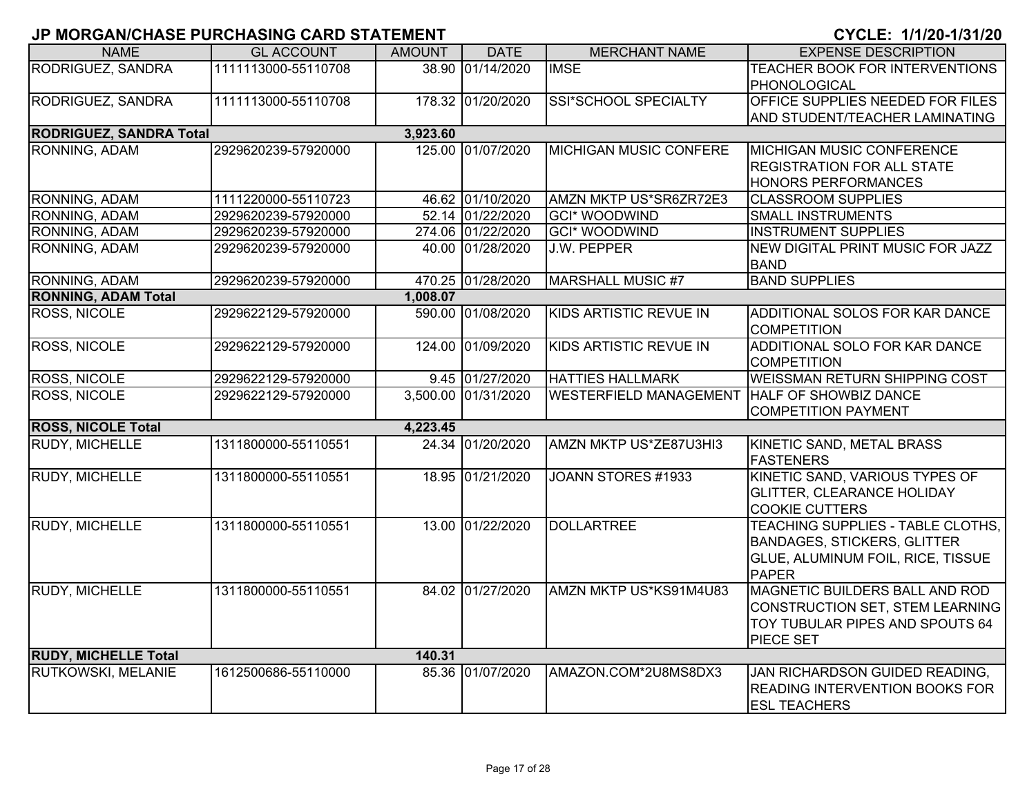## JP MORGAN/CHASE PURCHASING CARD STATEMENT

**CYCLE: 1/1/20-1/31/20**

| NAME | GL ACCOUNT | AMOUNT | DATE | MERCHANT NAME | EXPENSE DESCRIPTION |
|---|---|---|---|---|---|
| RODRIGUEZ, SANDRA | 1111113000-55110708 | 38.90 | 01/14/2020 | IMSE | TEACHER BOOK FOR INTERVENTIONS PHONOLOGICAL |
| RODRIGUEZ, SANDRA | 1111113000-55110708 | 178.32 | 01/20/2020 | SSI*SCHOOL SPECIALTY | OFFICE SUPPLIES NEEDED FOR FILES AND STUDENT/TEACHER LAMINATING |
| **RODRIGUEZ, SANDRA Total** | | **3,923.60** | | | |
| RONNING, ADAM | 2929620239-57920000 | 125.00 | 01/07/2020 | MICHIGAN MUSIC CONFERE | MICHIGAN MUSIC CONFERENCE REGISTRATION FOR ALL STATE HONORS PERFORMANCES |
| RONNING, ADAM | 1111220000-55110723 | 46.62 | 01/10/2020 | AMZN MKTP US*SR6ZR72E3 | CLASSROOM SUPPLIES |
| RONNING, ADAM | 2929620239-57920000 | 52.14 | 01/22/2020 | GCI* WOODWIND | SMALL INSTRUMENTS |
| RONNING, ADAM | 2929620239-57920000 | 274.06 | 01/22/2020 | GCI* WOODWIND | INSTRUMENT SUPPLIES |
| RONNING, ADAM | 2929620239-57920000 | 40.00 | 01/28/2020 | J.W. PEPPER | NEW DIGITAL PRINT MUSIC FOR JAZZ BAND |
| RONNING, ADAM | 2929620239-57920000 | 470.25 | 01/28/2020 | MARSHALL MUSIC #7 | BAND SUPPLIES |
| **RONNING, ADAM Total** | | **1,008.07** | | | |
| ROSS, NICOLE | 2929622129-57920000 | 590.00 | 01/08/2020 | KIDS ARTISTIC REVUE IN | ADDITIONAL SOLOS FOR KAR DANCE COMPETITION |
| ROSS, NICOLE | 2929622129-57920000 | 124.00 | 01/09/2020 | KIDS ARTISTIC REVUE IN | ADDITIONAL SOLO FOR KAR DANCE COMPETITION |
| ROSS, NICOLE | 2929622129-57920000 | 9.45 | 01/27/2020 | HATTIES HALLMARK | WEISSMAN RETURN SHIPPING COST |
| ROSS, NICOLE | 2929622129-57920000 | 3,500.00 | 01/31/2020 | WESTERFIELD MANAGEMENT | HALF OF SHOWBIZ DANCE COMPETITION PAYMENT |
| **ROSS, NICOLE Total** | | **4,223.45** | | | |
| RUDY, MICHELLE | 1311800000-55110551 | 24.34 | 01/20/2020 | AMZN MKTP US*ZE87U3HI3 | KINETIC SAND, METAL BRASS FASTENERS |
| RUDY, MICHELLE | 1311800000-55110551 | 18.95 | 01/21/2020 | JOANN STORES #1933 | KINETIC SAND, VARIOUS TYPES OF GLITTER, CLEARANCE HOLIDAY COOKIE CUTTERS |
| RUDY, MICHELLE | 1311800000-55110551 | 13.00 | 01/22/2020 | DOLLARTREE | TEACHING SUPPLIES - TABLE CLOTHS, BANDAGES, STICKERS, GLITTER GLUE, ALUMINUM FOIL, RICE, TISSUE PAPER |
| RUDY, MICHELLE | 1311800000-55110551 | 84.02 | 01/27/2020 | AMZN MKTP US*KS91M4U83 | MAGNETIC BUILDERS BALL AND ROD CONSTRUCTION SET, STEM LEARNING TOY TUBULAR PIPES AND SPOUTS 64 PIECE SET |
| **RUDY, MICHELLE Total** | | **140.31** | | | |
| RUTKOWSKI, MELANIE | 1612500686-55110000 | 85.36 | 01/07/2020 | AMAZON.COM*2U8MS8DX3 | JAN RICHARDSON GUIDED READING, READING INTERVENTION BOOKS FOR ESL TEACHERS |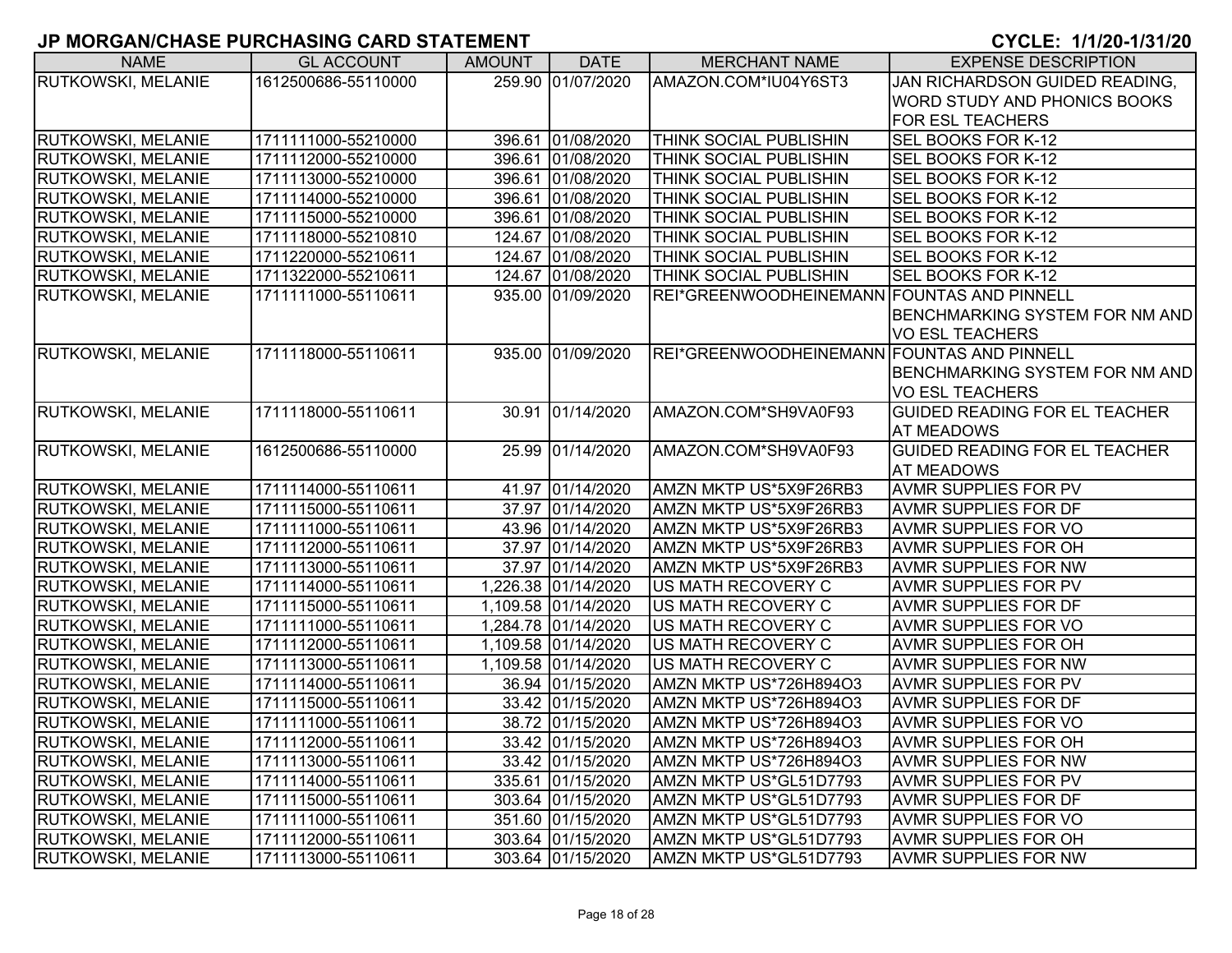# JP MORGAN/CHASE PURCHASING CARD STATEMENT

**CYCLE: 1/1/20-1/31/20**

| NAME | GL ACCOUNT | AMOUNT | DATE | MERCHANT NAME | EXPENSE DESCRIPTION |
|---|---|---|---|---|---|
| RUTKOWSKI, MELANIE | 1612500686-55110000 | 259.90 | 01/07/2020 | AMAZON.COM*IU04Y6ST3 | JAN RICHARDSON GUIDED READING, WORD STUDY AND PHONICS BOOKS FOR ESL TEACHERS |
| RUTKOWSKI, MELANIE | 1711111000-55210000 | 396.61 | 01/08/2020 | THINK SOCIAL PUBLISHIN | SEL BOOKS FOR K-12 |
| RUTKOWSKI, MELANIE | 1711112000-55210000 | 396.61 | 01/08/2020 | THINK SOCIAL PUBLISHIN | SEL BOOKS FOR K-12 |
| RUTKOWSKI, MELANIE | 1711113000-55210000 | 396.61 | 01/08/2020 | THINK SOCIAL PUBLISHIN | SEL BOOKS FOR K-12 |
| RUTKOWSKI, MELANIE | 1711114000-55210000 | 396.61 | 01/08/2020 | THINK SOCIAL PUBLISHIN | SEL BOOKS FOR K-12 |
| RUTKOWSKI, MELANIE | 1711115000-55210000 | 396.61 | 01/08/2020 | THINK SOCIAL PUBLISHIN | SEL BOOKS FOR K-12 |
| RUTKOWSKI, MELANIE | 1711118000-55210810 | 124.67 | 01/08/2020 | THINK SOCIAL PUBLISHIN | SEL BOOKS FOR K-12 |
| RUTKOWSKI, MELANIE | 1711220000-55210611 | 124.67 | 01/08/2020 | THINK SOCIAL PUBLISHIN | SEL BOOKS FOR K-12 |
| RUTKOWSKI, MELANIE | 1711322000-55210611 | 124.67 | 01/08/2020 | THINK SOCIAL PUBLISHIN | SEL BOOKS FOR K-12 |
| RUTKOWSKI, MELANIE | 1711111000-55110611 | 935.00 | 01/09/2020 | REI*GREENWOODHEINEMANN | FOUNTAS AND PINNELL BENCHMARKING SYSTEM FOR NM AND VO ESL TEACHERS |
| RUTKOWSKI, MELANIE | 1711118000-55110611 | 935.00 | 01/09/2020 | REI*GREENWOODHEINEMANN | FOUNTAS AND PINNELL BENCHMARKING SYSTEM FOR NM AND VO ESL TEACHERS |
| RUTKOWSKI, MELANIE | 1711118000-55110611 | 30.91 | 01/14/2020 | AMAZON.COM*SH9VA0F93 | GUIDED READING FOR EL TEACHER AT MEADOWS |
| RUTKOWSKI, MELANIE | 1612500686-55110000 | 25.99 | 01/14/2020 | AMAZON.COM*SH9VA0F93 | GUIDED READING FOR EL TEACHER AT MEADOWS |
| RUTKOWSKI, MELANIE | 1711114000-55110611 | 41.97 | 01/14/2020 | AMZN MKTP US*5X9F26RB3 | AVMR SUPPLIES FOR PV |
| RUTKOWSKI, MELANIE | 1711115000-55110611 | 37.97 | 01/14/2020 | AMZN MKTP US*5X9F26RB3 | AVMR SUPPLIES FOR DF |
| RUTKOWSKI, MELANIE | 1711111000-55110611 | 43.96 | 01/14/2020 | AMZN MKTP US*5X9F26RB3 | AVMR SUPPLIES FOR VO |
| RUTKOWSKI, MELANIE | 1711112000-55110611 | 37.97 | 01/14/2020 | AMZN MKTP US*5X9F26RB3 | AVMR SUPPLIES FOR OH |
| RUTKOWSKI, MELANIE | 1711113000-55110611 | 37.97 | 01/14/2020 | AMZN MKTP US*5X9F26RB3 | AVMR SUPPLIES FOR NW |
| RUTKOWSKI, MELANIE | 1711114000-55110611 | 1,226.38 | 01/14/2020 | US MATH RECOVERY C | AVMR SUPPLIES FOR PV |
| RUTKOWSKI, MELANIE | 1711115000-55110611 | 1,109.58 | 01/14/2020 | US MATH RECOVERY C | AVMR SUPPLIES FOR DF |
| RUTKOWSKI, MELANIE | 1711111000-55110611 | 1,284.78 | 01/14/2020 | US MATH RECOVERY C | AVMR SUPPLIES FOR VO |
| RUTKOWSKI, MELANIE | 1711112000-55110611 | 1,109.58 | 01/14/2020 | US MATH RECOVERY C | AVMR SUPPLIES FOR OH |
| RUTKOWSKI, MELANIE | 1711113000-55110611 | 1,109.58 | 01/14/2020 | US MATH RECOVERY C | AVMR SUPPLIES FOR NW |
| RUTKOWSKI, MELANIE | 1711114000-55110611 | 36.94 | 01/15/2020 | AMZN MKTP US*726H894O3 | AVMR SUPPLIES FOR PV |
| RUTKOWSKI, MELANIE | 1711115000-55110611 | 33.42 | 01/15/2020 | AMZN MKTP US*726H894O3 | AVMR SUPPLIES FOR DF |
| RUTKOWSKI, MELANIE | 1711111000-55110611 | 38.72 | 01/15/2020 | AMZN MKTP US*726H894O3 | AVMR SUPPLIES FOR VO |
| RUTKOWSKI, MELANIE | 1711112000-55110611 | 33.42 | 01/15/2020 | AMZN MKTP US*726H894O3 | AVMR SUPPLIES FOR OH |
| RUTKOWSKI, MELANIE | 1711113000-55110611 | 33.42 | 01/15/2020 | AMZN MKTP US*726H894O3 | AVMR SUPPLIES FOR NW |
| RUTKOWSKI, MELANIE | 1711114000-55110611 | 335.61 | 01/15/2020 | AMZN MKTP US*GL51D7793 | AVMR SUPPLIES FOR PV |
| RUTKOWSKI, MELANIE | 1711115000-55110611 | 303.64 | 01/15/2020 | AMZN MKTP US*GL51D7793 | AVMR SUPPLIES FOR DF |
| RUTKOWSKI, MELANIE | 1711111000-55110611 | 351.60 | 01/15/2020 | AMZN MKTP US*GL51D7793 | AVMR SUPPLIES FOR VO |
| RUTKOWSKI, MELANIE | 1711112000-55110611 | 303.64 | 01/15/2020 | AMZN MKTP US*GL51D7793 | AVMR SUPPLIES FOR OH |
| RUTKOWSKI, MELANIE | 1711113000-55110611 | 303.64 | 01/15/2020 | AMZN MKTP US*GL51D7793 | AVMR SUPPLIES FOR NW |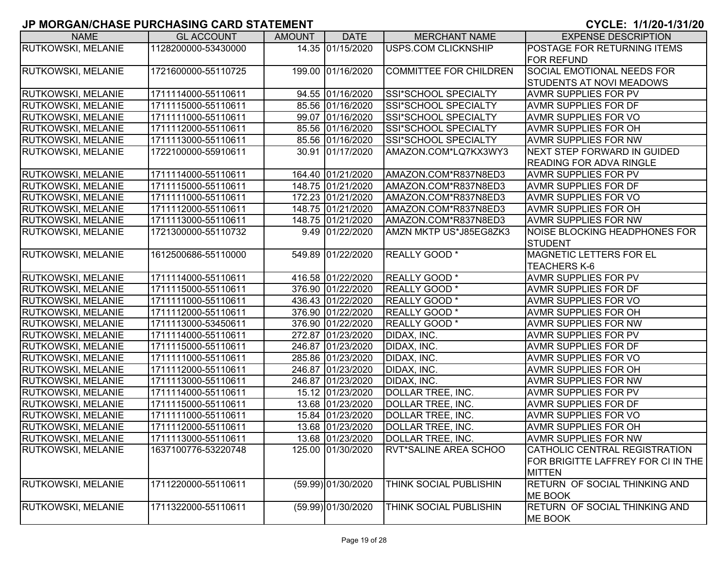# JP MORGAN/CHASE PURCHASING CARD STATEMENT

**CYCLE: 1/1/20-1/31/20**

| NAME | GL ACCOUNT | AMOUNT | DATE | MERCHANT NAME | EXPENSE DESCRIPTION |
|---|---|---|---|---|---|
| RUTKOWSKI, MELANIE | 1128200000-53430000 | 14.35 | 01/15/2020 | USPS.COM CLICKNSHIP | POSTAGE FOR RETURNING ITEMS FOR REFUND |
| RUTKOWSKI, MELANIE | 1721600000-55110725 | 199.00 | 01/16/2020 | COMMITTEE FOR CHILDREN | SOCIAL EMOTIONAL NEEDS FOR STUDENTS AT NOVI MEADOWS |
| RUTKOWSKI, MELANIE | 1711114000-55110611 | 94.55 | 01/16/2020 | SSI*SCHOOL SPECIALTY | AVMR SUPPLIES FOR PV |
| RUTKOWSKI, MELANIE | 1711115000-55110611 | 85.56 | 01/16/2020 | SSI*SCHOOL SPECIALTY | AVMR SUPPLIES FOR DF |
| RUTKOWSKI, MELANIE | 1711111000-55110611 | 99.07 | 01/16/2020 | SSI*SCHOOL SPECIALTY | AVMR SUPPLIES FOR VO |
| RUTKOWSKI, MELANIE | 1711112000-55110611 | 85.56 | 01/16/2020 | SSI*SCHOOL SPECIALTY | AVMR SUPPLIES FOR OH |
| RUTKOWSKI, MELANIE | 1711113000-55110611 | 85.56 | 01/16/2020 | SSI*SCHOOL SPECIALTY | AVMR SUPPLIES FOR NW |
| RUTKOWSKI, MELANIE | 1722100000-55910611 | 30.91 | 01/17/2020 | AMAZON.COM*LQ7KX3WY3 | NEXT STEP FORWARD IN GUIDED READING FOR ADVA RINGLE |
| RUTKOWSKI, MELANIE | 1711114000-55110611 | 164.40 | 01/21/2020 | AMAZON.COM*R837N8ED3 | AVMR SUPPLIES FOR PV |
| RUTKOWSKI, MELANIE | 1711115000-55110611 | 148.75 | 01/21/2020 | AMAZON.COM*R837N8ED3 | AVMR SUPPLIES FOR DF |
| RUTKOWSKI, MELANIE | 1711111000-55110611 | 172.23 | 01/21/2020 | AMAZON.COM*R837N8ED3 | AVMR SUPPLIES FOR VO |
| RUTKOWSKI, MELANIE | 1711112000-55110611 | 148.75 | 01/21/2020 | AMAZON.COM*R837N8ED3 | AVMR SUPPLIES FOR OH |
| RUTKOWSKI, MELANIE | 1711113000-55110611 | 148.75 | 01/21/2020 | AMAZON.COM*R837N8ED3 | AVMR SUPPLIES FOR NW |
| RUTKOWSKI, MELANIE | 1721300000-55110732 | 9.49 | 01/22/2020 | AMZN MKTP US*J85EG8ZK3 | NOISE BLOCKING HEADPHONES FOR STUDENT |
| RUTKOWSKI, MELANIE | 1612500686-55110000 | 549.89 | 01/22/2020 | REALLY GOOD * | MAGNETIC LETTERS FOR EL TEACHERS K-6 |
| RUTKOWSKI, MELANIE | 1711114000-55110611 | 416.58 | 01/22/2020 | REALLY GOOD * | AVMR SUPPLIES FOR PV |
| RUTKOWSKI, MELANIE | 1711115000-55110611 | 376.90 | 01/22/2020 | REALLY GOOD * | AVMR SUPPLIES FOR DF |
| RUTKOWSKI, MELANIE | 1711111000-55110611 | 436.43 | 01/22/2020 | REALLY GOOD * | AVMR SUPPLIES FOR VO |
| RUTKOWSKI, MELANIE | 1711112000-55110611 | 376.90 | 01/22/2020 | REALLY GOOD * | AVMR SUPPLIES FOR OH |
| RUTKOWSKI, MELANIE | 1711113000-53450611 | 376.90 | 01/22/2020 | REALLY GOOD * | AVMR SUPPLIES FOR NW |
| RUTKOWSKI, MELANIE | 1711114000-55110611 | 272.87 | 01/23/2020 | DIDAX, INC. | AVMR SUPPLIES FOR PV |
| RUTKOWSKI, MELANIE | 1711115000-55110611 | 246.87 | 01/23/2020 | DIDAX, INC. | AVMR SUPPLIES FOR DF |
| RUTKOWSKI, MELANIE | 1711111000-55110611 | 285.86 | 01/23/2020 | DIDAX, INC. | AVMR SUPPLIES FOR VO |
| RUTKOWSKI, MELANIE | 1711112000-55110611 | 246.87 | 01/23/2020 | DIDAX, INC. | AVMR SUPPLIES FOR OH |
| RUTKOWSKI, MELANIE | 1711113000-55110611 | 246.87 | 01/23/2020 | DIDAX, INC. | AVMR SUPPLIES FOR NW |
| RUTKOWSKI, MELANIE | 1711114000-55110611 | 15.12 | 01/23/2020 | DOLLAR TREE, INC. | AVMR SUPPLIES FOR PV |
| RUTKOWSKI, MELANIE | 1711115000-55110611 | 13.68 | 01/23/2020 | DOLLAR TREE, INC. | AVMR SUPPLIES FOR DF |
| RUTKOWSKI, MELANIE | 1711111000-55110611 | 15.84 | 01/23/2020 | DOLLAR TREE, INC. | AVMR SUPPLIES FOR VO |
| RUTKOWSKI, MELANIE | 1711112000-55110611 | 13.68 | 01/23/2020 | DOLLAR TREE, INC. | AVMR SUPPLIES FOR OH |
| RUTKOWSKI, MELANIE | 1711113000-55110611 | 13.68 | 01/23/2020 | DOLLAR TREE, INC. | AVMR SUPPLIES FOR NW |
| RUTKOWSKI, MELANIE | 1637100776-53220748 | 125.00 | 01/30/2020 | RVT*SALINE AREA SCHOO | CATHOLIC CENTRAL REGISTRATION FOR BRIGITTE LAFFREY FOR CI IN THE MITTEN |
| RUTKOWSKI, MELANIE | 1711220000-55110611 | (59.99) | 01/30/2020 | THINK SOCIAL PUBLISHIN | RETURN OF SOCIAL THINKING AND ME BOOK |
| RUTKOWSKI, MELANIE | 1711322000-55110611 | (59.99) | 01/30/2020 | THINK SOCIAL PUBLISHIN | RETURN OF SOCIAL THINKING AND ME BOOK |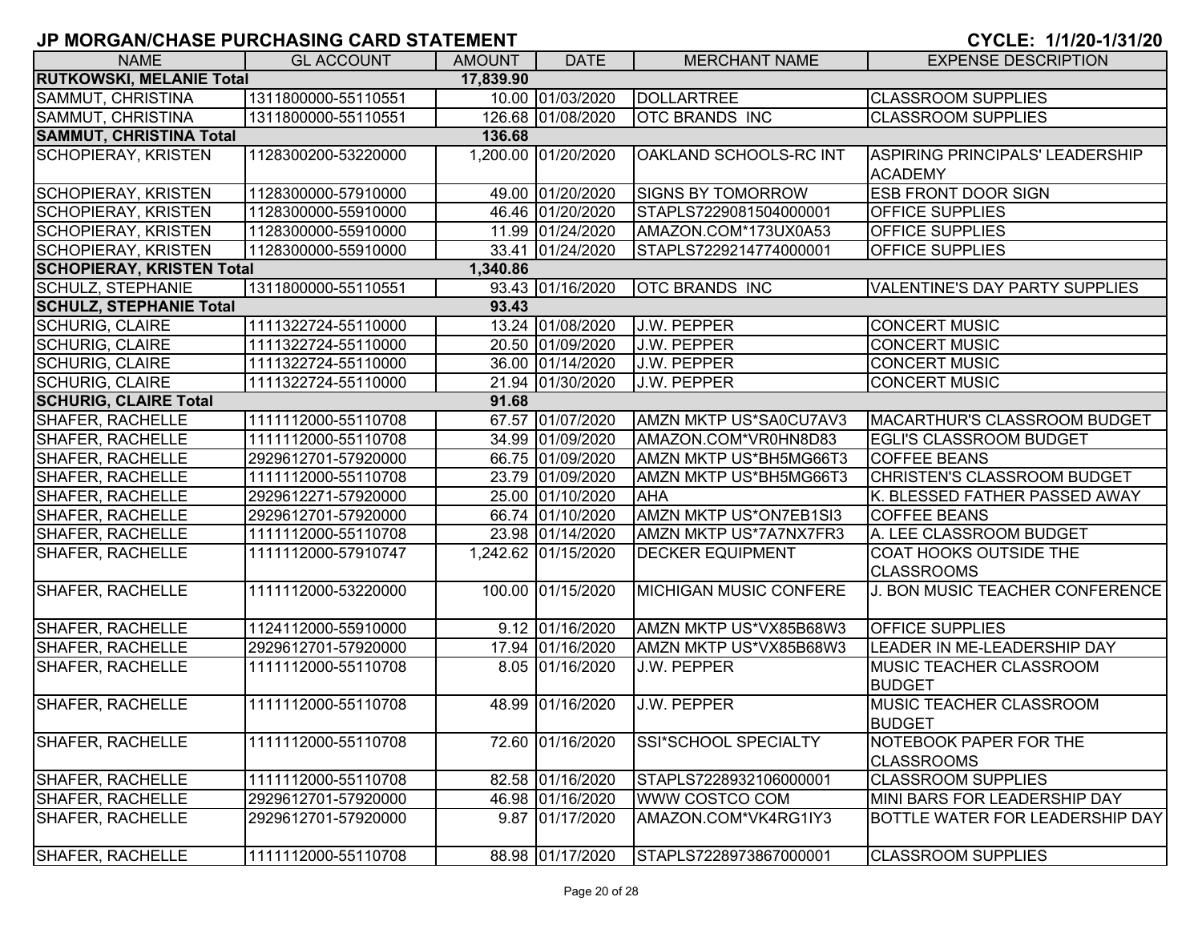# JP MORGAN/CHASE PURCHASING CARD STATEMENT

**CYCLE: 1/1/20-1/31/20**

| NAME | GL ACCOUNT | AMOUNT | DATE | MERCHANT NAME | EXPENSE DESCRIPTION |
|---|---|---|---|---|---|
| **RUTKOWSKI, MELANIE Total** | | **17,839.90** | | | |
| SAMMUT, CHRISTINA | 1311800000-55110551 | 10.00 | 01/03/2020 | DOLLARTREE | CLASSROOM SUPPLIES |
| SAMMUT, CHRISTINA | 1311800000-55110551 | 126.68 | 01/08/2020 | OTC BRANDS INC | CLASSROOM SUPPLIES |
| **SAMMUT, CHRISTINA Total** | | **136.68** | | | |
| SCHOPIERAY, KRISTEN | 1128300200-53220000 | 1,200.00 | 01/20/2020 | OAKLAND SCHOOLS-RC INT | ASPIRING PRINCIPALS' LEADERSHIP ACADEMY |
| SCHOPIERAY, KRISTEN | 1128300000-57910000 | 49.00 | 01/20/2020 | SIGNS BY TOMORROW | ESB FRONT DOOR SIGN |
| SCHOPIERAY, KRISTEN | 1128300000-55910000 | 46.46 | 01/20/2020 | STAPLS7229081504000001 | OFFICE SUPPLIES |
| SCHOPIERAY, KRISTEN | 1128300000-55910000 | 11.99 | 01/24/2020 | AMAZON.COM*173UX0A53 | OFFICE SUPPLIES |
| SCHOPIERAY, KRISTEN | 1128300000-55910000 | 33.41 | 01/24/2020 | STAPLS7229214774000001 | OFFICE SUPPLIES |
| **SCHOPIERAY, KRISTEN Total** | | **1,340.86** | | | |
| SCHULZ, STEPHANIE | 1311800000-55110551 | 93.43 | 01/16/2020 | OTC BRANDS INC | VALENTINE'S DAY PARTY SUPPLIES |
| **SCHULZ, STEPHANIE Total** | | **93.43** | | | |
| SCHURIG, CLAIRE | 1111322724-55110000 | 13.24 | 01/08/2020 | J.W. PEPPER | CONCERT MUSIC |
| SCHURIG, CLAIRE | 1111322724-55110000 | 20.50 | 01/09/2020 | J.W. PEPPER | CONCERT MUSIC |
| SCHURIG, CLAIRE | 1111322724-55110000 | 36.00 | 01/14/2020 | J.W. PEPPER | CONCERT MUSIC |
| SCHURIG, CLAIRE | 1111322724-55110000 | 21.94 | 01/30/2020 | J.W. PEPPER | CONCERT MUSIC |
| **SCHURIG, CLAIRE Total** | | **91.68** | | | |
| SHAFER, RACHELLE | 1111112000-55110708 | 67.57 | 01/07/2020 | AMZN MKTP US*SA0CU7AV3 | MACARTHUR'S CLASSROOM BUDGET |
| SHAFER, RACHELLE | 1111112000-55110708 | 34.99 | 01/09/2020 | AMAZON.COM*VR0HN8D83 | EGLI'S CLASSROOM BUDGET |
| SHAFER, RACHELLE | 2929612701-57920000 | 66.75 | 01/09/2020 | AMZN MKTP US*BH5MG66T3 | COFFEE BEANS |
| SHAFER, RACHELLE | 1111112000-55110708 | 23.79 | 01/09/2020 | AMZN MKTP US*BH5MG66T3 | CHRISTEN'S CLASSROOM BUDGET |
| SHAFER, RACHELLE | 2929612271-57920000 | 25.00 | 01/10/2020 | AHA | K. BLESSED FATHER PASSED AWAY |
| SHAFER, RACHELLE | 2929612701-57920000 | 66.74 | 01/10/2020 | AMZN MKTP US*ON7EB1SI3 | COFFEE BEANS |
| SHAFER, RACHELLE | 1111112000-55110708 | 23.98 | 01/14/2020 | AMZN MKTP US*7A7NX7FR3 | A. LEE CLASSROOM BUDGET |
| SHAFER, RACHELLE | 1111112000-57910747 | 1,242.62 | 01/15/2020 | DECKER EQUIPMENT | COAT HOOKS OUTSIDE THE CLASSROOMS |
| SHAFER, RACHELLE | 1111112000-53220000 | 100.00 | 01/15/2020 | MICHIGAN MUSIC CONFERE | J. BON MUSIC TEACHER CONFERENCE |
| SHAFER, RACHELLE | 1124112000-55910000 | 9.12 | 01/16/2020 | AMZN MKTP US*VX85B68W3 | OFFICE SUPPLIES |
| SHAFER, RACHELLE | 2929612701-57920000 | 17.94 | 01/16/2020 | AMZN MKTP US*VX85B68W3 | LEADER IN ME-LEADERSHIP DAY |
| SHAFER, RACHELLE | 1111112000-55110708 | 8.05 | 01/16/2020 | J.W. PEPPER | MUSIC TEACHER CLASSROOM BUDGET |
| SHAFER, RACHELLE | 1111112000-55110708 | 48.99 | 01/16/2020 | J.W. PEPPER | MUSIC TEACHER CLASSROOM BUDGET |
| SHAFER, RACHELLE | 1111112000-55110708 | 72.60 | 01/16/2020 | SSI*SCHOOL SPECIALTY | NOTEBOOK PAPER FOR THE CLASSROOMS |
| SHAFER, RACHELLE | 1111112000-55110708 | 82.58 | 01/16/2020 | STAPLS7228932106000001 | CLASSROOM SUPPLIES |
| SHAFER, RACHELLE | 2929612701-57920000 | 46.98 | 01/16/2020 | WWW COSTCO COM | MINI BARS FOR LEADERSHIP DAY |
| SHAFER, RACHELLE | 2929612701-57920000 | 9.87 | 01/17/2020 | AMAZON.COM*VK4RG1IY3 | BOTTLE WATER FOR LEADERSHIP DAY |
| SHAFER, RACHELLE | 1111112000-55110708 | 88.98 | 01/17/2020 | STAPLS7228973867000001 | CLASSROOM SUPPLIES |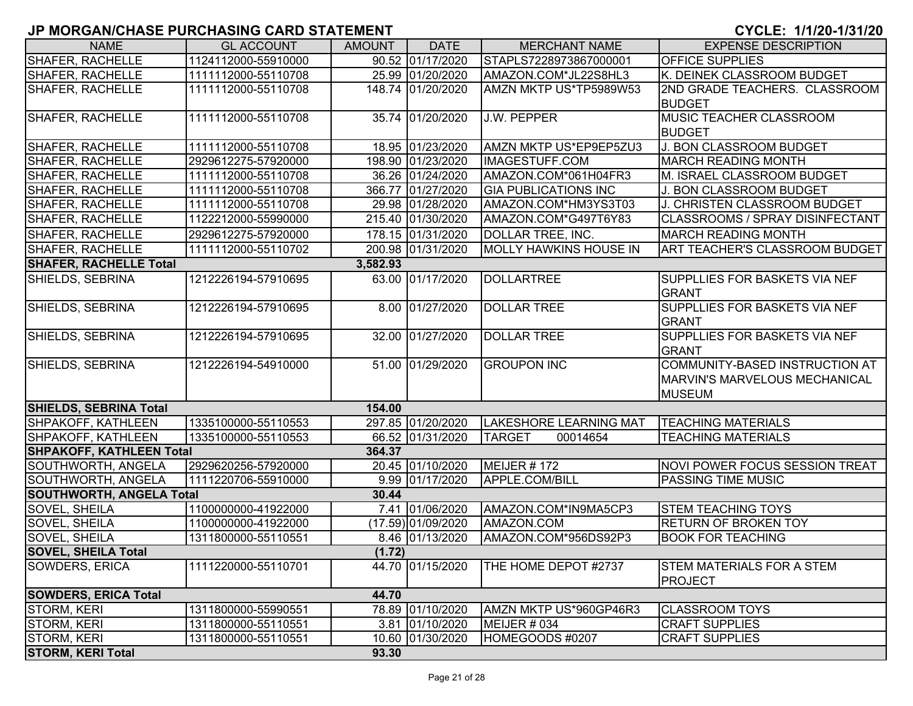## JP MORGAN/CHASE PURCHASING CARD STATEMENT

**CYCLE: 1/1/20-1/31/20**

| NAME | GL ACCOUNT | AMOUNT | DATE | MERCHANT NAME | EXPENSE DESCRIPTION |
|---|---|---|---|---|---|
| SHAFER, RACHELLE | 1124112000-55910000 | 90.52 | 01/17/2020 | STAPLS7228973867000001 | OFFICE SUPPLIES |
| SHAFER, RACHELLE | 1111112000-55110708 | 25.99 | 01/20/2020 | AMAZON.COM*JL22S8HL3 | K. DEINEK CLASSROOM BUDGET |
| SHAFER, RACHELLE | 1111112000-55110708 | 148.74 | 01/20/2020 | AMZN MKTP US*TP5989W53 | 2ND GRADE TEACHERS. CLASSROOM BUDGET |
| SHAFER, RACHELLE | 1111112000-55110708 | 35.74 | 01/20/2020 | J.W. PEPPER | MUSIC TEACHER CLASSROOM BUDGET |
| SHAFER, RACHELLE | 1111112000-55110708 | 18.95 | 01/23/2020 | AMZN MKTP US*EP9EP5ZU3 | J. BON CLASSROOM BUDGET |
| SHAFER, RACHELLE | 2929612275-57920000 | 198.90 | 01/23/2020 | IMAGESTUFF.COM | MARCH READING MONTH |
| SHAFER, RACHELLE | 1111112000-55110708 | 36.26 | 01/24/2020 | AMAZON.COM*061H04FR3 | M. ISRAEL CLASSROOM BUDGET |
| SHAFER, RACHELLE | 1111112000-55110708 | 366.77 | 01/27/2020 | GIA PUBLICATIONS INC | J. BON CLASSROOM BUDGET |
| SHAFER, RACHELLE | 1111112000-55110708 | 29.98 | 01/28/2020 | AMAZON.COM*HM3YS3T03 | J. CHRISTEN CLASSROOM BUDGET |
| SHAFER, RACHELLE | 1122212000-55990000 | 215.40 | 01/30/2020 | AMAZON.COM*G497T6Y83 | CLASSROOMS / SPRAY DISINFECTANT |
| SHAFER, RACHELLE | 2929612275-57920000 | 178.15 | 01/31/2020 | DOLLAR TREE, INC. | MARCH READING MONTH |
| SHAFER, RACHELLE | 1111112000-55110702 | 200.98 | 01/31/2020 | MOLLY HAWKINS HOUSE IN | ART TEACHER'S CLASSROOM BUDGET |
| **SHAFER, RACHELLE Total** | | **3,582.93** | | | |
| SHIELDS, SEBRINA | 1212226194-57910695 | 63.00 | 01/17/2020 | DOLLARTREE | SUPPLLIES FOR BASKETS VIA NEF GRANT |
| SHIELDS, SEBRINA | 1212226194-57910695 | 8.00 | 01/27/2020 | DOLLAR TREE | SUPPLLIES FOR BASKETS VIA NEF GRANT |
| SHIELDS, SEBRINA | 1212226194-57910695 | 32.00 | 01/27/2020 | DOLLAR TREE | SUPPLLIES FOR BASKETS VIA NEF GRANT |
| SHIELDS, SEBRINA | 1212226194-54910000 | 51.00 | 01/29/2020 | GROUPON INC | COMMUNITY-BASED INSTRUCTION AT MARVIN'S MARVELOUS MECHANICAL MUSEUM |
| **SHIELDS, SEBRINA Total** | | **154.00** | | | |
| SHPAKOFF, KATHLEEN | 1335100000-55110553 | 297.85 | 01/20/2020 | LAKESHORE LEARNING MAT | TEACHING MATERIALS |
| SHPAKOFF, KATHLEEN | 1335100000-55110553 | 66.52 | 01/31/2020 | TARGET 00014654 | TEACHING MATERIALS |
| **SHPAKOFF, KATHLEEN Total** | | **364.37** | | | |
| SOUTHWORTH, ANGELA | 2929620256-57920000 | 20.45 | 01/10/2020 | MEIJER # 172 | NOVI POWER FOCUS SESSION TREAT |
| SOUTHWORTH, ANGELA | 1111220706-55910000 | 9.99 | 01/17/2020 | APPLE.COM/BILL | PASSING TIME MUSIC |
| **SOUTHWORTH, ANGELA Total** | | **30.44** | | | |
| SOVEL, SHEILA | 1100000000-41922000 | 7.41 | 01/06/2020 | AMAZON.COM*IN9MA5CP3 | STEM TEACHING TOYS |
| SOVEL, SHEILA | 1100000000-41922000 | (17.59) | 01/09/2020 | AMAZON.COM | RETURN OF BROKEN TOY |
| SOVEL, SHEILA | 1311800000-55110551 | 8.46 | 01/13/2020 | AMAZON.COM*956DS92P3 | BOOK FOR TEACHING |
| **SOVEL, SHEILA Total** | | **(1.72)** | | | |
| SOWDERS, ERICA | 1111220000-55110701 | 44.70 | 01/15/2020 | THE HOME DEPOT #2737 | STEM MATERIALS FOR A STEM PROJECT |
| **SOWDERS, ERICA Total** | | **44.70** | | | |
| STORM, KERI | 1311800000-55990551 | 78.89 | 01/10/2020 | AMZN MKTP US*960GP46R3 | CLASSROOM TOYS |
| STORM, KERI | 1311800000-55110551 | 3.81 | 01/10/2020 | MEIJER # 034 | CRAFT SUPPLIES |
| STORM, KERI | 1311800000-55110551 | 10.60 | 01/30/2020 | HOMEGOODS #0207 | CRAFT SUPPLIES |
| **STORM, KERI Total** | | **93.30** | | | |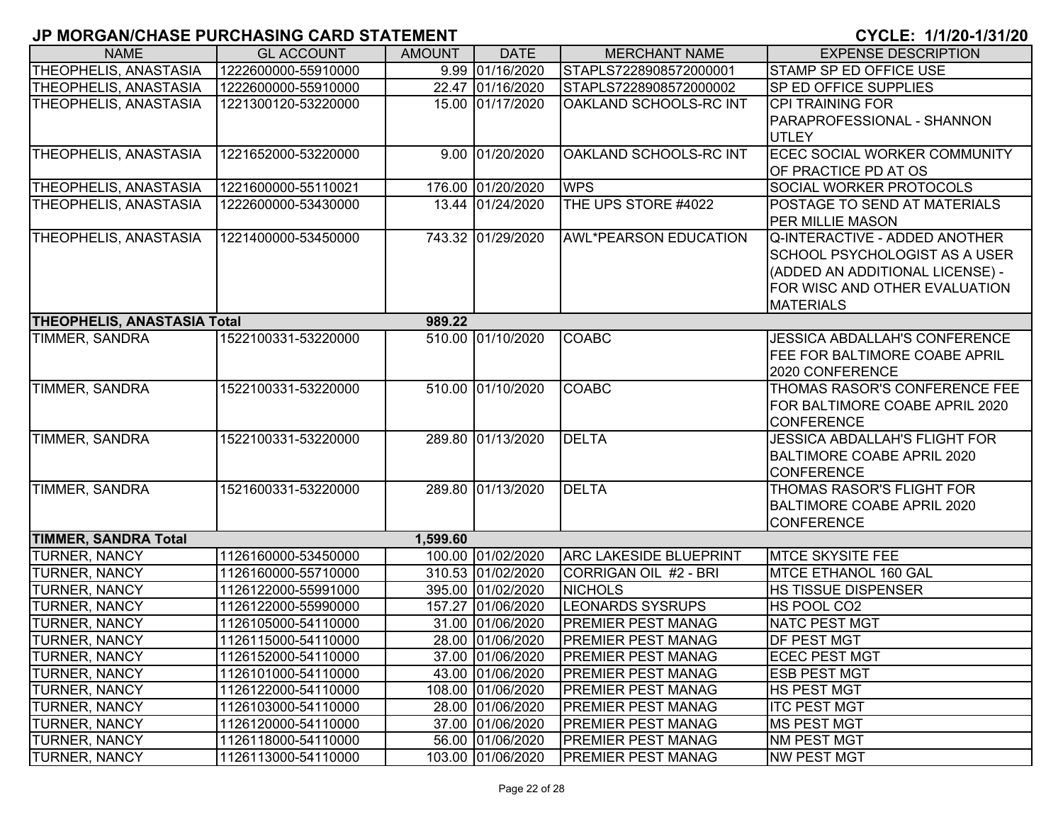## JP MORGAN/CHASE PURCHASING CARD STATEMENT

**CYCLE: 1/1/20-1/31/20**

| NAME | GL ACCOUNT | AMOUNT | DATE | MERCHANT NAME | EXPENSE DESCRIPTION |
|---|---|---|---|---|---|
| THEOPHELIS, ANASTASIA | 1222600000-55910000 | 9.99 | 01/16/2020 | STAPLS7228908572000001 | STAMP SP ED OFFICE USE |
| THEOPHELIS, ANASTASIA | 1222600000-55910000 | 22.47 | 01/16/2020 | STAPLS7228908572000002 | SP ED OFFICE SUPPLIES |
| THEOPHELIS, ANASTASIA | 1221300120-53220000 | 15.00 | 01/17/2020 | OAKLAND SCHOOLS-RC INT | CPI TRAINING FOR PARAPROFESSIONAL - SHANNON UTLEY |
| THEOPHELIS, ANASTASIA | 1221652000-53220000 | 9.00 | 01/20/2020 | OAKLAND SCHOOLS-RC INT | ECEC SOCIAL WORKER COMMUNITY OF PRACTICE PD AT OS |
| THEOPHELIS, ANASTASIA | 1221600000-55110021 | 176.00 | 01/20/2020 | WPS | SOCIAL WORKER PROTOCOLS |
| THEOPHELIS, ANASTASIA | 1222600000-53430000 | 13.44 | 01/24/2020 | THE UPS STORE #4022 | POSTAGE TO SEND AT MATERIALS PER MILLIE MASON |
| THEOPHELIS, ANASTASIA | 1221400000-53450000 | 743.32 | 01/29/2020 | AWL*PEARSON EDUCATION | Q-INTERACTIVE - ADDED ANOTHER SCHOOL PSYCHOLOGIST AS A USER (ADDED AN ADDITIONAL LICENSE) - FOR WISC AND OTHER EVALUATION MATERIALS |
| **THEOPHELIS, ANASTASIA Total** | | **989.22** | | | |
| TIMMER, SANDRA | 1522100331-53220000 | 510.00 | 01/10/2020 | COABC | JESSICA ABDALLAH'S CONFERENCE FEE FOR BALTIMORE COABE APRIL 2020 CONFERENCE |
| TIMMER, SANDRA | 1522100331-53220000 | 510.00 | 01/10/2020 | COABC | THOMAS RASOR'S CONFERENCE FEE FOR BALTIMORE COABE APRIL 2020 CONFERENCE |
| TIMMER, SANDRA | 1522100331-53220000 | 289.80 | 01/13/2020 | DELTA | JESSICA ABDALLAH'S FLIGHT FOR BALTIMORE COABE APRIL 2020 CONFERENCE |
| TIMMER, SANDRA | 1521600331-53220000 | 289.80 | 01/13/2020 | DELTA | THOMAS RASOR'S FLIGHT FOR BALTIMORE COABE APRIL 2020 CONFERENCE |
| **TIMMER, SANDRA Total** | | **1,599.60** | | | |
| TURNER, NANCY | 1126160000-53450000 | 100.00 | 01/02/2020 | ARC LAKESIDE BLUEPRINT | MTCE SKYSITE FEE |
| TURNER, NANCY | 1126160000-55710000 | 310.53 | 01/02/2020 | CORRIGAN OIL #2 - BRI | MTCE ETHANOL 160 GAL |
| TURNER, NANCY | 1126122000-55991000 | 395.00 | 01/02/2020 | NICHOLS | HS TISSUE DISPENSER |
| TURNER, NANCY | 1126122000-55990000 | 157.27 | 01/06/2020 | LEONARDS SYSRUPS | HS POOL CO2 |
| TURNER, NANCY | 1126105000-54110000 | 31.00 | 01/06/2020 | PREMIER PEST MANAG | NATC PEST MGT |
| TURNER, NANCY | 1126115000-54110000 | 28.00 | 01/06/2020 | PREMIER PEST MANAG | DF PEST MGT |
| TURNER, NANCY | 1126152000-54110000 | 37.00 | 01/06/2020 | PREMIER PEST MANAG | ECEC PEST MGT |
| TURNER, NANCY | 1126101000-54110000 | 43.00 | 01/06/2020 | PREMIER PEST MANAG | ESB PEST MGT |
| TURNER, NANCY | 1126122000-54110000 | 108.00 | 01/06/2020 | PREMIER PEST MANAG | HS PEST MGT |
| TURNER, NANCY | 1126103000-54110000 | 28.00 | 01/06/2020 | PREMIER PEST MANAG | ITC PEST MGT |
| TURNER, NANCY | 1126120000-54110000 | 37.00 | 01/06/2020 | PREMIER PEST MANAG | MS PEST MGT |
| TURNER, NANCY | 1126118000-54110000 | 56.00 | 01/06/2020 | PREMIER PEST MANAG | NM PEST MGT |
| TURNER, NANCY | 1126113000-54110000 | 103.00 | 01/06/2020 | PREMIER PEST MANAG | NW PEST MGT |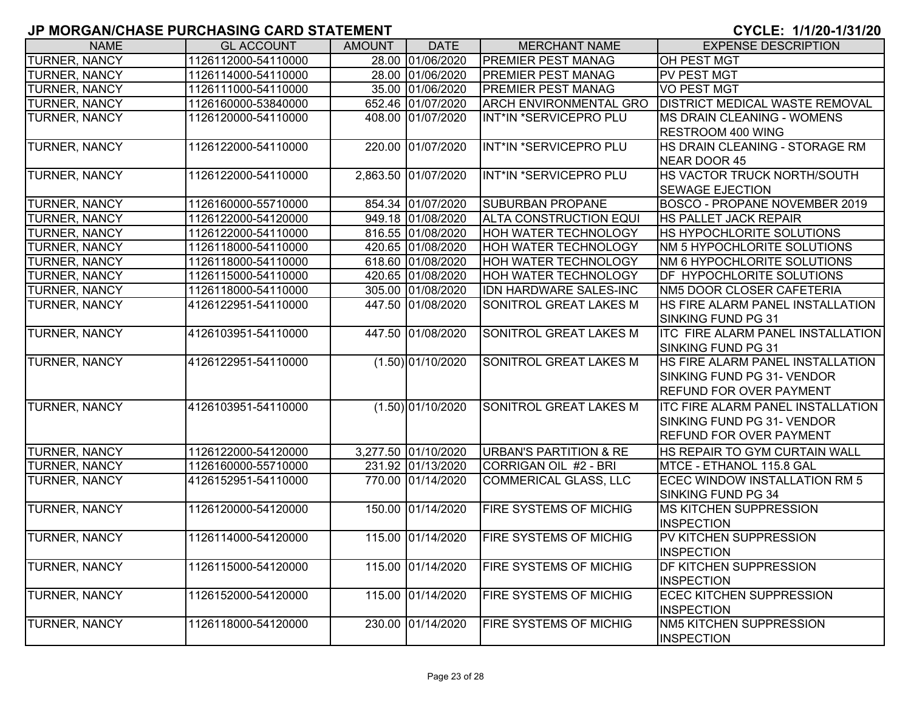# JP MORGAN/CHASE PURCHASING CARD STATEMENT

**CYCLE: 1/1/20-1/31/20**

| NAME | GL ACCOUNT | AMOUNT | DATE | MERCHANT NAME | EXPENSE DESCRIPTION |
|---|---|---|---|---|---|
| TURNER, NANCY | 1126112000-54110000 | 28.00 | 01/06/2020 | PREMIER PEST MANAG | OH PEST MGT |
| TURNER, NANCY | 1126114000-54110000 | 28.00 | 01/06/2020 | PREMIER PEST MANAG | PV PEST MGT |
| TURNER, NANCY | 1126111000-54110000 | 35.00 | 01/06/2020 | PREMIER PEST MANAG | VO PEST MGT |
| TURNER, NANCY | 1126160000-53840000 | 652.46 | 01/07/2020 | ARCH ENVIRONMENTAL GRO | DISTRICT MEDICAL WASTE REMOVAL |
| TURNER, NANCY | 1126120000-54110000 | 408.00 | 01/07/2020 | INT*IN *SERVICEPRO PLU | MS DRAIN CLEANING - WOMENS RESTROOM 400 WING |
| TURNER, NANCY | 1126122000-54110000 | 220.00 | 01/07/2020 | INT*IN *SERVICEPRO PLU | HS DRAIN CLEANING - STORAGE RM NEAR DOOR 45 |
| TURNER, NANCY | 1126122000-54110000 | 2,863.50 | 01/07/2020 | INT*IN *SERVICEPRO PLU | HS VACTOR TRUCK NORTH/SOUTH SEWAGE EJECTION |
| TURNER, NANCY | 1126160000-55710000 | 854.34 | 01/07/2020 | SUBURBAN PROPANE | BOSCO - PROPANE NOVEMBER 2019 |
| TURNER, NANCY | 1126122000-54120000 | 949.18 | 01/08/2020 | ALTA CONSTRUCTION EQUI | HS PALLET JACK REPAIR |
| TURNER, NANCY | 1126122000-54110000 | 816.55 | 01/08/2020 | HOH WATER TECHNOLOGY | HS HYPOCHLORITE SOLUTIONS |
| TURNER, NANCY | 1126118000-54110000 | 420.65 | 01/08/2020 | HOH WATER TECHNOLOGY | NM 5 HYPOCHLORITE SOLUTIONS |
| TURNER, NANCY | 1126118000-54110000 | 618.60 | 01/08/2020 | HOH WATER TECHNOLOGY | NM 6 HYPOCHLORITE SOLUTIONS |
| TURNER, NANCY | 1126115000-54110000 | 420.65 | 01/08/2020 | HOH WATER TECHNOLOGY | DF HYPOCHLORITE SOLUTIONS |
| TURNER, NANCY | 1126118000-54110000 | 305.00 | 01/08/2020 | IDN HARDWARE SALES-INC | NM5 DOOR CLOSER CAFETERIA |
| TURNER, NANCY | 4126122951-54110000 | 447.50 | 01/08/2020 | SONITROL GREAT LAKES M | HS FIRE ALARM PANEL INSTALLATION SINKING FUND PG 31 |
| TURNER, NANCY | 4126103951-54110000 | 447.50 | 01/08/2020 | SONITROL GREAT LAKES M | ITC FIRE ALARM PANEL INSTALLATION SINKING FUND PG 31 |
| TURNER, NANCY | 4126122951-54110000 | (1.50) | 01/10/2020 | SONITROL GREAT LAKES M | HS FIRE ALARM PANEL INSTALLATION SINKING FUND PG 31- VENDOR REFUND FOR OVER PAYMENT |
| TURNER, NANCY | 4126103951-54110000 | (1.50) | 01/10/2020 | SONITROL GREAT LAKES M | ITC FIRE ALARM PANEL INSTALLATION SINKING FUND PG 31- VENDOR REFUND FOR OVER PAYMENT |
| TURNER, NANCY | 1126122000-54120000 | 3,277.50 | 01/10/2020 | URBAN'S PARTITION & RE | HS REPAIR TO GYM CURTAIN WALL |
| TURNER, NANCY | 1126160000-55710000 | 231.92 | 01/13/2020 | CORRIGAN OIL #2 - BRI | MTCE - ETHANOL 115.8 GAL |
| TURNER, NANCY | 4126152951-54110000 | 770.00 | 01/14/2020 | COMMERICAL GLASS, LLC | ECEC WINDOW INSTALLATION RM 5 SINKING FUND PG 34 |
| TURNER, NANCY | 1126120000-54120000 | 150.00 | 01/14/2020 | FIRE SYSTEMS OF MICHIG | MS KITCHEN SUPPRESSION INSPECTION |
| TURNER, NANCY | 1126114000-54120000 | 115.00 | 01/14/2020 | FIRE SYSTEMS OF MICHIG | PV KITCHEN SUPPRESSION INSPECTION |
| TURNER, NANCY | 1126115000-54120000 | 115.00 | 01/14/2020 | FIRE SYSTEMS OF MICHIG | DF KITCHEN SUPPRESSION INSPECTION |
| TURNER, NANCY | 1126152000-54120000 | 115.00 | 01/14/2020 | FIRE SYSTEMS OF MICHIG | ECEC KITCHEN SUPPRESSION INSPECTION |
| TURNER, NANCY | 1126118000-54120000 | 230.00 | 01/14/2020 | FIRE SYSTEMS OF MICHIG | NM5 KITCHEN SUPPRESSION INSPECTION |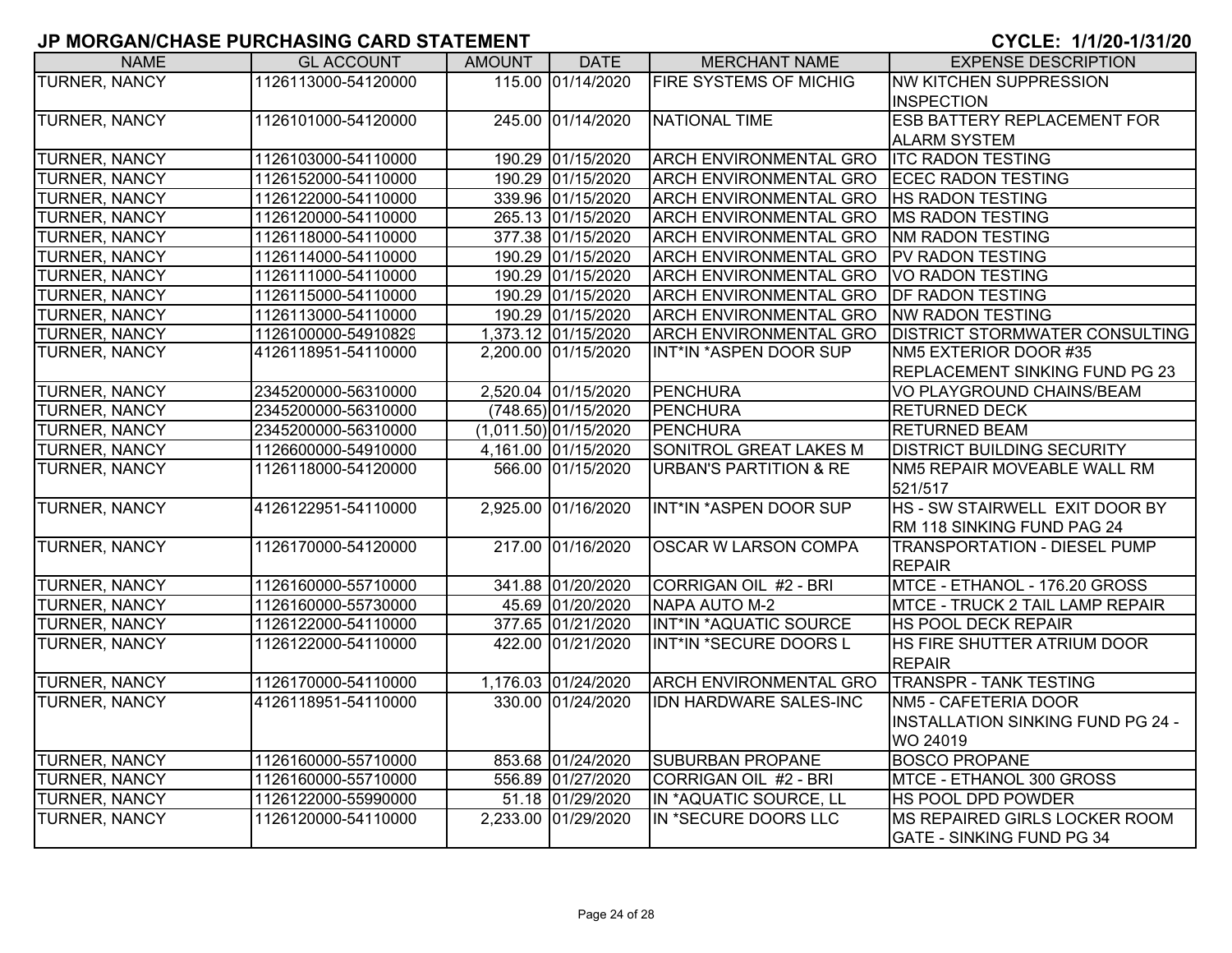## JP MORGAN/CHASE PURCHASING CARD STATEMENT

**CYCLE: 1/1/20-1/31/20**

| NAME | GL ACCOUNT | AMOUNT | DATE | MERCHANT NAME | EXPENSE DESCRIPTION |
|---|---|---|---|---|---|
| TURNER, NANCY | 1126113000-54120000 | 115.00 | 01/14/2020 | FIRE SYSTEMS OF MICHIG | NW KITCHEN SUPPRESSION INSPECTION |
| TURNER, NANCY | 1126101000-54120000 | 245.00 | 01/14/2020 | NATIONAL TIME | ESB BATTERY REPLACEMENT FOR ALARM SYSTEM |
| TURNER, NANCY | 1126103000-54110000 | 190.29 | 01/15/2020 | ARCH ENVIRONMENTAL GRO | ITC RADON TESTING |
| TURNER, NANCY | 1126152000-54110000 | 190.29 | 01/15/2020 | ARCH ENVIRONMENTAL GRO | ECEC RADON TESTING |
| TURNER, NANCY | 1126122000-54110000 | 339.96 | 01/15/2020 | ARCH ENVIRONMENTAL GRO | HS RADON TESTING |
| TURNER, NANCY | 1126120000-54110000 | 265.13 | 01/15/2020 | ARCH ENVIRONMENTAL GRO | MS RADON TESTING |
| TURNER, NANCY | 1126118000-54110000 | 377.38 | 01/15/2020 | ARCH ENVIRONMENTAL GRO | NM RADON TESTING |
| TURNER, NANCY | 1126114000-54110000 | 190.29 | 01/15/2020 | ARCH ENVIRONMENTAL GRO | PV RADON TESTING |
| TURNER, NANCY | 1126111000-54110000 | 190.29 | 01/15/2020 | ARCH ENVIRONMENTAL GRO | VO RADON TESTING |
| TURNER, NANCY | 1126115000-54110000 | 190.29 | 01/15/2020 | ARCH ENVIRONMENTAL GRO | DF RADON TESTING |
| TURNER, NANCY | 1126113000-54110000 | 190.29 | 01/15/2020 | ARCH ENVIRONMENTAL GRO | NW RADON TESTING |
| TURNER, NANCY | 1126100000-54910829 | 1,373.12 | 01/15/2020 | ARCH ENVIRONMENTAL GRO | DISTRICT STORMWATER CONSULTING |
| TURNER, NANCY | 4126118951-54110000 | 2,200.00 | 01/15/2020 | INT*IN *ASPEN DOOR SUP | NM5 EXTERIOR DOOR #35 REPLACEMENT SINKING FUND PG 23 |
| TURNER, NANCY | 2345200000-56310000 | 2,520.04 | 01/15/2020 | PENCHURA | VO PLAYGROUND CHAINS/BEAM |
| TURNER, NANCY | 2345200000-56310000 | (748.65) | 01/15/2020 | PENCHURA | RETURNED DECK |
| TURNER, NANCY | 2345200000-56310000 | (1,011.50) | 01/15/2020 | PENCHURA | RETURNED BEAM |
| TURNER, NANCY | 1126600000-54910000 | 4,161.00 | 01/15/2020 | SONITROL GREAT LAKES M | DISTRICT BUILDING SECURITY |
| TURNER, NANCY | 1126118000-54120000 | 566.00 | 01/15/2020 | URBAN'S PARTITION & RE | NM5 REPAIR MOVEABLE WALL RM 521/517 |
| TURNER, NANCY | 4126122951-54110000 | 2,925.00 | 01/16/2020 | INT*IN *ASPEN DOOR SUP | HS - SW STAIRWELL EXIT DOOR BY RM 118 SINKING FUND PAG 24 |
| TURNER, NANCY | 1126170000-54120000 | 217.00 | 01/16/2020 | OSCAR W LARSON COMPA | TRANSPORTATION - DIESEL PUMP REPAIR |
| TURNER, NANCY | 1126160000-55710000 | 341.88 | 01/20/2020 | CORRIGAN OIL #2 - BRI | MTCE - ETHANOL - 176.20 GROSS |
| TURNER, NANCY | 1126160000-55730000 | 45.69 | 01/20/2020 | NAPA AUTO M-2 | MTCE - TRUCK 2 TAIL LAMP REPAIR |
| TURNER, NANCY | 1126122000-54110000 | 377.65 | 01/21/2020 | INT*IN *AQUATIC SOURCE | HS POOL DECK REPAIR |
| TURNER, NANCY | 1126122000-54110000 | 422.00 | 01/21/2020 | INT*IN *SECURE DOORS L | HS FIRE SHUTTER ATRIUM DOOR REPAIR |
| TURNER, NANCY | 1126170000-54110000 | 1,176.03 | 01/24/2020 | ARCH ENVIRONMENTAL GRO | TRANSPR - TANK TESTING |
| TURNER, NANCY | 4126118951-54110000 | 330.00 | 01/24/2020 | IDN HARDWARE SALES-INC | NM5 - CAFETERIA DOOR INSTALLATION SINKING FUND PG 24 - WO 24019 |
| TURNER, NANCY | 1126160000-55710000 | 853.68 | 01/24/2020 | SUBURBAN PROPANE | BOSCO PROPANE |
| TURNER, NANCY | 1126160000-55710000 | 556.89 | 01/27/2020 | CORRIGAN OIL #2 - BRI | MTCE - ETHANOL 300 GROSS |
| TURNER, NANCY | 1126122000-55990000 | 51.18 | 01/29/2020 | IN *AQUATIC SOURCE, LL | HS POOL DPD POWDER |
| TURNER, NANCY | 1126120000-54110000 | 2,233.00 | 01/29/2020 | IN *SECURE DOORS LLC | MS REPAIRED GIRLS LOCKER ROOM GATE - SINKING FUND PG 34 |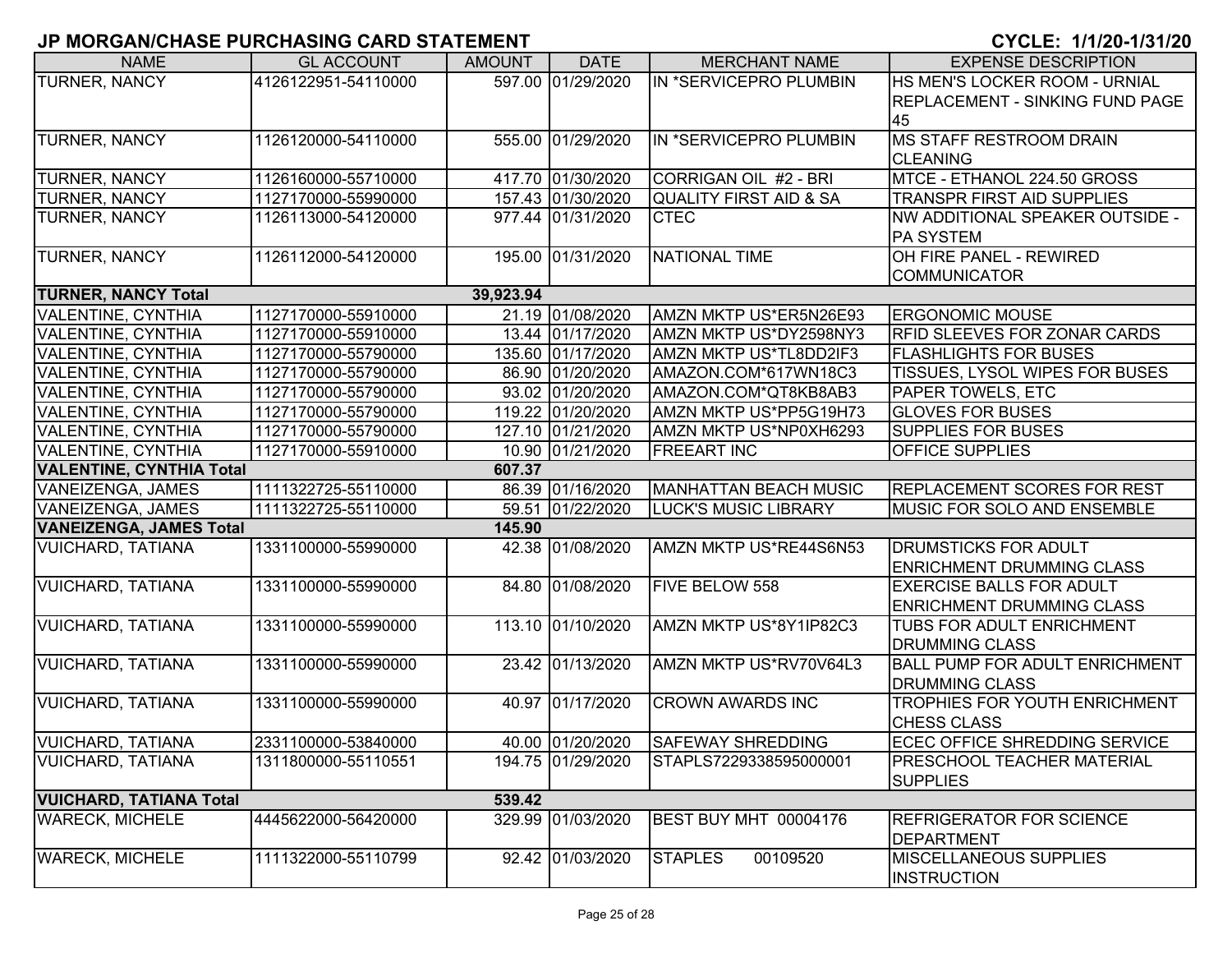## JP MORGAN/CHASE PURCHASING CARD STATEMENT

**CYCLE: 1/1/20-1/31/20**

| NAME | GL ACCOUNT | AMOUNT | DATE | MERCHANT NAME | EXPENSE DESCRIPTION |
|---|---|---|---|---|---|
| TURNER, NANCY | 4126122951-54110000 | 597.00 | 01/29/2020 | IN *SERVICEPRO PLUMBIN | HS MEN'S LOCKER ROOM - URNIAL REPLACEMENT - SINKING FUND PAGE 45 |
| TURNER, NANCY | 1126120000-54110000 | 555.00 | 01/29/2020 | IN *SERVICEPRO PLUMBIN | MS STAFF RESTROOM DRAIN CLEANING |
| TURNER, NANCY | 1126160000-55710000 | 417.70 | 01/30/2020 | CORRIGAN OIL #2 - BRI | MTCE - ETHANOL 224.50 GROSS |
| TURNER, NANCY | 1127170000-55990000 | 157.43 | 01/30/2020 | QUALITY FIRST AID & SA | TRANSPR FIRST AID SUPPLIES |
| TURNER, NANCY | 1126113000-54120000 | 977.44 | 01/31/2020 | CTEC | NW ADDITIONAL SPEAKER OUTSIDE - PA SYSTEM |
| TURNER, NANCY | 1126112000-54120000 | 195.00 | 01/31/2020 | NATIONAL TIME | OH FIRE PANEL - REWIRED COMMUNICATOR |
| **TURNER, NANCY Total** | | **39,923.94** | | | |
| VALENTINE, CYNTHIA | 1127170000-55910000 | 21.19 | 01/08/2020 | AMZN MKTP US*ER5N26E93 | ERGONOMIC MOUSE |
| VALENTINE, CYNTHIA | 1127170000-55910000 | 13.44 | 01/17/2020 | AMZN MKTP US*DY2598NY3 | RFID SLEEVES FOR ZONAR CARDS |
| VALENTINE, CYNTHIA | 1127170000-55790000 | 135.60 | 01/17/2020 | AMZN MKTP US*TL8DD2IF3 | FLASHLIGHTS FOR BUSES |
| VALENTINE, CYNTHIA | 1127170000-55790000 | 86.90 | 01/20/2020 | AMAZON.COM*617WN18C3 | TISSUES, LYSOL WIPES FOR BUSES |
| VALENTINE, CYNTHIA | 1127170000-55790000 | 93.02 | 01/20/2020 | AMAZON.COM*QT8KB8AB3 | PAPER TOWELS, ETC |
| VALENTINE, CYNTHIA | 1127170000-55790000 | 119.22 | 01/20/2020 | AMZN MKTP US*PP5G19H73 | GLOVES FOR BUSES |
| VALENTINE, CYNTHIA | 1127170000-55790000 | 127.10 | 01/21/2020 | AMZN MKTP US*NP0XH6293 | SUPPLIES FOR BUSES |
| VALENTINE, CYNTHIA | 1127170000-55910000 | 10.90 | 01/21/2020 | FREEART INC | OFFICE SUPPLIES |
| **VALENTINE, CYNTHIA Total** | | **607.37** | | | |
| VANEIZENGA, JAMES | 1111322725-55110000 | 86.39 | 01/16/2020 | MANHATTAN BEACH MUSIC | REPLACEMENT SCORES FOR REST |
| VANEIZENGA, JAMES | 1111322725-55110000 | 59.51 | 01/22/2020 | LUCK'S MUSIC LIBRARY | MUSIC FOR SOLO AND ENSEMBLE |
| **VANEIZENGA, JAMES Total** | | **145.90** | | | |
| VUICHARD, TATIANA | 1331100000-55990000 | 42.38 | 01/08/2020 | AMZN MKTP US*RE44S6N53 | DRUMSTICKS FOR ADULT ENRICHMENT DRUMMING CLASS |
| VUICHARD, TATIANA | 1331100000-55990000 | 84.80 | 01/08/2020 | FIVE BELOW 558 | EXERCISE BALLS FOR ADULT ENRICHMENT DRUMMING CLASS |
| VUICHARD, TATIANA | 1331100000-55990000 | 113.10 | 01/10/2020 | AMZN MKTP US*8Y1IP82C3 | TUBS FOR ADULT ENRICHMENT DRUMMING CLASS |
| VUICHARD, TATIANA | 1331100000-55990000 | 23.42 | 01/13/2020 | AMZN MKTP US*RV70V64L3 | BALL PUMP FOR ADULT ENRICHMENT DRUMMING CLASS |
| VUICHARD, TATIANA | 1331100000-55990000 | 40.97 | 01/17/2020 | CROWN AWARDS INC | TROPHIES FOR YOUTH ENRICHMENT CHESS CLASS |
| VUICHARD, TATIANA | 2331100000-53840000 | 40.00 | 01/20/2020 | SAFEWAY SHREDDING | ECEC OFFICE SHREDDING SERVICE |
| VUICHARD, TATIANA | 1311800000-55110551 | 194.75 | 01/29/2020 | STAPLS7229338595000001 | PRESCHOOL TEACHER MATERIAL SUPPLIES |
| **VUICHARD, TATIANA Total** | | **539.42** | | | |
| WARECK, MICHELE | 4445622000-56420000 | 329.99 | 01/03/2020 | BEST BUY MHT 00004176 | REFRIGERATOR FOR SCIENCE DEPARTMENT |
| WARECK, MICHELE | 1111322000-55110799 | 92.42 | 01/03/2020 | STAPLES 00109520 | MISCELLANEOUS SUPPLIES INSTRUCTION |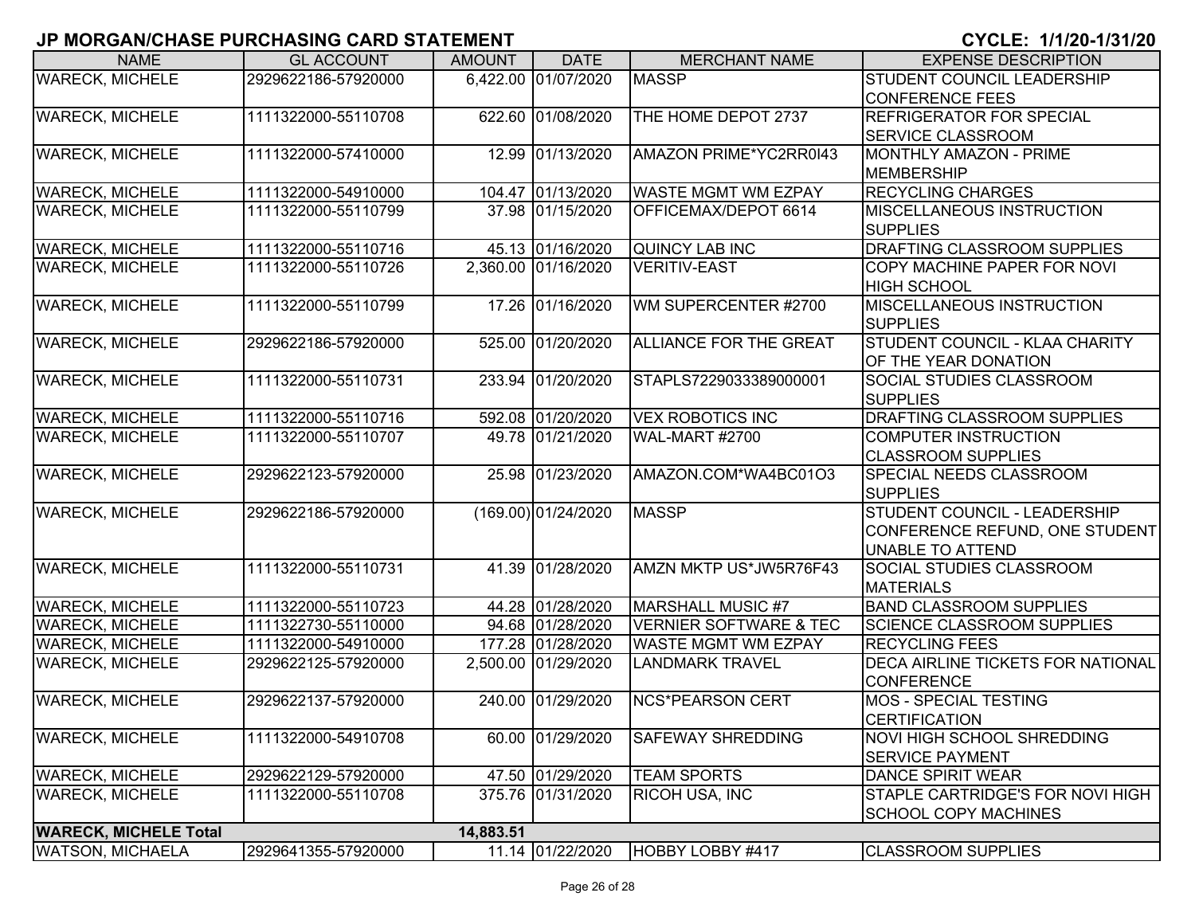## JP MORGAN/CHASE PURCHASING CARD STATEMENT

**CYCLE: 1/1/20-1/31/20**

| NAME | GL ACCOUNT | AMOUNT | DATE | MERCHANT NAME | EXPENSE DESCRIPTION |
|---|---|---|---|---|---|
| WARECK, MICHELE | 2929622186-57920000 | 6,422.00 | 01/07/2020 | MASSP | STUDENT COUNCIL LEADERSHIP CONFERENCE FEES |
| WARECK, MICHELE | 1111322000-55110708 | 622.60 | 01/08/2020 | THE HOME DEPOT 2737 | REFRIGERATOR FOR SPECIAL SERVICE CLASSROOM |
| WARECK, MICHELE | 1111322000-57410000 | 12.99 | 01/13/2020 | AMAZON PRIME*YC2RR0I43 | MONTHLY AMAZON - PRIME MEMBERSHIP |
| WARECK, MICHELE | 1111322000-54910000 | 104.47 | 01/13/2020 | WASTE MGMT WM EZPAY | RECYCLING CHARGES |
| WARECK, MICHELE | 1111322000-55110799 | 37.98 | 01/15/2020 | OFFICEMAX/DEPOT 6614 | MISCELLANEOUS INSTRUCTION SUPPLIES |
| WARECK, MICHELE | 1111322000-55110716 | 45.13 | 01/16/2020 | QUINCY LAB INC | DRAFTING CLASSROOM SUPPLIES |
| WARECK, MICHELE | 1111322000-55110726 | 2,360.00 | 01/16/2020 | VERITIV-EAST | COPY MACHINE PAPER FOR NOVI HIGH SCHOOL |
| WARECK, MICHELE | 1111322000-55110799 | 17.26 | 01/16/2020 | WM SUPERCENTER #2700 | MISCELLANEOUS INSTRUCTION SUPPLIES |
| WARECK, MICHELE | 2929622186-57920000 | 525.00 | 01/20/2020 | ALLIANCE FOR THE GREAT | STUDENT COUNCIL - KLAA CHARITY OF THE YEAR DONATION |
| WARECK, MICHELE | 1111322000-55110731 | 233.94 | 01/20/2020 | STAPLS7229033389000001 | SOCIAL STUDIES CLASSROOM SUPPLIES |
| WARECK, MICHELE | 1111322000-55110716 | 592.08 | 01/20/2020 | VEX ROBOTICS INC | DRAFTING CLASSROOM SUPPLIES |
| WARECK, MICHELE | 1111322000-55110707 | 49.78 | 01/21/2020 | WAL-MART #2700 | COMPUTER INSTRUCTION CLASSROOM SUPPLIES |
| WARECK, MICHELE | 2929622123-57920000 | 25.98 | 01/23/2020 | AMAZON.COM*WA4BC01O3 | SPECIAL NEEDS CLASSROOM SUPPLIES |
| WARECK, MICHELE | 2929622186-57920000 | (169.00) | 01/24/2020 | MASSP | STUDENT COUNCIL - LEADERSHIP CONFERENCE REFUND, ONE STUDENT UNABLE TO ATTEND |
| WARECK, MICHELE | 1111322000-55110731 | 41.39 | 01/28/2020 | AMZN MKTP US*JW5R76F43 | SOCIAL STUDIES CLASSROOM MATERIALS |
| WARECK, MICHELE | 1111322000-55110723 | 44.28 | 01/28/2020 | MARSHALL MUSIC #7 | BAND CLASSROOM SUPPLIES |
| WARECK, MICHELE | 1111322730-55110000 | 94.68 | 01/28/2020 | VERNIER SOFTWARE & TEC | SCIENCE CLASSROOM SUPPLIES |
| WARECK, MICHELE | 1111322000-54910000 | 177.28 | 01/28/2020 | WASTE MGMT WM EZPAY | RECYCLING FEES |
| WARECK, MICHELE | 2929622125-57920000 | 2,500.00 | 01/29/2020 | LANDMARK TRAVEL | DECA AIRLINE TICKETS FOR NATIONAL CONFERENCE |
| WARECK, MICHELE | 2929622137-57920000 | 240.00 | 01/29/2020 | NCS*PEARSON CERT | MOS - SPECIAL TESTING CERTIFICATION |
| WARECK, MICHELE | 1111322000-54910708 | 60.00 | 01/29/2020 | SAFEWAY SHREDDING | NOVI HIGH SCHOOL SHREDDING SERVICE PAYMENT |
| WARECK, MICHELE | 2929622129-57920000 | 47.50 | 01/29/2020 | TEAM SPORTS | DANCE SPIRIT WEAR |
| WARECK, MICHELE | 1111322000-55110708 | 375.76 | 01/31/2020 | RICOH USA, INC | STAPLE CARTRIDGE'S FOR NOVI HIGH SCHOOL COPY MACHINES |
| **WARECK, MICHELE Total** | | **14,883.51** | | | |
| WATSON, MICHAELA | 2929641355-57920000 | 11.14 | 01/22/2020 | HOBBY LOBBY #417 | CLASSROOM SUPPLIES |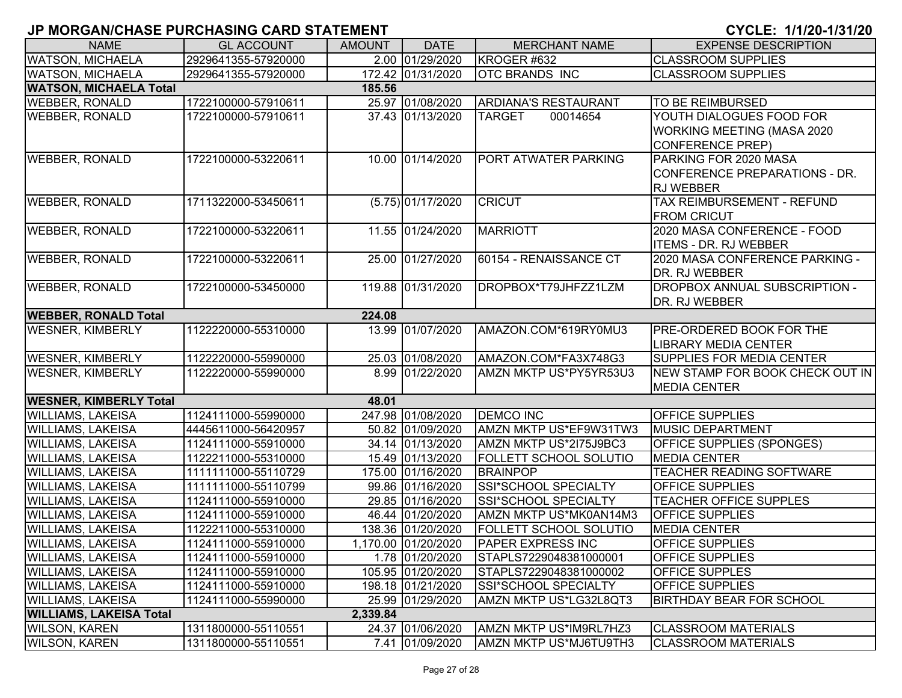## JP MORGAN/CHASE PURCHASING CARD STATEMENT

**CYCLE: 1/1/20-1/31/20**

| NAME | GL ACCOUNT | AMOUNT | DATE | MERCHANT NAME | EXPENSE DESCRIPTION |
|---|---|---|---|---|---|
| WATSON, MICHAELA | 2929641355-57920000 | 2.00 | 01/29/2020 | KROGER #632 | CLASSROOM SUPPLIES |
| WATSON, MICHAELA | 2929641355-57920000 | 172.42 | 01/31/2020 | OTC BRANDS INC | CLASSROOM SUPPLIES |
| **WATSON, MICHAELA Total** | | **185.56** | | | |
| WEBBER, RONALD | 1722100000-57910611 | 25.97 | 01/08/2020 | ARDIANA'S RESTAURANT | TO BE REIMBURSED |
| WEBBER, RONALD | 1722100000-57910611 | 37.43 | 01/13/2020 | TARGET 00014654 | YOUTH DIALOGUES FOOD FOR WORKING MEETING (MASA 2020 CONFERENCE PREP) |
| WEBBER, RONALD | 1722100000-53220611 | 10.00 | 01/14/2020 | PORT ATWATER PARKING | PARKING FOR 2020 MASA CONFERENCE PREPARATIONS - DR. RJ WEBBER |
| WEBBER, RONALD | 1711322000-53450611 | (5.75) | 01/17/2020 | CRICUT | TAX REIMBURSEMENT - REFUND FROM CRICUT |
| WEBBER, RONALD | 1722100000-53220611 | 11.55 | 01/24/2020 | MARRIOTT | 2020 MASA CONFERENCE - FOOD ITEMS - DR. RJ WEBBER |
| WEBBER, RONALD | 1722100000-53220611 | 25.00 | 01/27/2020 | 60154 - RENAISSANCE CT | 2020 MASA CONFERENCE PARKING - DR. RJ WEBBER |
| WEBBER, RONALD | 1722100000-53450000 | 119.88 | 01/31/2020 | DROPBOX*T79JHFZZ1LZM | DROPBOX ANNUAL SUBSCRIPTION - DR. RJ WEBBER |
| **WEBBER, RONALD Total** | | **224.08** | | | |
| WESNER, KIMBERLY | 1122220000-55310000 | 13.99 | 01/07/2020 | AMAZON.COM*619RY0MU3 | PRE-ORDERED BOOK FOR THE LIBRARY MEDIA CENTER |
| WESNER, KIMBERLY | 1122220000-55990000 | 25.03 | 01/08/2020 | AMAZON.COM*FA3X748G3 | SUPPLIES FOR MEDIA CENTER |
| WESNER, KIMBERLY | 1122220000-55990000 | 8.99 | 01/22/2020 | AMZN MKTP US*PY5YR53U3 | NEW STAMP FOR BOOK CHECK OUT IN MEDIA CENTER |
| **WESNER, KIMBERLY Total** | | **48.01** | | | |
| WILLIAMS, LAKEISA | 1124111000-55990000 | 247.98 | 01/08/2020 | DEMCO INC | OFFICE SUPPLIES |
| WILLIAMS, LAKEISA | 4445611000-56420957 | 50.82 | 01/09/2020 | AMZN MKTP US*EF9W31TW3 | MUSIC DEPARTMENT |
| WILLIAMS, LAKEISA | 1124111000-55910000 | 34.14 | 01/13/2020 | AMZN MKTP US*2I75J9BC3 | OFFICE SUPPLIES (SPONGES) |
| WILLIAMS, LAKEISA | 1122211000-55310000 | 15.49 | 01/13/2020 | FOLLETT SCHOOL SOLUTIO | MEDIA CENTER |
| WILLIAMS, LAKEISA | 1111111000-55110729 | 175.00 | 01/16/2020 | BRAINPOP | TEACHER READING SOFTWARE |
| WILLIAMS, LAKEISA | 1111111000-55110799 | 99.86 | 01/16/2020 | SSI*SCHOOL SPECIALTY | OFFICE SUPPLIES |
| WILLIAMS, LAKEISA | 1124111000-55910000 | 29.85 | 01/16/2020 | SSI*SCHOOL SPECIALTY | TEACHER OFFICE SUPPLES |
| WILLIAMS, LAKEISA | 1124111000-55910000 | 46.44 | 01/20/2020 | AMZN MKTP US*MK0AN14M3 | OFFICE SUPPLIES |
| WILLIAMS, LAKEISA | 1122211000-55310000 | 138.36 | 01/20/2020 | FOLLETT SCHOOL SOLUTIO | MEDIA CENTER |
| WILLIAMS, LAKEISA | 1124111000-55910000 | 1,170.00 | 01/20/2020 | PAPER EXPRESS INC | OFFICE SUPPLIES |
| WILLIAMS, LAKEISA | 1124111000-55910000 | 1.78 | 01/20/2020 | STAPLS7229048381000001 | OFFICE SUPPLIES |
| WILLIAMS, LAKEISA | 1124111000-55910000 | 105.95 | 01/20/2020 | STAPLS7229048381000002 | OFFICE SUPPLES |
| WILLIAMS, LAKEISA | 1124111000-55910000 | 198.18 | 01/21/2020 | SSI*SCHOOL SPECIALTY | OFFICE SUPPLIES |
| WILLIAMS, LAKEISA | 1124111000-55990000 | 25.99 | 01/29/2020 | AMZN MKTP US*LG32L8QT3 | BIRTHDAY BEAR FOR SCHOOL |
| **WILLIAMS, LAKEISA Total** | | **2,339.84** | | | |
| WILSON, KAREN | 1311800000-55110551 | 24.37 | 01/06/2020 | AMZN MKTP US*IM9RL7HZ3 | CLASSROOM MATERIALS |
| WILSON, KAREN | 1311800000-55110551 | 7.41 | 01/09/2020 | AMZN MKTP US*MJ6TU9TH3 | CLASSROOM MATERIALS |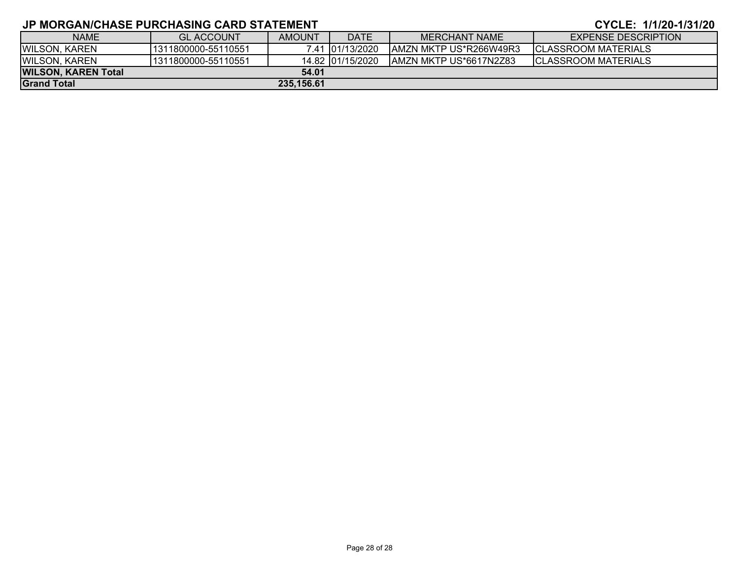## JP MORGAN/CHASE PURCHASING CARD STATEMENT

**CYCLE: 1/1/20-1/31/20**

| NAME | GL ACCOUNT | AMOUNT | DATE | MERCHANT NAME | EXPENSE DESCRIPTION |
|---|---|---|---|---|---|
| WILSON, KAREN | 1311800000-55110551 | 7.41 | 01/13/2020 | AMZN MKTP US*R266W49R3 | CLASSROOM MATERIALS |
| WILSON, KAREN | 1311800000-55110551 | 14.82 | 01/15/2020 | AMZN MKTP US*6617N2Z83 | CLASSROOM MATERIALS |
| **WILSON, KAREN Total** | | **54.01** | | | |
| **Grand Total** | | **235,156.61** | | | |